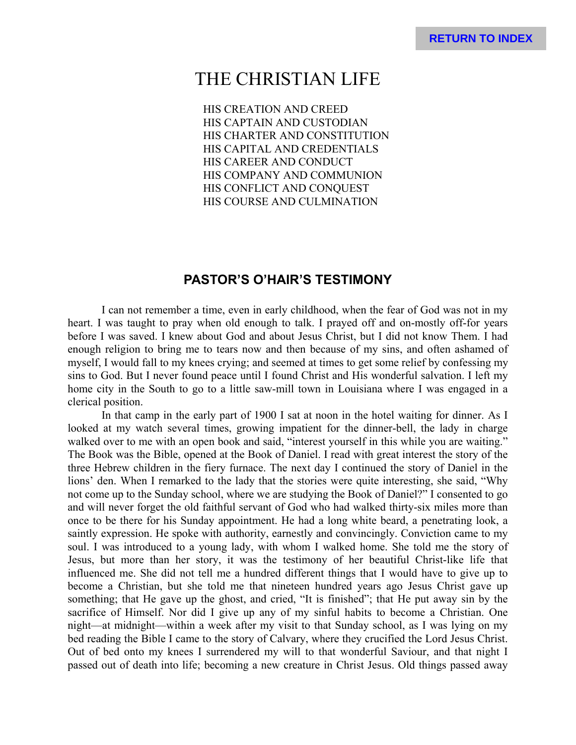# THE CHRISTIAN LIFE

HIS CREATION AND CREED
HIS CAPTAIN AND CUSTODIAN
HIS CHARTER AND CONSTITUTION
HIS CAPITAL AND CREDENTIALS
HIS CAREER AND CONDUCT
HIS COMPANY AND COMMUNION
HIS CONFLICT AND CONQUEST
HIS COURSE AND CULMINATION

## PASTOR'S O'HAIR'S TESTIMONY

I can not remember a time, even in early childhood, when the fear of God was not in my heart. I was taught to pray when old enough to talk. I prayed off and on-mostly off-for years before I was saved. I knew about God and about Jesus Christ, but I did not know Them. I had enough religion to bring me to tears now and then because of my sins, and often ashamed of myself, I would fall to my knees crying; and seemed at times to get some relief by confessing my sins to God. But I never found peace until I found Christ and His wonderful salvation. I left my home city in the South to go to a little saw-mill town in Louisiana where I was engaged in a clerical position.

In that camp in the early part of 1900 I sat at noon in the hotel waiting for dinner. As I looked at my watch several times, growing impatient for the dinner-bell, the lady in charge walked over to me with an open book and said, "interest yourself in this while you are waiting." The Book was the Bible, opened at the Book of Daniel. I read with great interest the story of the three Hebrew children in the fiery furnace. The next day I continued the story of Daniel in the lions' den. When I remarked to the lady that the stories were quite interesting, she said, "Why not come up to the Sunday school, where we are studying the Book of Daniel?" I consented to go and will never forget the old faithful servant of God who had walked thirty-six miles more than once to be there for his Sunday appointment. He had a long white beard, a penetrating look, a saintly expression. He spoke with authority, earnestly and convincingly. Conviction came to my soul. I was introduced to a young lady, with whom I walked home. She told me the story of Jesus, but more than her story, it was the testimony of her beautiful Christ-like life that influenced me. She did not tell me a hundred different things that I would have to give up to become a Christian, but she told me that nineteen hundred years ago Jesus Christ gave up something; that He gave up the ghost, and cried, "It is finished"; that He put away sin by the sacrifice of Himself. Nor did I give up any of my sinful habits to become a Christian. One night—at midnight—within a week after my visit to that Sunday school, as I was lying on my bed reading the Bible I came to the story of Calvary, where they crucified the Lord Jesus Christ. Out of bed onto my knees I surrendered my will to that wonderful Saviour, and that night I passed out of death into life; becoming a new creature in Christ Jesus. Old things passed away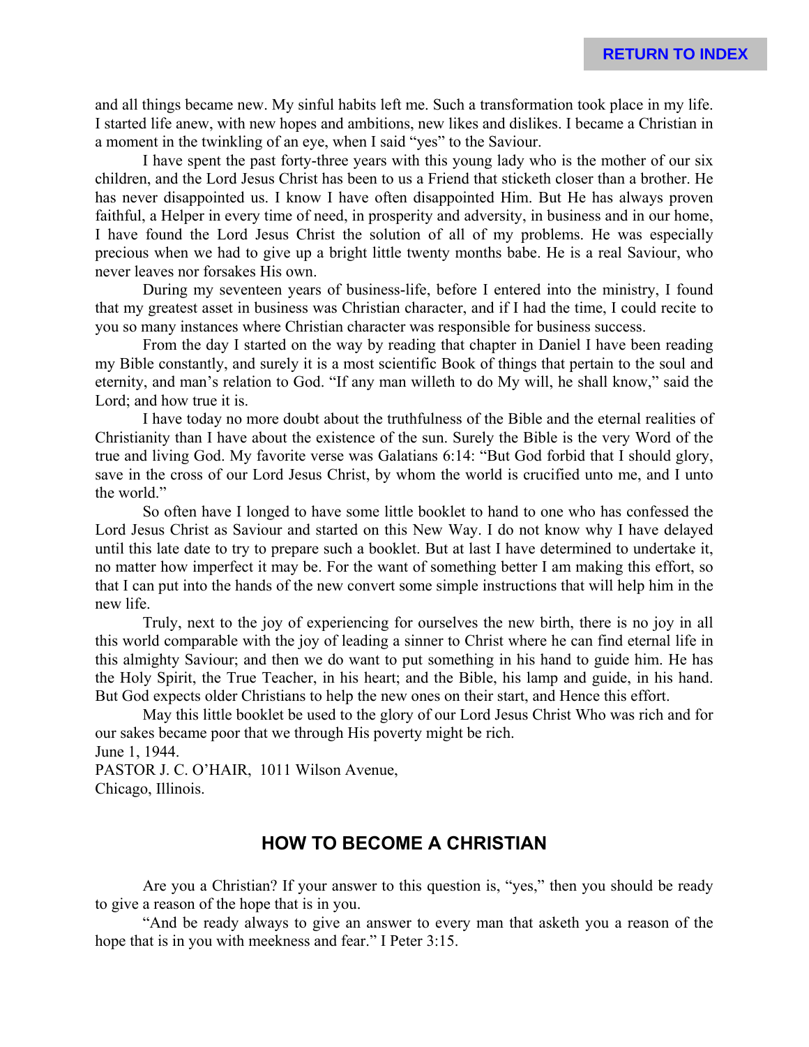and all things became new. My sinful habits left me. Such a transformation took place in my life. I started life anew, with new hopes and ambitions, new likes and dislikes. I became a Christian in a moment in the twinkling of an eye, when I said "yes" to the Saviour.

I have spent the past forty-three years with this young lady who is the mother of our six children, and the Lord Jesus Christ has been to us a Friend that sticketh closer than a brother. He has never disappointed us. I know I have often disappointed Him. But He has always proven faithful, a Helper in every time of need, in prosperity and adversity, in business and in our home, I have found the Lord Jesus Christ the solution of all of my problems. He was especially precious when we had to give up a bright little twenty months babe. He is a real Saviour, who never leaves nor forsakes His own.

During my seventeen years of business-life, before I entered into the ministry, I found that my greatest asset in business was Christian character, and if I had the time, I could recite to you so many instances where Christian character was responsible for business success.

From the day I started on the way by reading that chapter in Daniel I have been reading my Bible constantly, and surely it is a most scientific Book of things that pertain to the soul and eternity, and man's relation to God. "If any man willeth to do My will, he shall know," said the Lord; and how true it is.

I have today no more doubt about the truthfulness of the Bible and the eternal realities of Christianity than I have about the existence of the sun. Surely the Bible is the very Word of the true and living God. My favorite verse was Galatians 6:14: "But God forbid that I should glory, save in the cross of our Lord Jesus Christ, by whom the world is crucified unto me, and I unto the world."

So often have I longed to have some little booklet to hand to one who has confessed the Lord Jesus Christ as Saviour and started on this New Way. I do not know why I have delayed until this late date to try to prepare such a booklet. But at last I have determined to undertake it, no matter how imperfect it may be. For the want of something better I am making this effort, so that I can put into the hands of the new convert some simple instructions that will help him in the new life.

Truly, next to the joy of experiencing for ourselves the new birth, there is no joy in all this world comparable with the joy of leading a sinner to Christ where he can find eternal life in this almighty Saviour; and then we do want to put something in his hand to guide him. He has the Holy Spirit, the True Teacher, in his heart; and the Bible, his lamp and guide, in his hand. But God expects older Christians to help the new ones on their start, and Hence this effort.

May this little booklet be used to the glory of our Lord Jesus Christ Who was rich and for our sakes became poor that we through His poverty might be rich.

June 1, 1944.
PASTOR J. C. O'HAIR, 1011 Wilson Avenue,
Chicago, Illinois.

## HOW TO BECOME A CHRISTIAN

Are you a Christian? If your answer to this question is, "yes," then you should be ready to give a reason of the hope that is in you.

"And be ready always to give an answer to every man that asketh you a reason of the hope that is in you with meekness and fear." I Peter 3:15.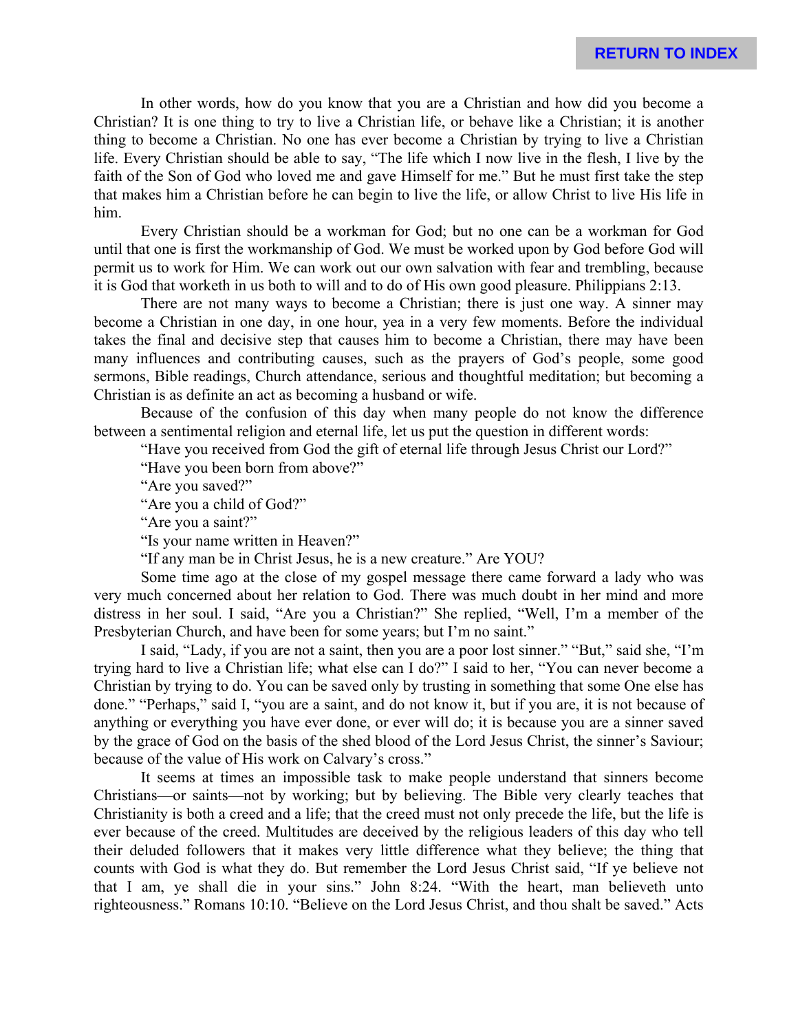In other words, how do you know that you are a Christian and how did you become a Christian? It is one thing to try to live a Christian life, or behave like a Christian; it is another thing to become a Christian. No one has ever become a Christian by trying to live a Christian life. Every Christian should be able to say, "The life which I now live in the flesh, I live by the faith of the Son of God who loved me and gave Himself for me." But he must first take the step that makes him a Christian before he can begin to live the life, or allow Christ to live His life in him.

Every Christian should be a workman for God; but no one can be a workman for God until that one is first the workmanship of God. We must be worked upon by God before God will permit us to work for Him. We can work out our own salvation with fear and trembling, because it is God that worketh in us both to will and to do of His own good pleasure. Philippians 2:13.

There are not many ways to become a Christian; there is just one way. A sinner may become a Christian in one day, in one hour, yea in a very few moments. Before the individual takes the final and decisive step that causes him to become a Christian, there may have been many influences and contributing causes, such as the prayers of God's people, some good sermons, Bible readings, Church attendance, serious and thoughtful meditation; but becoming a Christian is as definite an act as becoming a husband or wife.

Because of the confusion of this day when many people do not know the difference between a sentimental religion and eternal life, let us put the question in different words:

"Have you received from God the gift of eternal life through Jesus Christ our Lord?"

"Have you been born from above?"

"Are you saved?"

"Are you a child of God?"

"Are you a saint?"

"Is your name written in Heaven?"

"If any man be in Christ Jesus, he is a new creature." Are YOU?

Some time ago at the close of my gospel message there came forward a lady who was very much concerned about her relation to God. There was much doubt in her mind and more distress in her soul. I said, "Are you a Christian?" She replied, "Well, I'm a member of the Presbyterian Church, and have been for some years; but I'm no saint."

I said, "Lady, if you are not a saint, then you are a poor lost sinner." "But," said she, "I'm trying hard to live a Christian life; what else can I do?" I said to her, "You can never become a Christian by trying to do. You can be saved only by trusting in something that some One else has done." "Perhaps," said I, "you are a saint, and do not know it, but if you are, it is not because of anything or everything you have ever done, or ever will do; it is because you are a sinner saved by the grace of God on the basis of the shed blood of the Lord Jesus Christ, the sinner's Saviour; because of the value of His work on Calvary's cross."

It seems at times an impossible task to make people understand that sinners become Christians—or saints—not by working; but by believing. The Bible very clearly teaches that Christianity is both a creed and a life; that the creed must not only precede the life, but the life is ever because of the creed. Multitudes are deceived by the religious leaders of this day who tell their deluded followers that it makes very little difference what they believe; the thing that counts with God is what they do. But remember the Lord Jesus Christ said, "If ye believe not that I am, ye shall die in your sins." John 8:24. "With the heart, man believeth unto righteousness." Romans 10:10. "Believe on the Lord Jesus Christ, and thou shalt be saved." Acts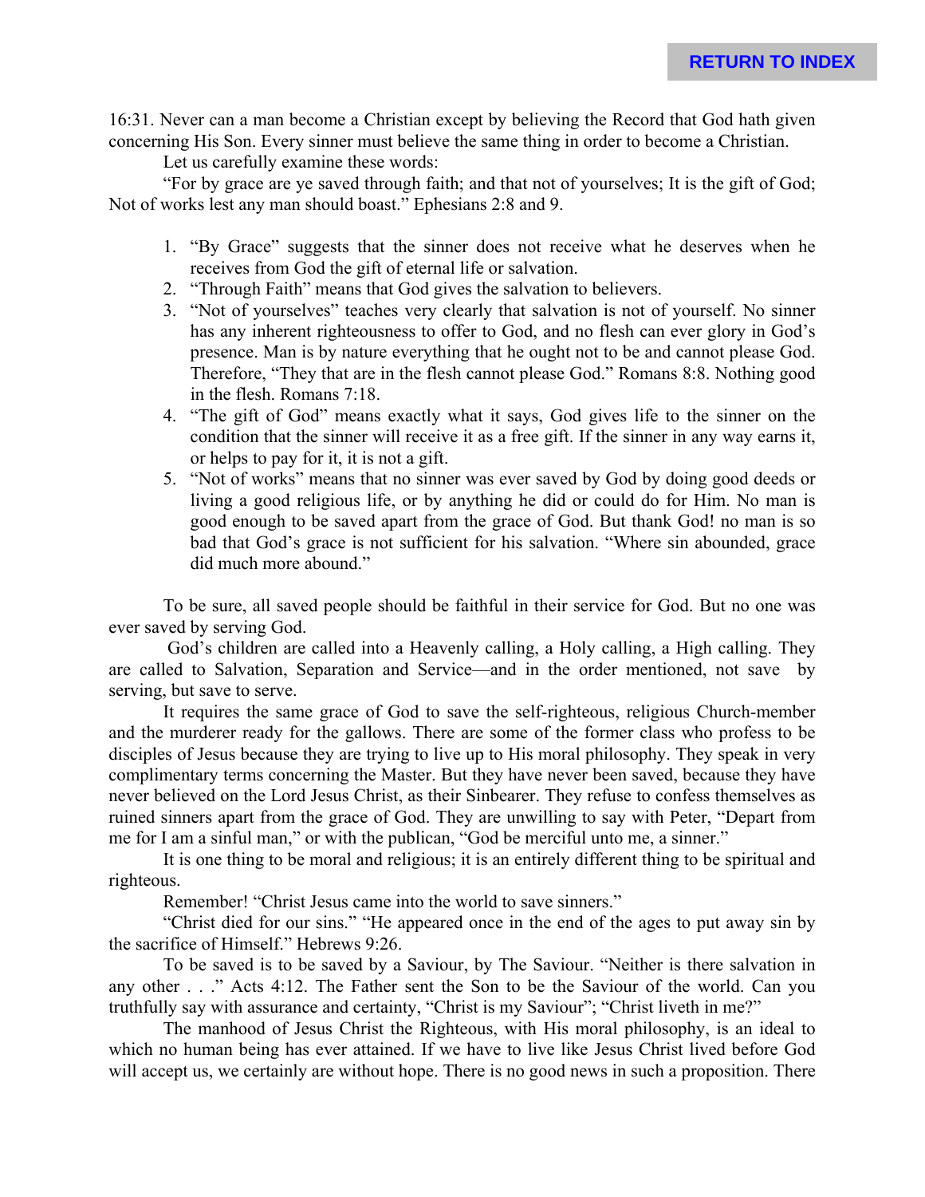16:31. Never can a man become a Christian except by believing the Record that God hath given concerning His Son. Every sinner must believe the same thing in order to become a Christian.

Let us carefully examine these words:

"For by grace are ye saved through faith; and that not of yourselves; It is the gift of God; Not of works lest any man should boast." Ephesians 2:8 and 9.

1. "By Grace" suggests that the sinner does not receive what he deserves when he receives from God the gift of eternal life or salvation.
2. "Through Faith" means that God gives the salvation to believers.
3. "Not of yourselves" teaches very clearly that salvation is not of yourself. No sinner has any inherent righteousness to offer to God, and no flesh can ever glory in God's presence. Man is by nature everything that he ought not to be and cannot please God. Therefore, "They that are in the flesh cannot please God." Romans 8:8. Nothing good in the flesh. Romans 7:18.
4. "The gift of God" means exactly what it says, God gives life to the sinner on the condition that the sinner will receive it as a free gift. If the sinner in any way earns it, or helps to pay for it, it is not a gift.
5. "Not of works" means that no sinner was ever saved by God by doing good deeds or living a good religious life, or by anything he did or could do for Him. No man is good enough to be saved apart from the grace of God. But thank God! no man is so bad that God's grace is not sufficient for his salvation. "Where sin abounded, grace did much more abound."

To be sure, all saved people should be faithful in their service for God. But no one was ever saved by serving God.

God's children are called into a Heavenly calling, a Holy calling, a High calling. They are called to Salvation, Separation and Service—and in the order mentioned, not save by serving, but save to serve.

It requires the same grace of God to save the self-righteous, religious Church-member and the murderer ready for the gallows. There are some of the former class who profess to be disciples of Jesus because they are trying to live up to His moral philosophy. They speak in very complimentary terms concerning the Master. But they have never been saved, because they have never believed on the Lord Jesus Christ, as their Sinbearer. They refuse to confess themselves as ruined sinners apart from the grace of God. They are unwilling to say with Peter, "Depart from me for I am a sinful man," or with the publican, "God be merciful unto me, a sinner."

It is one thing to be moral and religious; it is an entirely different thing to be spiritual and righteous.

Remember! "Christ Jesus came into the world to save sinners."

"Christ died for our sins." "He appeared once in the end of the ages to put away sin by the sacrifice of Himself." Hebrews 9:26.

To be saved is to be saved by a Saviour, by The Saviour. "Neither is there salvation in any other . . ." Acts 4:12. The Father sent the Son to be the Saviour of the world. Can you truthfully say with assurance and certainty, "Christ is my Saviour"; "Christ liveth in me?"

The manhood of Jesus Christ the Righteous, with His moral philosophy, is an ideal to which no human being has ever attained. If we have to live like Jesus Christ lived before God will accept us, we certainly are without hope. There is no good news in such a proposition. There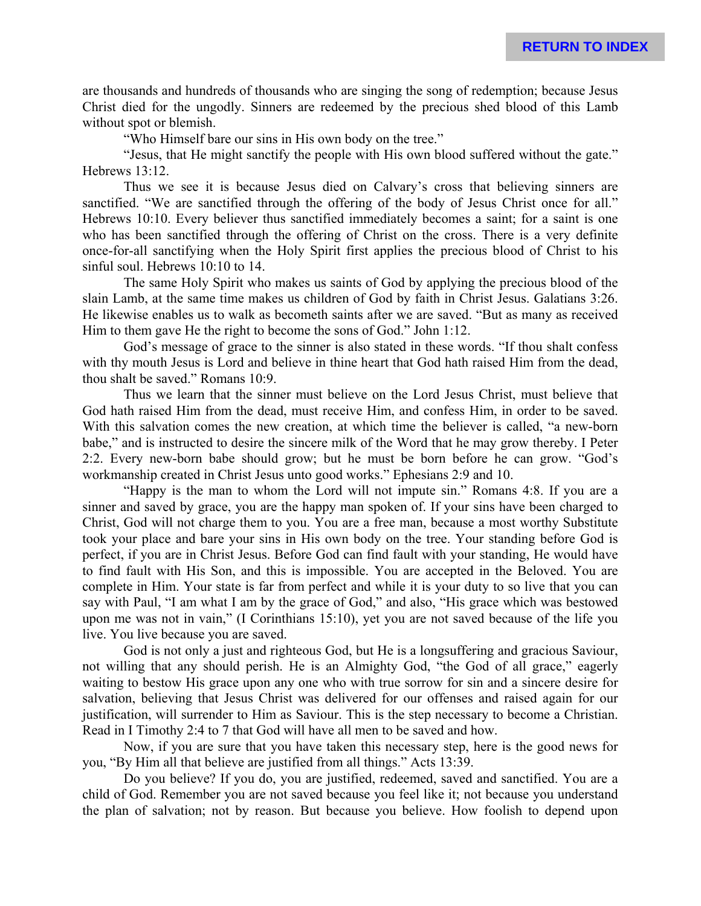are thousands and hundreds of thousands who are singing the song of redemption; because Jesus Christ died for the ungodly. Sinners are redeemed by the precious shed blood of this Lamb without spot or blemish.

"Who Himself bare our sins in His own body on the tree."

"Jesus, that He might sanctify the people with His own blood suffered without the gate." Hebrews 13:12.

Thus we see it is because Jesus died on Calvary's cross that believing sinners are sanctified. "We are sanctified through the offering of the body of Jesus Christ once for all." Hebrews 10:10. Every believer thus sanctified immediately becomes a saint; for a saint is one who has been sanctified through the offering of Christ on the cross. There is a very definite once-for-all sanctifying when the Holy Spirit first applies the precious blood of Christ to his sinful soul. Hebrews 10:10 to 14.

The same Holy Spirit who makes us saints of God by applying the precious blood of the slain Lamb, at the same time makes us children of God by faith in Christ Jesus. Galatians 3:26. He likewise enables us to walk as becometh saints after we are saved. "But as many as received Him to them gave He the right to become the sons of God." John 1:12.

God's message of grace to the sinner is also stated in these words. "If thou shalt confess with thy mouth Jesus is Lord and believe in thine heart that God hath raised Him from the dead, thou shalt be saved." Romans 10:9.

Thus we learn that the sinner must believe on the Lord Jesus Christ, must believe that God hath raised Him from the dead, must receive Him, and confess Him, in order to be saved. With this salvation comes the new creation, at which time the believer is called, "a new-born babe," and is instructed to desire the sincere milk of the Word that he may grow thereby. I Peter 2:2. Every new-born babe should grow; but he must be born before he can grow. "God's workmanship created in Christ Jesus unto good works." Ephesians 2:9 and 10.

"Happy is the man to whom the Lord will not impute sin." Romans 4:8. If you are a sinner and saved by grace, you are the happy man spoken of. If your sins have been charged to Christ, God will not charge them to you. You are a free man, because a most worthy Substitute took your place and bare your sins in His own body on the tree. Your standing before God is perfect, if you are in Christ Jesus. Before God can find fault with your standing, He would have to find fault with His Son, and this is impossible. You are accepted in the Beloved. You are complete in Him. Your state is far from perfect and while it is your duty to so live that you can say with Paul, "I am what I am by the grace of God," and also, "His grace which was bestowed upon me was not in vain," (I Corinthians 15:10), yet you are not saved because of the life you live. You live because you are saved.

God is not only a just and righteous God, but He is a longsuffering and gracious Saviour, not willing that any should perish. He is an Almighty God, "the God of all grace," eagerly waiting to bestow His grace upon any one who with true sorrow for sin and a sincere desire for salvation, believing that Jesus Christ was delivered for our offenses and raised again for our justification, will surrender to Him as Saviour. This is the step necessary to become a Christian. Read in I Timothy 2:4 to 7 that God will have all men to be saved and how.

Now, if you are sure that you have taken this necessary step, here is the good news for you, "By Him all that believe are justified from all things." Acts 13:39.

Do you believe? If you do, you are justified, redeemed, saved and sanctified. You are a child of God. Remember you are not saved because you feel like it; not because you understand the plan of salvation; not by reason. But because you believe. How foolish to depend upon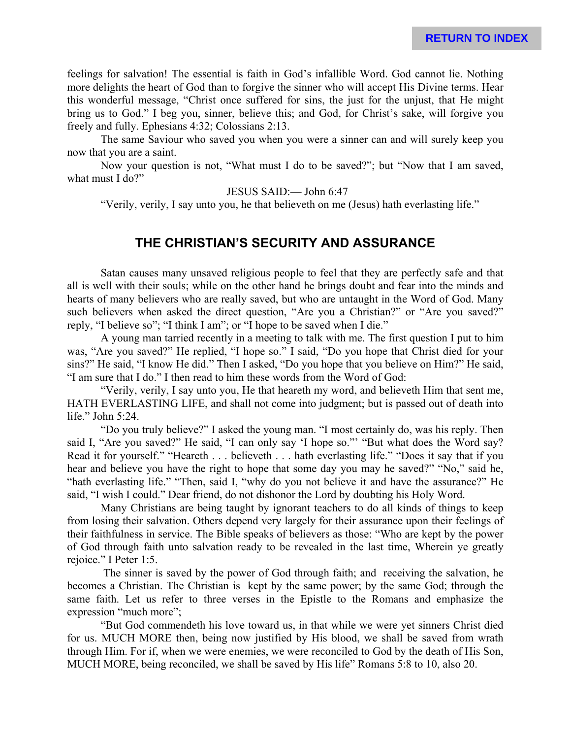feelings for salvation! The essential is faith in God's infallible Word. God cannot lie. Nothing more delights the heart of God than to forgive the sinner who will accept His Divine terms. Hear this wonderful message, "Christ once suffered for sins, the just for the unjust, that He might bring us to God." I beg you, sinner, believe this; and God, for Christ's sake, will forgive you freely and fully. Ephesians 4:32; Colossians 2:13.

The same Saviour who saved you when you were a sinner can and will surely keep you now that you are a saint.

Now your question is not, "What must I do to be saved?"; but "Now that I am saved, what must I do?"

JESUS SAID:— John 6:47

"Verily, verily, I say unto you, he that believeth on me (Jesus) hath everlasting life."

## THE CHRISTIAN'S SECURITY AND ASSURANCE

Satan causes many unsaved religious people to feel that they are perfectly safe and that all is well with their souls; while on the other hand he brings doubt and fear into the minds and hearts of many believers who are really saved, but who are untaught in the Word of God. Many such believers when asked the direct question, "Are you a Christian?" or "Are you saved?" reply, "I believe so"; "I think I am"; or "I hope to be saved when I die."

A young man tarried recently in a meeting to talk with me. The first question I put to him was, "Are you saved?" He replied, "I hope so." I said, "Do you hope that Christ died for your sins?" He said, "I know He did." Then I asked, "Do you hope that you believe on Him?" He said, "I am sure that I do." I then read to him these words from the Word of God:

"Verily, verily, I say unto you, He that heareth my word, and believeth Him that sent me, HATH EVERLASTING LIFE, and shall not come into judgment; but is passed out of death into life." John 5:24.

"Do you truly believe?" I asked the young man. "I most certainly do, was his reply. Then said I, "Are you saved?" He said, "I can only say 'I hope so."' "But what does the Word say? Read it for yourself." "Heareth . . . believeth . . . hath everlasting life." "Does it say that if you hear and believe you have the right to hope that some day you may he saved?" "No," said he, "hath everlasting life." "Then, said I, "why do you not believe it and have the assurance?" He said, "I wish I could." Dear friend, do not dishonor the Lord by doubting his Holy Word.

Many Christians are being taught by ignorant teachers to do all kinds of things to keep from losing their salvation. Others depend very largely for their assurance upon their feelings of their faithfulness in service. The Bible speaks of believers as those: "Who are kept by the power of God through faith unto salvation ready to be revealed in the last time, Wherein ye greatly rejoice." I Peter 1:5.

The sinner is saved by the power of God through faith; and receiving the salvation, he becomes a Christian. The Christian is kept by the same power; by the same God; through the same faith. Let us refer to three verses in the Epistle to the Romans and emphasize the expression "much more";

"But God commendeth his love toward us, in that while we were yet sinners Christ died for us. MUCH MORE then, being now justified by His blood, we shall be saved from wrath through Him. For if, when we were enemies, we were reconciled to God by the death of His Son, MUCH MORE, being reconciled, we shall be saved by His life" Romans 5:8 to 10, also 20.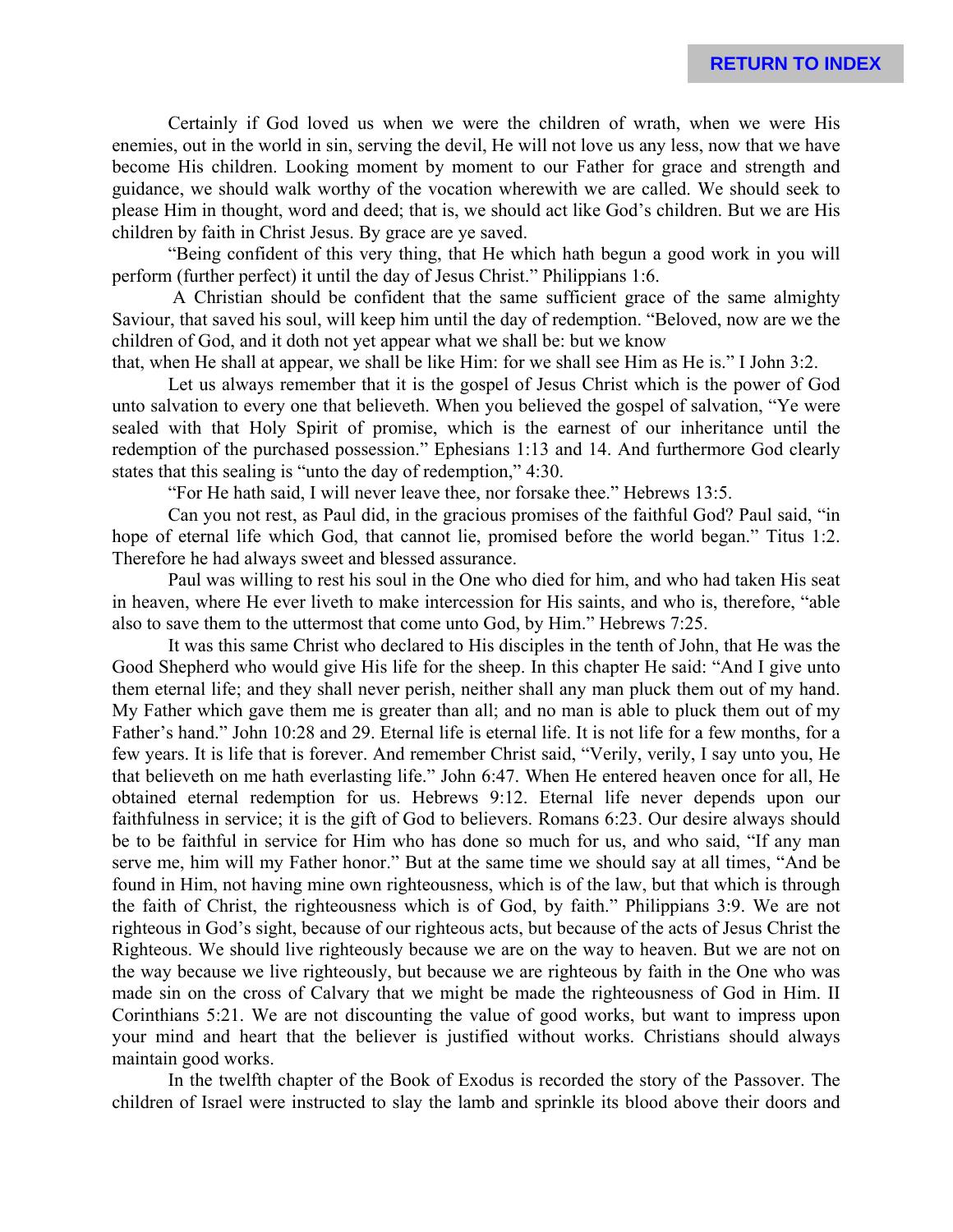Certainly if God loved us when we were the children of wrath, when we were His enemies, out in the world in sin, serving the devil, He will not love us any less, now that we have become His children. Looking moment by moment to our Father for grace and strength and guidance, we should walk worthy of the vocation wherewith we are called. We should seek to please Him in thought, word and deed; that is, we should act like God's children. But we are His children by faith in Christ Jesus. By grace are ye saved.

"Being confident of this very thing, that He which hath begun a good work in you will perform (further perfect) it until the day of Jesus Christ." Philippians 1:6.

A Christian should be confident that the same sufficient grace of the same almighty Saviour, that saved his soul, will keep him until the day of redemption. "Beloved, now are we the children of God, and it doth not yet appear what we shall be: but we know that, when He shall at appear, we shall be like Him: for we shall see Him as He is." I John 3:2.

Let us always remember that it is the gospel of Jesus Christ which is the power of God unto salvation to every one that believeth. When you believed the gospel of salvation, "Ye were sealed with that Holy Spirit of promise, which is the earnest of our inheritance until the redemption of the purchased possession." Ephesians 1:13 and 14. And furthermore God clearly states that this sealing is "unto the day of redemption," 4:30.

"For He hath said, I will never leave thee, nor forsake thee." Hebrews 13:5.

Can you not rest, as Paul did, in the gracious promises of the faithful God? Paul said, "in hope of eternal life which God, that cannot lie, promised before the world began." Titus 1:2. Therefore he had always sweet and blessed assurance.

Paul was willing to rest his soul in the One who died for him, and who had taken His seat in heaven, where He ever liveth to make intercession for His saints, and who is, therefore, "able also to save them to the uttermost that come unto God, by Him." Hebrews 7:25.

It was this same Christ who declared to His disciples in the tenth of John, that He was the Good Shepherd who would give His life for the sheep. In this chapter He said: "And I give unto them eternal life; and they shall never perish, neither shall any man pluck them out of my hand. My Father which gave them me is greater than all; and no man is able to pluck them out of my Father's hand." John 10:28 and 29. Eternal life is eternal life. It is not life for a few months, for a few years. It is life that is forever. And remember Christ said, "Verily, verily, I say unto you, He that believeth on me hath everlasting life." John 6:47. When He entered heaven once for all, He obtained eternal redemption for us. Hebrews 9:12. Eternal life never depends upon our faithfulness in service; it is the gift of God to believers. Romans 6:23. Our desire always should be to be faithful in service for Him who has done so much for us, and who said, "If any man serve me, him will my Father honor." But at the same time we should say at all times, "And be found in Him, not having mine own righteousness, which is of the law, but that which is through the faith of Christ, the righteousness which is of God, by faith." Philippians 3:9. We are not righteous in God's sight, because of our righteous acts, but because of the acts of Jesus Christ the Righteous. We should live righteously because we are on the way to heaven. But we are not on the way because we live righteously, but because we are righteous by faith in the One who was made sin on the cross of Calvary that we might be made the righteousness of God in Him. II Corinthians 5:21. We are not discounting the value of good works, but want to impress upon your mind and heart that the believer is justified without works. Christians should always maintain good works.

In the twelfth chapter of the Book of Exodus is recorded the story of the Passover. The children of Israel were instructed to slay the lamb and sprinkle its blood above their doors and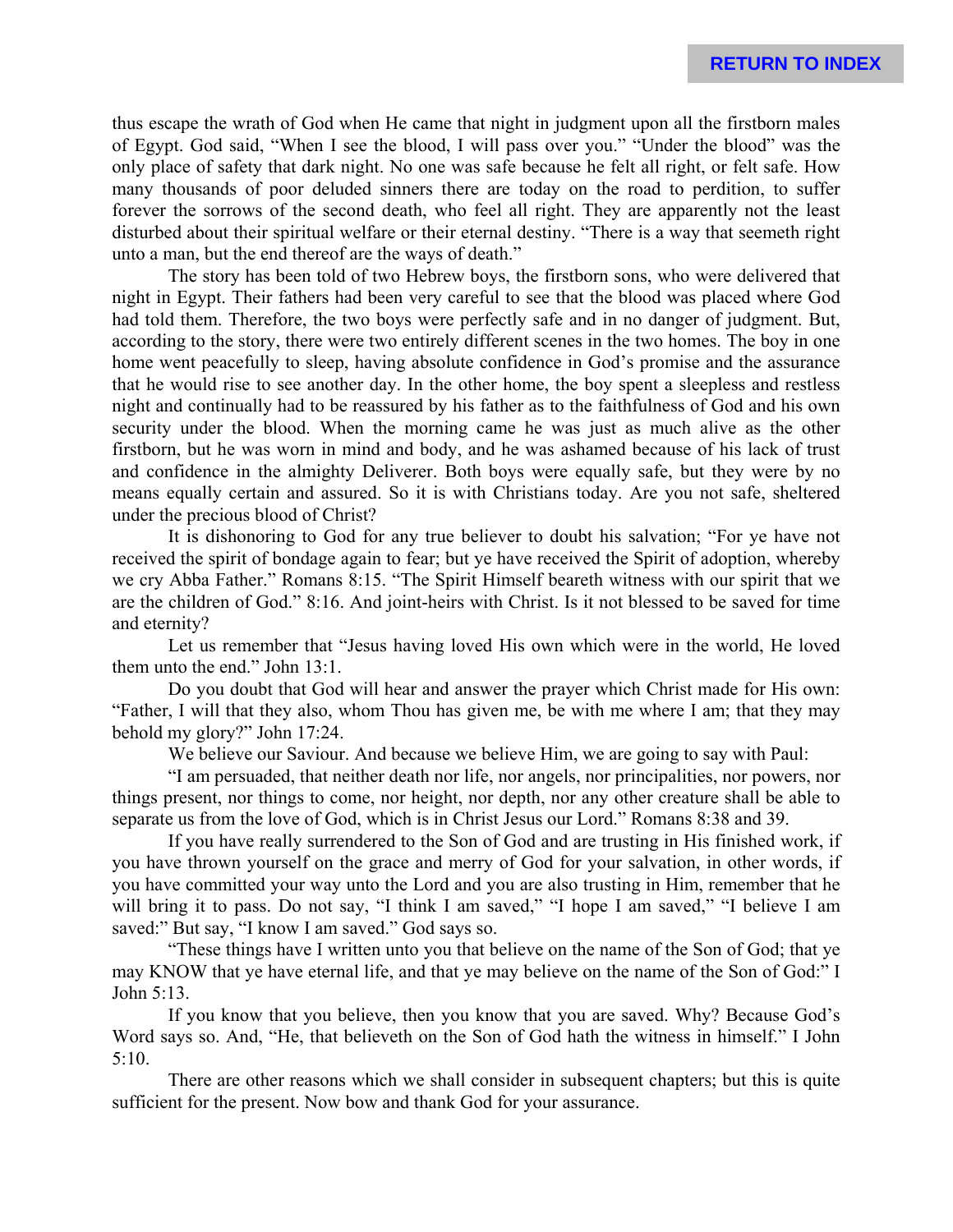thus escape the wrath of God when He came that night in judgment upon all the firstborn males of Egypt. God said, "When I see the blood, I will pass over you." "Under the blood" was the only place of safety that dark night. No one was safe because he felt all right, or felt safe. How many thousands of poor deluded sinners there are today on the road to perdition, to suffer forever the sorrows of the second death, who feel all right. They are apparently not the least disturbed about their spiritual welfare or their eternal destiny. "There is a way that seemeth right unto a man, but the end thereof are the ways of death."

The story has been told of two Hebrew boys, the firstborn sons, who were delivered that night in Egypt. Their fathers had been very careful to see that the blood was placed where God had told them. Therefore, the two boys were perfectly safe and in no danger of judgment. But, according to the story, there were two entirely different scenes in the two homes. The boy in one home went peacefully to sleep, having absolute confidence in God's promise and the assurance that he would rise to see another day. In the other home, the boy spent a sleepless and restless night and continually had to be reassured by his father as to the faithfulness of God and his own security under the blood. When the morning came he was just as much alive as the other firstborn, but he was worn in mind and body, and he was ashamed because of his lack of trust and confidence in the almighty Deliverer. Both boys were equally safe, but they were by no means equally certain and assured. So it is with Christians today. Are you not safe, sheltered under the precious blood of Christ?

It is dishonoring to God for any true believer to doubt his salvation; "For ye have not received the spirit of bondage again to fear; but ye have received the Spirit of adoption, whereby we cry Abba Father." Romans 8:15. "The Spirit Himself beareth witness with our spirit that we are the children of God." 8:16. And joint-heirs with Christ. Is it not blessed to be saved for time and eternity?

Let us remember that "Jesus having loved His own which were in the world, He loved them unto the end." John 13:1.

Do you doubt that God will hear and answer the prayer which Christ made for His own: "Father, I will that they also, whom Thou has given me, be with me where I am; that they may behold my glory?" John 17:24.

We believe our Saviour. And because we believe Him, we are going to say with Paul:

"I am persuaded, that neither death nor life, nor angels, nor principalities, nor powers, nor things present, nor things to come, nor height, nor depth, nor any other creature shall be able to separate us from the love of God, which is in Christ Jesus our Lord." Romans 8:38 and 39.

If you have really surrendered to the Son of God and are trusting in His finished work, if you have thrown yourself on the grace and merry of God for your salvation, in other words, if you have committed your way unto the Lord and you are also trusting in Him, remember that he will bring it to pass. Do not say, "I think I am saved," "I hope I am saved," "I believe I am saved:" But say, "I know I am saved." God says so.

"These things have I written unto you that believe on the name of the Son of God; that ye may KNOW that ye have eternal life, and that ye may believe on the name of the Son of God:" I John 5:13.

If you know that you believe, then you know that you are saved. Why? Because God's Word says so. And, "He, that believeth on the Son of God hath the witness in himself." I John 5:10.

There are other reasons which we shall consider in subsequent chapters; but this is quite sufficient for the present. Now bow and thank God for your assurance.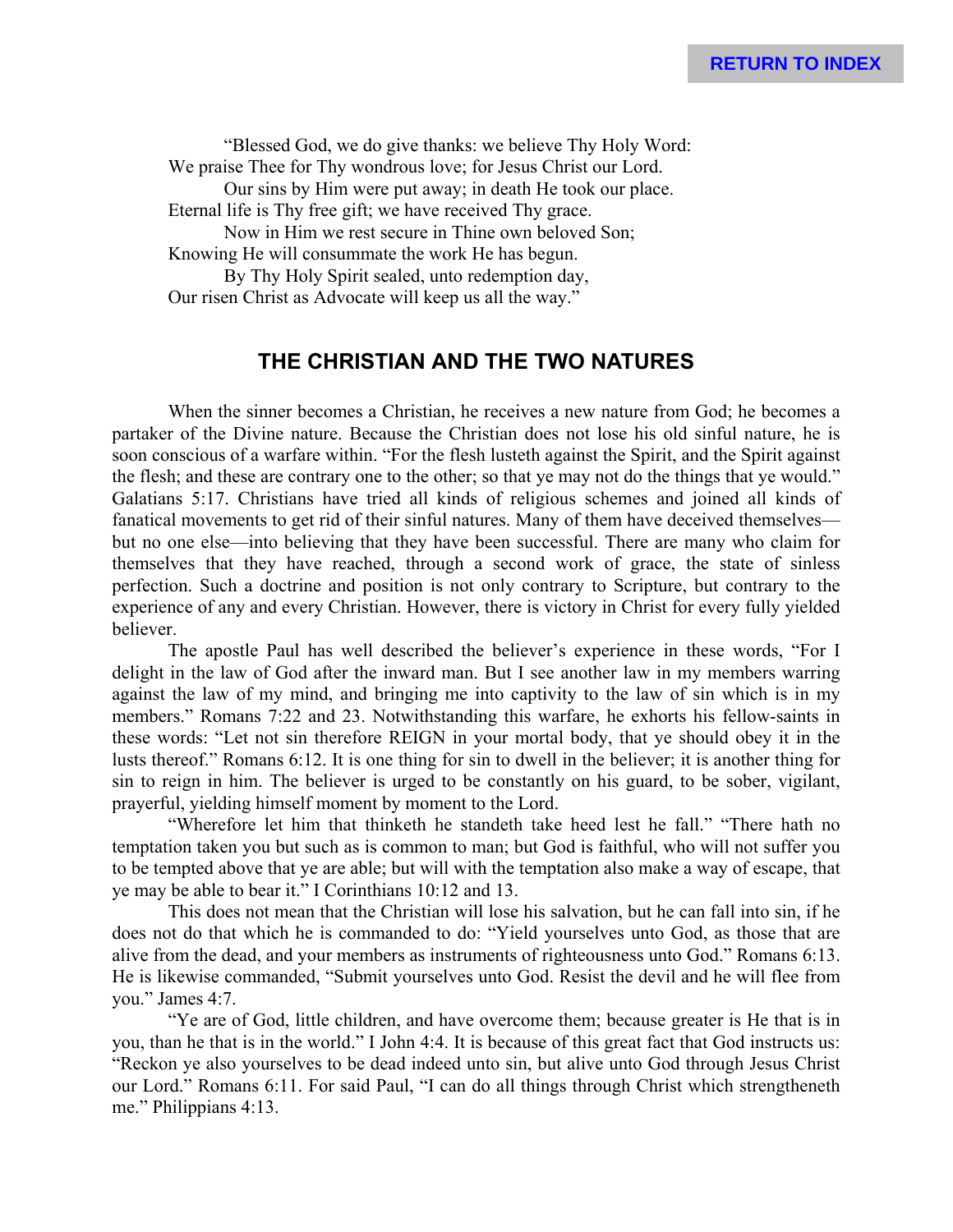"Blessed God, we do give thanks: we believe Thy Holy Word:
We praise Thee for Thy wondrous love; for Jesus Christ our Lord.
Our sins by Him were put away; in death He took our place.
Eternal life is Thy free gift; we have received Thy grace.
Now in Him we rest secure in Thine own beloved Son;
Knowing He will consummate the work He has begun.
By Thy Holy Spirit sealed, unto redemption day,
Our risen Christ as Advocate will keep us all the way."

## THE CHRISTIAN AND THE TWO NATURES

When the sinner becomes a Christian, he receives a new nature from God; he becomes a partaker of the Divine nature. Because the Christian does not lose his old sinful nature, he is soon conscious of a warfare within. "For the flesh lusteth against the Spirit, and the Spirit against the flesh; and these are contrary one to the other; so that ye may not do the things that ye would." Galatians 5:17. Christians have tried all kinds of religious schemes and joined all kinds of fanatical movements to get rid of their sinful natures. Many of them have deceived themselves—but no one else—into believing that they have been successful. There are many who claim for themselves that they have reached, through a second work of grace, the state of sinless perfection. Such a doctrine and position is not only contrary to Scripture, but contrary to the experience of any and every Christian. However, there is victory in Christ for every fully yielded believer.

The apostle Paul has well described the believer's experience in these words, "For I delight in the law of God after the inward man. But I see another law in my members warring against the law of my mind, and bringing me into captivity to the law of sin which is in my members." Romans 7:22 and 23. Notwithstanding this warfare, he exhorts his fellow-saints in these words: "Let not sin therefore REIGN in your mortal body, that ye should obey it in the lusts thereof." Romans 6:12. It is one thing for sin to dwell in the believer; it is another thing for sin to reign in him. The believer is urged to be constantly on his guard, to be sober, vigilant, prayerful, yielding himself moment by moment to the Lord.

"Wherefore let him that thinketh he standeth take heed lest he fall." "There hath no temptation taken you but such as is common to man; but God is faithful, who will not suffer you to be tempted above that ye are able; but will with the temptation also make a way of escape, that ye may be able to bear it." I Corinthians 10:12 and 13.

This does not mean that the Christian will lose his salvation, but he can fall into sin, if he does not do that which he is commanded to do: "Yield yourselves unto God, as those that are alive from the dead, and your members as instruments of righteousness unto God." Romans 6:13. He is likewise commanded, "Submit yourselves unto God. Resist the devil and he will flee from you." James 4:7.

"Ye are of God, little children, and have overcome them; because greater is He that is in you, than he that is in the world." I John 4:4. It is because of this great fact that God instructs us: "Reckon ye also yourselves to be dead indeed unto sin, but alive unto God through Jesus Christ our Lord." Romans 6:11. For said Paul, "I can do all things through Christ which strengtheneth me." Philippians 4:13.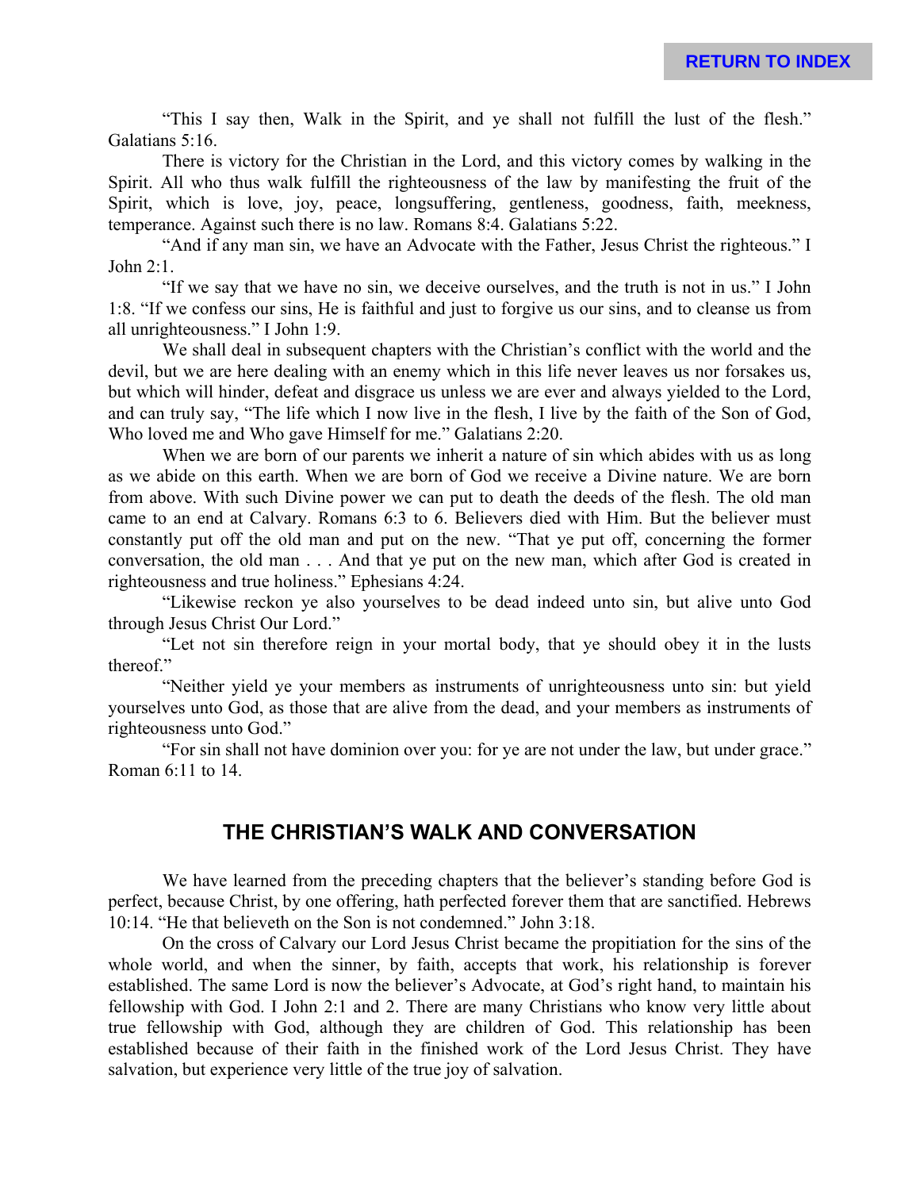"This I say then, Walk in the Spirit, and ye shall not fulfill the lust of the flesh." Galatians 5:16.

There is victory for the Christian in the Lord, and this victory comes by walking in the Spirit. All who thus walk fulfill the righteousness of the law by manifesting the fruit of the Spirit, which is love, joy, peace, longsuffering, gentleness, goodness, faith, meekness, temperance. Against such there is no law. Romans 8:4. Galatians 5:22.

"And if any man sin, we have an Advocate with the Father, Jesus Christ the righteous." I John 2:1.

"If we say that we have no sin, we deceive ourselves, and the truth is not in us." I John 1:8. "If we confess our sins, He is faithful and just to forgive us our sins, and to cleanse us from all unrighteousness." I John 1:9.

We shall deal in subsequent chapters with the Christian's conflict with the world and the devil, but we are here dealing with an enemy which in this life never leaves us nor forsakes us, but which will hinder, defeat and disgrace us unless we are ever and always yielded to the Lord, and can truly say, "The life which I now live in the flesh, I live by the faith of the Son of God, Who loved me and Who gave Himself for me." Galatians 2:20.

When we are born of our parents we inherit a nature of sin which abides with us as long as we abide on this earth. When we are born of God we receive a Divine nature. We are born from above. With such Divine power we can put to death the deeds of the flesh. The old man came to an end at Calvary. Romans 6:3 to 6. Believers died with Him. But the believer must constantly put off the old man and put on the new. "That ye put off, concerning the former conversation, the old man . . . And that ye put on the new man, which after God is created in righteousness and true holiness." Ephesians 4:24.

"Likewise reckon ye also yourselves to be dead indeed unto sin, but alive unto God through Jesus Christ Our Lord."

"Let not sin therefore reign in your mortal body, that ye should obey it in the lusts thereof."

"Neither yield ye your members as instruments of unrighteousness unto sin: but yield yourselves unto God, as those that are alive from the dead, and your members as instruments of righteousness unto God."

"For sin shall not have dominion over you: for ye are not under the law, but under grace." Roman 6:11 to 14.

## THE CHRISTIAN'S WALK AND CONVERSATION

We have learned from the preceding chapters that the believer's standing before God is perfect, because Christ, by one offering, hath perfected forever them that are sanctified. Hebrews 10:14. "He that believeth on the Son is not condemned." John 3:18.

On the cross of Calvary our Lord Jesus Christ became the propitiation for the sins of the whole world, and when the sinner, by faith, accepts that work, his relationship is forever established. The same Lord is now the believer's Advocate, at God's right hand, to maintain his fellowship with God. I John 2:1 and 2. There are many Christians who know very little about true fellowship with God, although they are children of God. This relationship has been established because of their faith in the finished work of the Lord Jesus Christ. They have salvation, but experience very little of the true joy of salvation.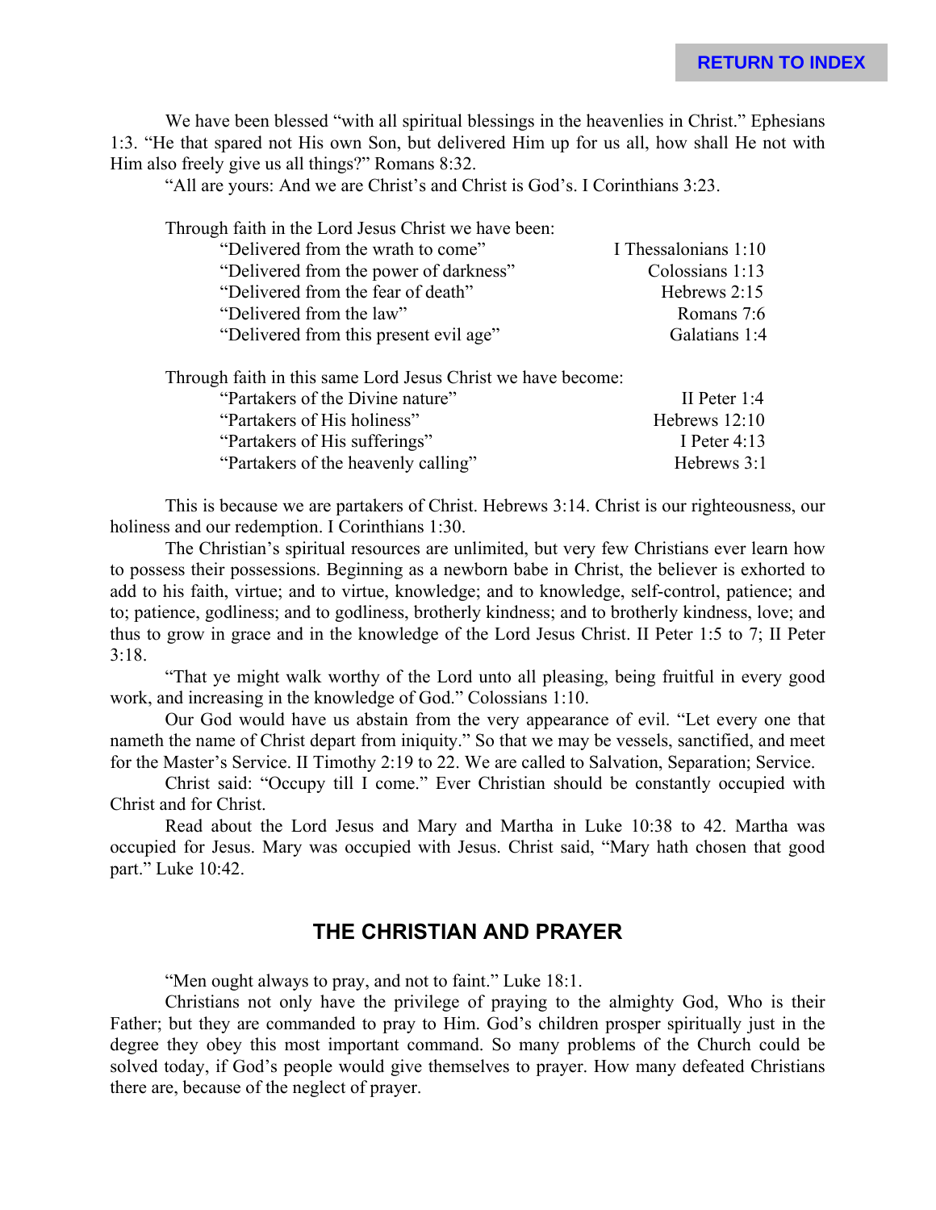We have been blessed "with all spiritual blessings in the heavenlies in Christ." Ephesians 1:3. "He that spared not His own Son, but delivered Him up for us all, how shall He not with Him also freely give us all things?" Romans 8:32.

"All are yours: And we are Christ's and Christ is God's. I Corinthians 3:23.

Through faith in the Lord Jesus Christ we have been:

| | |
|---|---|
| "Delivered from the wrath to come" | I Thessalonians 1:10 |
| "Delivered from the power of darkness" | Colossians 1:13 |
| "Delivered from the fear of death" | Hebrews 2:15 |
| "Delivered from the law" | Romans 7:6 |
| "Delivered from this present evil age" | Galatians 1:4 |

Through faith in this same Lord Jesus Christ we have become:

| | |
|---|---|
| "Partakers of the Divine nature" | II Peter 1:4 |
| "Partakers of His holiness" | Hebrews 12:10 |
| "Partakers of His sufferings" | I Peter 4:13 |
| "Partakers of the heavenly calling" | Hebrews 3:1 |

This is because we are partakers of Christ. Hebrews 3:14. Christ is our righteousness, our holiness and our redemption. I Corinthians 1:30.

The Christian's spiritual resources are unlimited, but very few Christians ever learn how to possess their possessions. Beginning as a newborn babe in Christ, the believer is exhorted to add to his faith, virtue; and to virtue, knowledge; and to knowledge, self-control, patience; and to; patience, godliness; and to godliness, brotherly kindness; and to brotherly kindness, love; and thus to grow in grace and in the knowledge of the Lord Jesus Christ. II Peter 1:5 to 7; II Peter 3:18.

"That ye might walk worthy of the Lord unto all pleasing, being fruitful in every good work, and increasing in the knowledge of God." Colossians 1:10.

Our God would have us abstain from the very appearance of evil. "Let every one that nameth the name of Christ depart from iniquity." So that we may be vessels, sanctified, and meet for the Master's Service. II Timothy 2:19 to 22. We are called to Salvation, Separation; Service.

Christ said: "Occupy till I come." Ever Christian should be constantly occupied with Christ and for Christ.

Read about the Lord Jesus and Mary and Martha in Luke 10:38 to 42. Martha was occupied for Jesus. Mary was occupied with Jesus. Christ said, "Mary hath chosen that good part." Luke 10:42.

## THE CHRISTIAN AND PRAYER

"Men ought always to pray, and not to faint." Luke 18:1.

Christians not only have the privilege of praying to the almighty God, Who is their Father; but they are commanded to pray to Him. God's children prosper spiritually just in the degree they obey this most important command. So many problems of the Church could be solved today, if God's people would give themselves to prayer. How many defeated Christians there are, because of the neglect of prayer.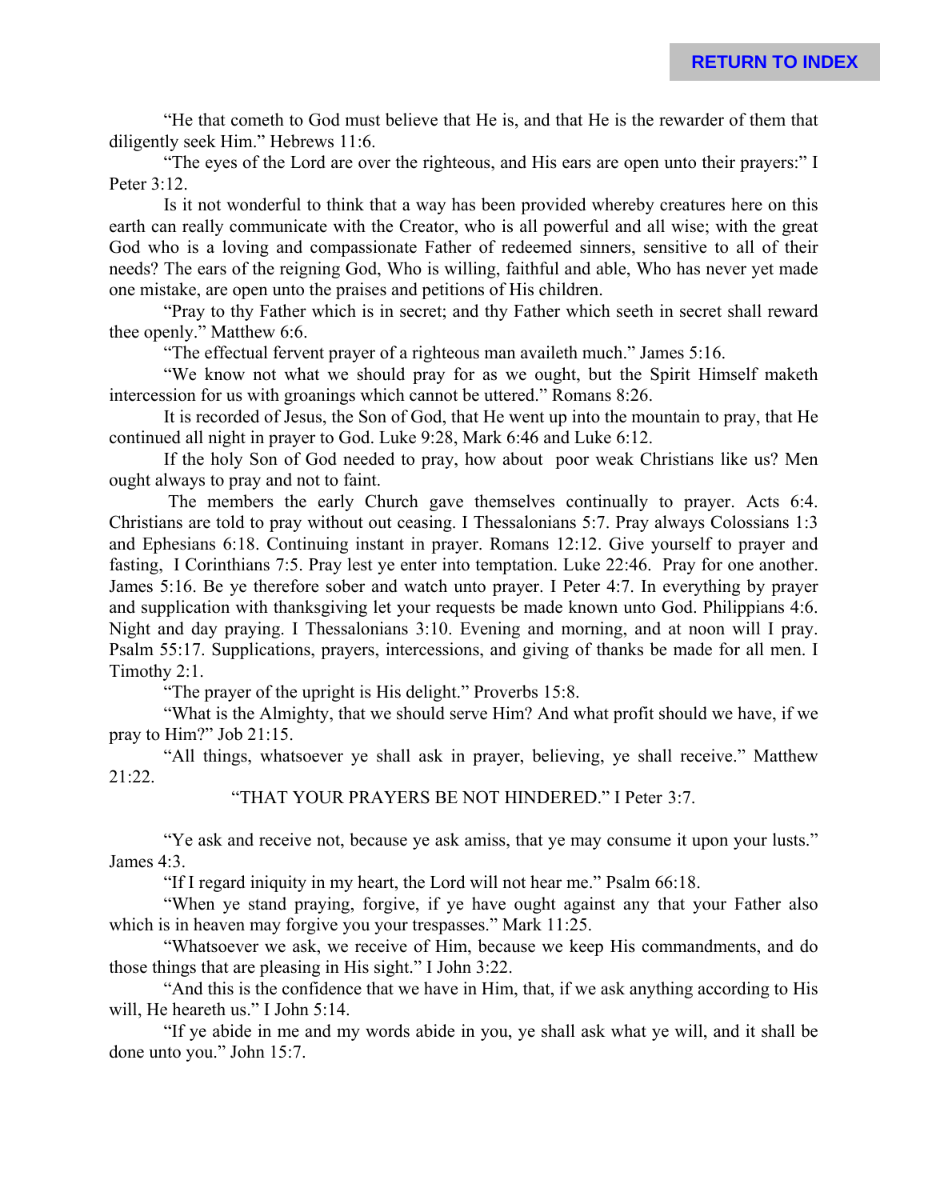"He that cometh to God must believe that He is, and that He is the rewarder of them that diligently seek Him." Hebrews 11:6.

"The eyes of the Lord are over the righteous, and His ears are open unto their prayers:" I Peter 3:12.

Is it not wonderful to think that a way has been provided whereby creatures here on this earth can really communicate with the Creator, who is all powerful and all wise; with the great God who is a loving and compassionate Father of redeemed sinners, sensitive to all of their needs? The ears of the reigning God, Who is willing, faithful and able, Who has never yet made one mistake, are open unto the praises and petitions of His children.

"Pray to thy Father which is in secret; and thy Father which seeth in secret shall reward thee openly." Matthew 6:6.

"The effectual fervent prayer of a righteous man availeth much." James 5:16.

"We know not what we should pray for as we ought, but the Spirit Himself maketh intercession for us with groanings which cannot be uttered." Romans 8:26.

It is recorded of Jesus, the Son of God, that He went up into the mountain to pray, that He continued all night in prayer to God. Luke 9:28, Mark 6:46 and Luke 6:12.

If the holy Son of God needed to pray, how about poor weak Christians like us? Men ought always to pray and not to faint.

The members the early Church gave themselves continually to prayer. Acts 6:4. Christians are told to pray without out ceasing. I Thessalonians 5:7. Pray always Colossians 1:3 and Ephesians 6:18. Continuing instant in prayer. Romans 12:12. Give yourself to prayer and fasting, I Corinthians 7:5. Pray lest ye enter into temptation. Luke 22:46. Pray for one another. James 5:16. Be ye therefore sober and watch unto prayer. I Peter 4:7. In everything by prayer and supplication with thanksgiving let your requests be made known unto God. Philippians 4:6. Night and day praying. I Thessalonians 3:10. Evening and morning, and at noon will I pray. Psalm 55:17. Supplications, prayers, intercessions, and giving of thanks be made for all men. I Timothy 2:1.

"The prayer of the upright is His delight." Proverbs 15:8.

"What is the Almighty, that we should serve Him? And what profit should we have, if we pray to Him?" Job 21:15.

"All things, whatsoever ye shall ask in prayer, believing, ye shall receive." Matthew 21:22.

"THAT YOUR PRAYERS BE NOT HINDERED." I Peter 3:7.

"Ye ask and receive not, because ye ask amiss, that ye may consume it upon your lusts." James 4:3.

"If I regard iniquity in my heart, the Lord will not hear me." Psalm 66:18.

"When ye stand praying, forgive, if ye have ought against any that your Father also which is in heaven may forgive you your trespasses." Mark 11:25.

"Whatsoever we ask, we receive of Him, because we keep His commandments, and do those things that are pleasing in His sight." I John 3:22.

"And this is the confidence that we have in Him, that, if we ask anything according to His will, He heareth us." I John 5:14.

"If ye abide in me and my words abide in you, ye shall ask what ye will, and it shall be done unto you." John 15:7.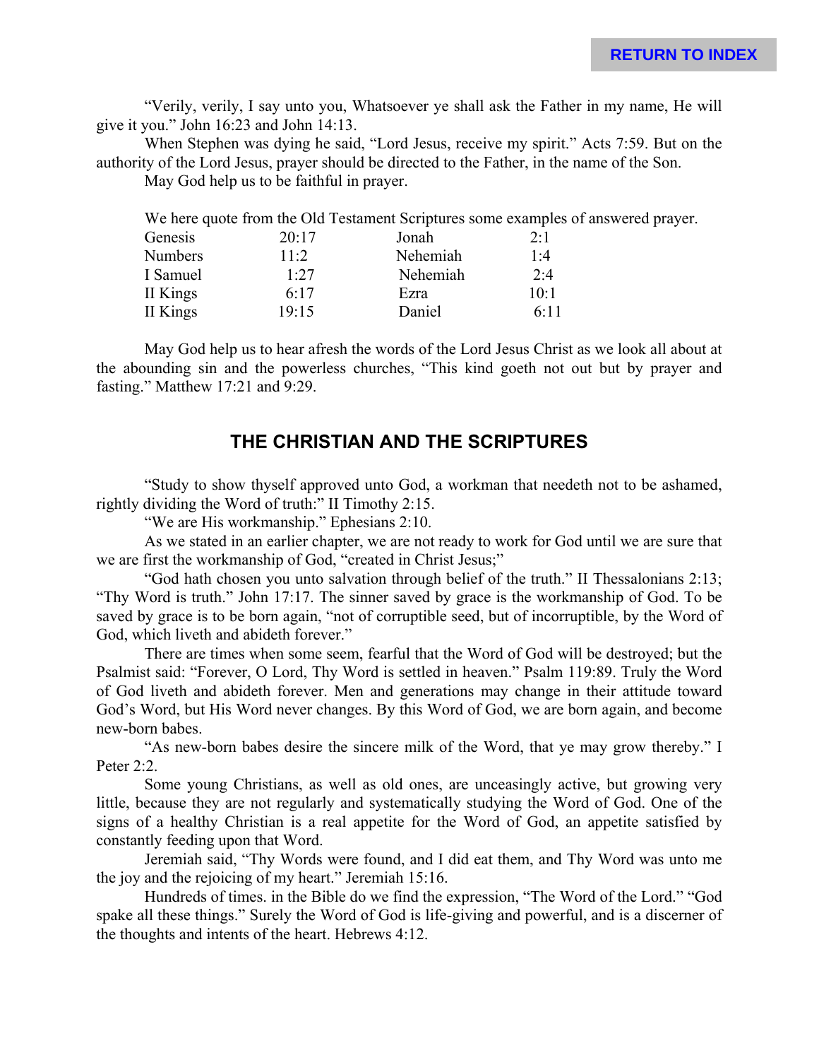"Verily, verily, I say unto you, Whatsoever ye shall ask the Father in my name, He will give it you." John 16:23 and John 14:13.

When Stephen was dying he said, "Lord Jesus, receive my spirit." Acts 7:59. But on the authority of the Lord Jesus, prayer should be directed to the Father, in the name of the Son.

May God help us to be faithful in prayer.

We here quote from the Old Testament Scriptures some examples of answered prayer.

| | | | |
|---|---|---|---|
| Genesis | 20:17 | Jonah | 2:1 |
| Numbers | 11:2 | Nehemiah | 1:4 |
| I Samuel | 1:27 | Nehemiah | 2:4 |
| II Kings | 6:17 | Ezra | 10:1 |
| II Kings | 19:15 | Daniel | 6:11 |

May God help us to hear afresh the words of the Lord Jesus Christ as we look all about at the abounding sin and the powerless churches, "This kind goeth not out but by prayer and fasting." Matthew 17:21 and 9:29.

## THE CHRISTIAN AND THE SCRIPTURES

"Study to show thyself approved unto God, a workman that needeth not to be ashamed, rightly dividing the Word of truth:" II Timothy 2:15.

"We are His workmanship." Ephesians 2:10.

As we stated in an earlier chapter, we are not ready to work for God until we are sure that we are first the workmanship of God, "created in Christ Jesus;"

"God hath chosen you unto salvation through belief of the truth." II Thessalonians 2:13; "Thy Word is truth." John 17:17. The sinner saved by grace is the workmanship of God. To be saved by grace is to be born again, "not of corruptible seed, but of incorruptible, by the Word of God, which liveth and abideth forever."

There are times when some seem, fearful that the Word of God will be destroyed; but the Psalmist said: "Forever, O Lord, Thy Word is settled in heaven." Psalm 119:89. Truly the Word of God liveth and abideth forever. Men and generations may change in their attitude toward God's Word, but His Word never changes. By this Word of God, we are born again, and become new-born babes.

"As new-born babes desire the sincere milk of the Word, that ye may grow thereby." I Peter 2:2.

Some young Christians, as well as old ones, are unceasingly active, but growing very little, because they are not regularly and systematically studying the Word of God. One of the signs of a healthy Christian is a real appetite for the Word of God, an appetite satisfied by constantly feeding upon that Word.

Jeremiah said, "Thy Words were found, and I did eat them, and Thy Word was unto me the joy and the rejoicing of my heart." Jeremiah 15:16.

Hundreds of times. in the Bible do we find the expression, "The Word of the Lord." "God spake all these things." Surely the Word of God is life-giving and powerful, and is a discerner of the thoughts and intents of the heart. Hebrews 4:12.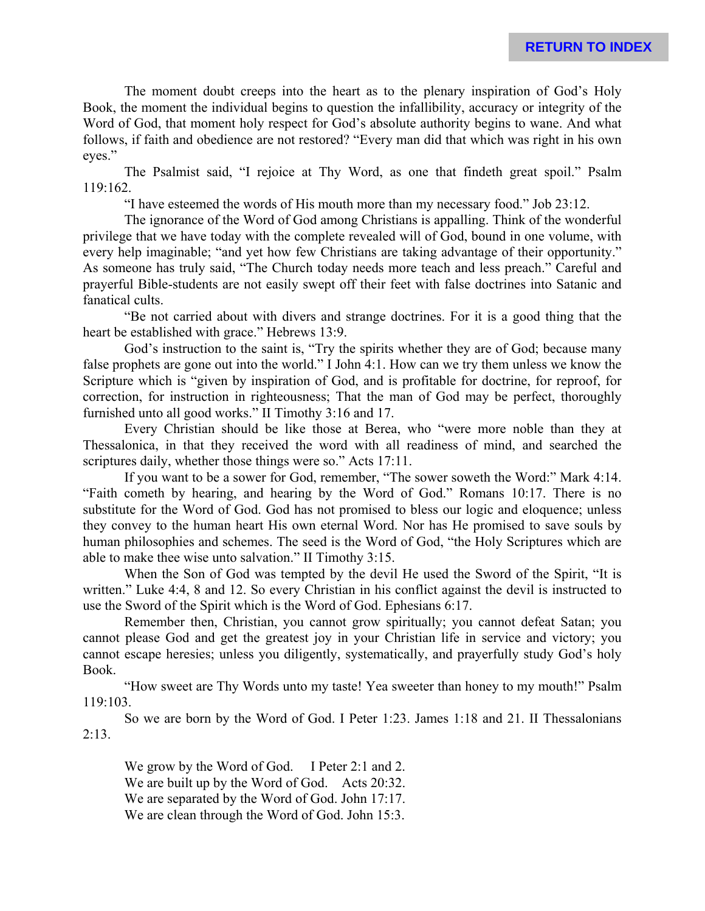The moment doubt creeps into the heart as to the plenary inspiration of God's Holy Book, the moment the individual begins to question the infallibility, accuracy or integrity of the Word of God, that moment holy respect for God's absolute authority begins to wane. And what follows, if faith and obedience are not restored? "Every man did that which was right in his own eyes."

The Psalmist said, "I rejoice at Thy Word, as one that findeth great spoil." Psalm 119:162.

"I have esteemed the words of His mouth more than my necessary food." Job 23:12.

The ignorance of the Word of God among Christians is appalling. Think of the wonderful privilege that we have today with the complete revealed will of God, bound in one volume, with every help imaginable; "and yet how few Christians are taking advantage of their opportunity." As someone has truly said, "The Church today needs more teach and less preach." Careful and prayerful Bible-students are not easily swept off their feet with false doctrines into Satanic and fanatical cults.

"Be not carried about with divers and strange doctrines. For it is a good thing that the heart be established with grace." Hebrews 13:9.

God's instruction to the saint is, "Try the spirits whether they are of God; because many false prophets are gone out into the world." I John 4:1. How can we try them unless we know the Scripture which is "given by inspiration of God, and is profitable for doctrine, for reproof, for correction, for instruction in righteousness; That the man of God may be perfect, thoroughly furnished unto all good works." II Timothy 3:16 and 17.

Every Christian should be like those at Berea, who "were more noble than they at Thessalonica, in that they received the word with all readiness of mind, and searched the scriptures daily, whether those things were so." Acts 17:11.

If you want to be a sower for God, remember, "The sower soweth the Word:" Mark 4:14. "Faith cometh by hearing, and hearing by the Word of God." Romans 10:17. There is no substitute for the Word of God. God has not promised to bless our logic and eloquence; unless they convey to the human heart His own eternal Word. Nor has He promised to save souls by human philosophies and schemes. The seed is the Word of God, "the Holy Scriptures which are able to make thee wise unto salvation." II Timothy 3:15.

When the Son of God was tempted by the devil He used the Sword of the Spirit, "It is written." Luke 4:4, 8 and 12. So every Christian in his conflict against the devil is instructed to use the Sword of the Spirit which is the Word of God. Ephesians 6:17.

Remember then, Christian, you cannot grow spiritually; you cannot defeat Satan; you cannot please God and get the greatest joy in your Christian life in service and victory; you cannot escape heresies; unless you diligently, systematically, and prayerfully study God's holy Book.

"How sweet are Thy Words unto my taste! Yea sweeter than honey to my mouth!" Psalm 119:103.

So we are born by the Word of God. I Peter 1:23. James 1:18 and 21. II Thessalonians 2:13.

We grow by the Word of God. I Peter 2:1 and 2.
We are built up by the Word of God. Acts 20:32.
We are separated by the Word of God. John 17:17.
We are clean through the Word of God. John 15:3.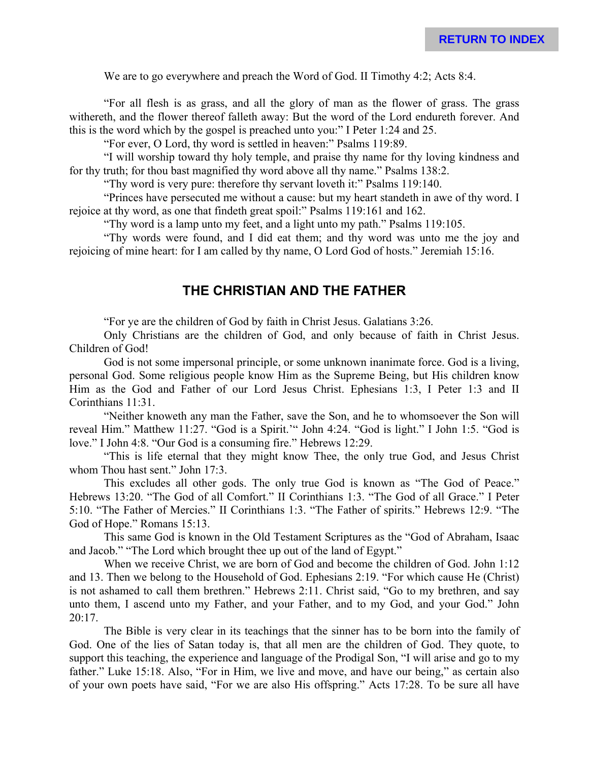We are to go everywhere and preach the Word of God. II Timothy 4:2; Acts 8:4.

"For all flesh is as grass, and all the glory of man as the flower of grass. The grass withereth, and the flower thereof falleth away: But the word of the Lord endureth forever. And this is the word which by the gospel is preached unto you:" I Peter 1:24 and 25.

"For ever, O Lord, thy word is settled in heaven:" Psalms 119:89.

"I will worship toward thy holy temple, and praise thy name for thy loving kindness and for thy truth; for thou bast magnified thy word above all thy name." Psalms 138:2.

"Thy word is very pure: therefore thy servant loveth it:" Psalms 119:140.

"Princes have persecuted me without a cause: but my heart standeth in awe of thy word. I rejoice at thy word, as one that findeth great spoil:" Psalms 119:161 and 162.

"Thy word is a lamp unto my feet, and a light unto my path." Psalms 119:105.

"Thy words were found, and I did eat them; and thy word was unto me the joy and rejoicing of mine heart: for I am called by thy name, O Lord God of hosts." Jeremiah 15:16.

## THE CHRISTIAN AND THE FATHER

"For ye are the children of God by faith in Christ Jesus. Galatians 3:26.

Only Christians are the children of God, and only because of faith in Christ Jesus. Children of God!

God is not some impersonal principle, or some unknown inanimate force. God is a living, personal God. Some religious people know Him as the Supreme Being, but His children know Him as the God and Father of our Lord Jesus Christ. Ephesians 1:3, I Peter 1:3 and II Corinthians 11:31.

"Neither knoweth any man the Father, save the Son, and he to whomsoever the Son will reveal Him." Matthew 11:27. "God is a Spirit.'" John 4:24. "God is light." I John 1:5. "God is love." I John 4:8. "Our God is a consuming fire." Hebrews 12:29.

"This is life eternal that they might know Thee, the only true God, and Jesus Christ whom Thou hast sent." John 17:3.

This excludes all other gods. The only true God is known as "The God of Peace." Hebrews 13:20. "The God of all Comfort." II Corinthians 1:3. "The God of all Grace." I Peter 5:10. "The Father of Mercies." II Corinthians 1:3. "The Father of spirits." Hebrews 12:9. "The God of Hope." Romans 15:13.

This same God is known in the Old Testament Scriptures as the "God of Abraham, Isaac and Jacob." "The Lord which brought thee up out of the land of Egypt."

When we receive Christ, we are born of God and become the children of God. John 1:12 and 13. Then we belong to the Household of God. Ephesians 2:19. "For which cause He (Christ) is not ashamed to call them brethren." Hebrews 2:11. Christ said, "Go to my brethren, and say unto them, I ascend unto my Father, and your Father, and to my God, and your God." John 20:17.

The Bible is very clear in its teachings that the sinner has to be born into the family of God. One of the lies of Satan today is, that all men are the children of God. They quote, to support this teaching, the experience and language of the Prodigal Son, "I will arise and go to my father." Luke 15:18. Also, "For in Him, we live and move, and have our being," as certain also of your own poets have said, "For we are also His offspring." Acts 17:28. To be sure all have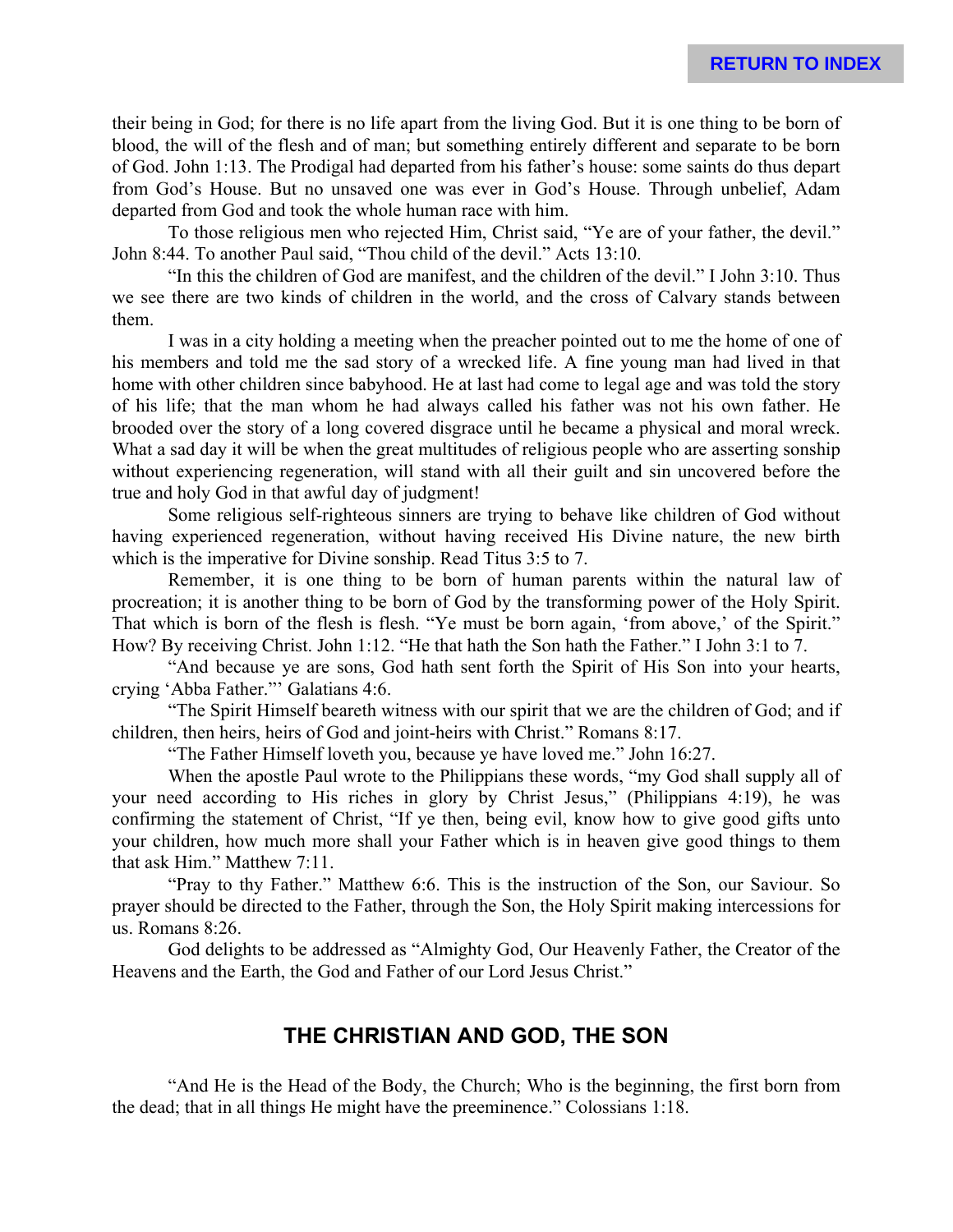their being in God; for there is no life apart from the living God. But it is one thing to be born of blood, the will of the flesh and of man; but something entirely different and separate to be born of God. John 1:13. The Prodigal had departed from his father's house: some saints do thus depart from God's House. But no unsaved one was ever in God's House. Through unbelief, Adam departed from God and took the whole human race with him.

To those religious men who rejected Him, Christ said, "Ye are of your father, the devil." John 8:44. To another Paul said, "Thou child of the devil." Acts 13:10.

"In this the children of God are manifest, and the children of the devil." I John 3:10. Thus we see there are two kinds of children in the world, and the cross of Calvary stands between them.

I was in a city holding a meeting when the preacher pointed out to me the home of one of his members and told me the sad story of a wrecked life. A fine young man had lived in that home with other children since babyhood. He at last had come to legal age and was told the story of his life; that the man whom he had always called his father was not his own father. He brooded over the story of a long covered disgrace until he became a physical and moral wreck. What a sad day it will be when the great multitudes of religious people who are asserting sonship without experiencing regeneration, will stand with all their guilt and sin uncovered before the true and holy God in that awful day of judgment!

Some religious self-righteous sinners are trying to behave like children of God without having experienced regeneration, without having received His Divine nature, the new birth which is the imperative for Divine sonship. Read Titus 3:5 to 7.

Remember, it is one thing to be born of human parents within the natural law of procreation; it is another thing to be born of God by the transforming power of the Holy Spirit. That which is born of the flesh is flesh. "Ye must be born again, 'from above,' of the Spirit." How? By receiving Christ. John 1:12. "He that hath the Son hath the Father." I John 3:1 to 7.

"And because ye are sons, God hath sent forth the Spirit of His Son into your hearts, crying 'Abba Father.'" Galatians 4:6.

"The Spirit Himself beareth witness with our spirit that we are the children of God; and if children, then heirs, heirs of God and joint-heirs with Christ." Romans 8:17.

"The Father Himself loveth you, because ye have loved me." John 16:27.

When the apostle Paul wrote to the Philippians these words, "my God shall supply all of your need according to His riches in glory by Christ Jesus," (Philippians 4:19), he was confirming the statement of Christ, "If ye then, being evil, know how to give good gifts unto your children, how much more shall your Father which is in heaven give good things to them that ask Him." Matthew 7:11.

"Pray to thy Father." Matthew 6:6. This is the instruction of the Son, our Saviour. So prayer should be directed to the Father, through the Son, the Holy Spirit making intercessions for us. Romans 8:26.

God delights to be addressed as "Almighty God, Our Heavenly Father, the Creator of the Heavens and the Earth, the God and Father of our Lord Jesus Christ."

## THE CHRISTIAN AND GOD, THE SON

"And He is the Head of the Body, the Church; Who is the beginning, the first born from the dead; that in all things He might have the preeminence." Colossians 1:18.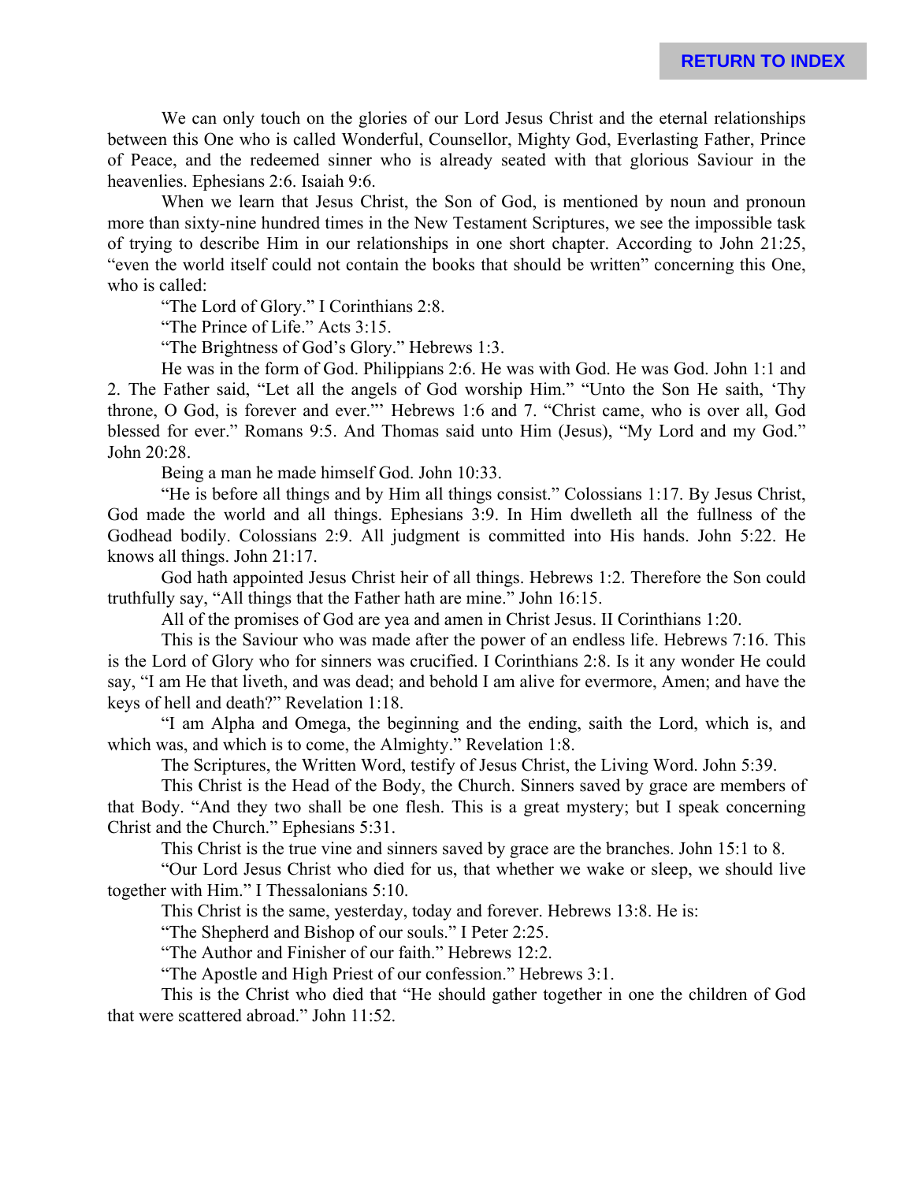We can only touch on the glories of our Lord Jesus Christ and the eternal relationships between this One who is called Wonderful, Counsellor, Mighty God, Everlasting Father, Prince of Peace, and the redeemed sinner who is already seated with that glorious Saviour in the heavenlies. Ephesians 2:6. Isaiah 9:6.

When we learn that Jesus Christ, the Son of God, is mentioned by noun and pronoun more than sixty-nine hundred times in the New Testament Scriptures, we see the impossible task of trying to describe Him in our relationships in one short chapter. According to John 21:25, "even the world itself could not contain the books that should be written" concerning this One, who is called:

"The Lord of Glory." I Corinthians 2:8.

"The Prince of Life." Acts 3:15.

"The Brightness of God's Glory." Hebrews 1:3.

He was in the form of God. Philippians 2:6. He was with God. He was God. John 1:1 and 2. The Father said, "Let all the angels of God worship Him." "Unto the Son He saith, 'Thy throne, O God, is forever and ever.'" Hebrews 1:6 and 7. "Christ came, who is over all, God blessed for ever." Romans 9:5. And Thomas said unto Him (Jesus), "My Lord and my God." John 20:28.

Being a man he made himself God. John 10:33.

"He is before all things and by Him all things consist." Colossians 1:17. By Jesus Christ, God made the world and all things. Ephesians 3:9. In Him dwelleth all the fullness of the Godhead bodily. Colossians 2:9. All judgment is committed into His hands. John 5:22. He knows all things. John 21:17.

God hath appointed Jesus Christ heir of all things. Hebrews 1:2. Therefore the Son could truthfully say, "All things that the Father hath are mine." John 16:15.

All of the promises of God are yea and amen in Christ Jesus. II Corinthians 1:20.

This is the Saviour who was made after the power of an endless life. Hebrews 7:16. This is the Lord of Glory who for sinners was crucified. I Corinthians 2:8. Is it any wonder He could say, "I am He that liveth, and was dead; and behold I am alive for evermore, Amen; and have the keys of hell and death?" Revelation 1:18.

"I am Alpha and Omega, the beginning and the ending, saith the Lord, which is, and which was, and which is to come, the Almighty." Revelation 1:8.

The Scriptures, the Written Word, testify of Jesus Christ, the Living Word. John 5:39.

This Christ is the Head of the Body, the Church. Sinners saved by grace are members of that Body. "And they two shall be one flesh. This is a great mystery; but I speak concerning Christ and the Church." Ephesians 5:31.

This Christ is the true vine and sinners saved by grace are the branches. John 15:1 to 8.

"Our Lord Jesus Christ who died for us, that whether we wake or sleep, we should live together with Him." I Thessalonians 5:10.

This Christ is the same, yesterday, today and forever. Hebrews 13:8. He is:

"The Shepherd and Bishop of our souls." I Peter 2:25.

"The Author and Finisher of our faith." Hebrews 12:2.

"The Apostle and High Priest of our confession." Hebrews 3:1.

This is the Christ who died that "He should gather together in one the children of God that were scattered abroad." John 11:52.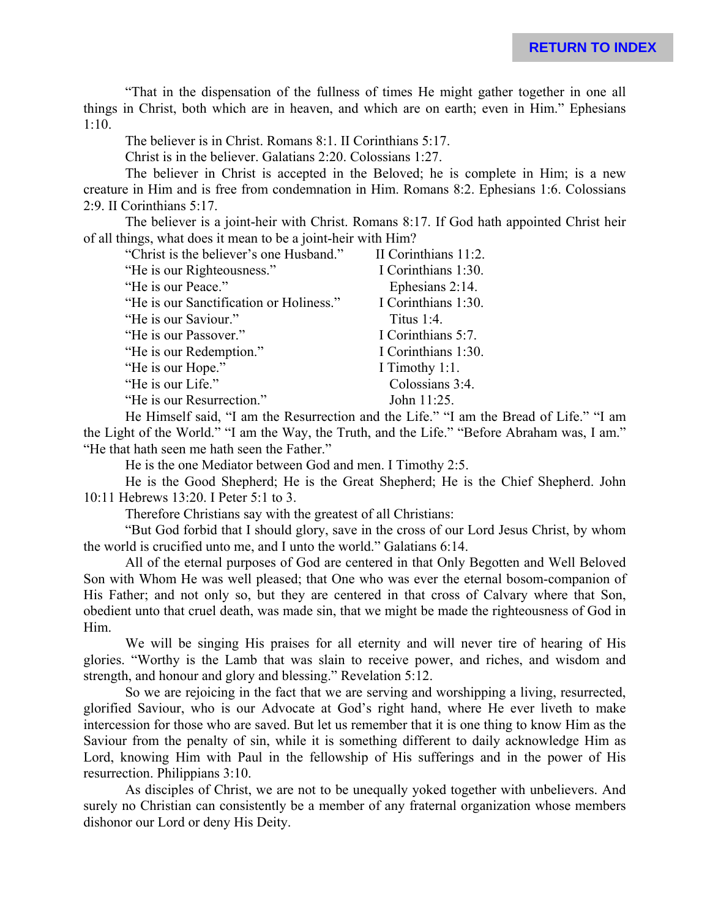"That in the dispensation of the fullness of times He might gather together in one all things in Christ, both which are in heaven, and which are on earth; even in Him." Ephesians 1:10.

The believer is in Christ. Romans 8:1. II Corinthians 5:17.

Christ is in the believer. Galatians 2:20. Colossians 1:27.

The believer in Christ is accepted in the Beloved; he is complete in Him; is a new creature in Him and is free from condemnation in Him. Romans 8:2. Ephesians 1:6. Colossians 2:9. II Corinthians 5:17.

The believer is a joint-heir with Christ. Romans 8:17. If God hath appointed Christ heir of all things, what does it mean to be a joint-heir with Him?

| | |
|---|---|
| "Christ is the believer's one Husband." | II Corinthians 11:2. |
| "He is our Righteousness." | I Corinthians 1:30. |
| "He is our Peace." | Ephesians 2:14. |
| "He is our Sanctification or Holiness." | I Corinthians 1:30. |
| "He is our Saviour." | Titus 1:4. |
| "He is our Passover." | I Corinthians 5:7. |
| "He is our Redemption." | I Corinthians 1:30. |
| "He is our Hope." | I Timothy 1:1. |
| "He is our Life." | Colossians 3:4. |
| "He is our Resurrection." | John 11:25. |

He Himself said, "I am the Resurrection and the Life." "I am the Bread of Life." "I am the Light of the World." "I am the Way, the Truth, and the Life." "Before Abraham was, I am." "He that hath seen me hath seen the Father."

He is the one Mediator between God and men. I Timothy 2:5.

He is the Good Shepherd; He is the Great Shepherd; He is the Chief Shepherd. John 10:11 Hebrews 13:20. I Peter 5:1 to 3.

Therefore Christians say with the greatest of all Christians:

"But God forbid that I should glory, save in the cross of our Lord Jesus Christ, by whom the world is crucified unto me, and I unto the world." Galatians 6:14.

All of the eternal purposes of God are centered in that Only Begotten and Well Beloved Son with Whom He was well pleased; that One who was ever the eternal bosom-companion of His Father; and not only so, but they are centered in that cross of Calvary where that Son, obedient unto that cruel death, was made sin, that we might be made the righteousness of God in Him.

We will be singing His praises for all eternity and will never tire of hearing of His glories. "Worthy is the Lamb that was slain to receive power, and riches, and wisdom and strength, and honour and glory and blessing." Revelation 5:12.

So we are rejoicing in the fact that we are serving and worshipping a living, resurrected, glorified Saviour, who is our Advocate at God's right hand, where He ever liveth to make intercession for those who are saved. But let us remember that it is one thing to know Him as the Saviour from the penalty of sin, while it is something different to daily acknowledge Him as Lord, knowing Him with Paul in the fellowship of His sufferings and in the power of His resurrection. Philippians 3:10.

As disciples of Christ, we are not to be unequally yoked together with unbelievers. And surely no Christian can consistently be a member of any fraternal organization whose members dishonor our Lord or deny His Deity.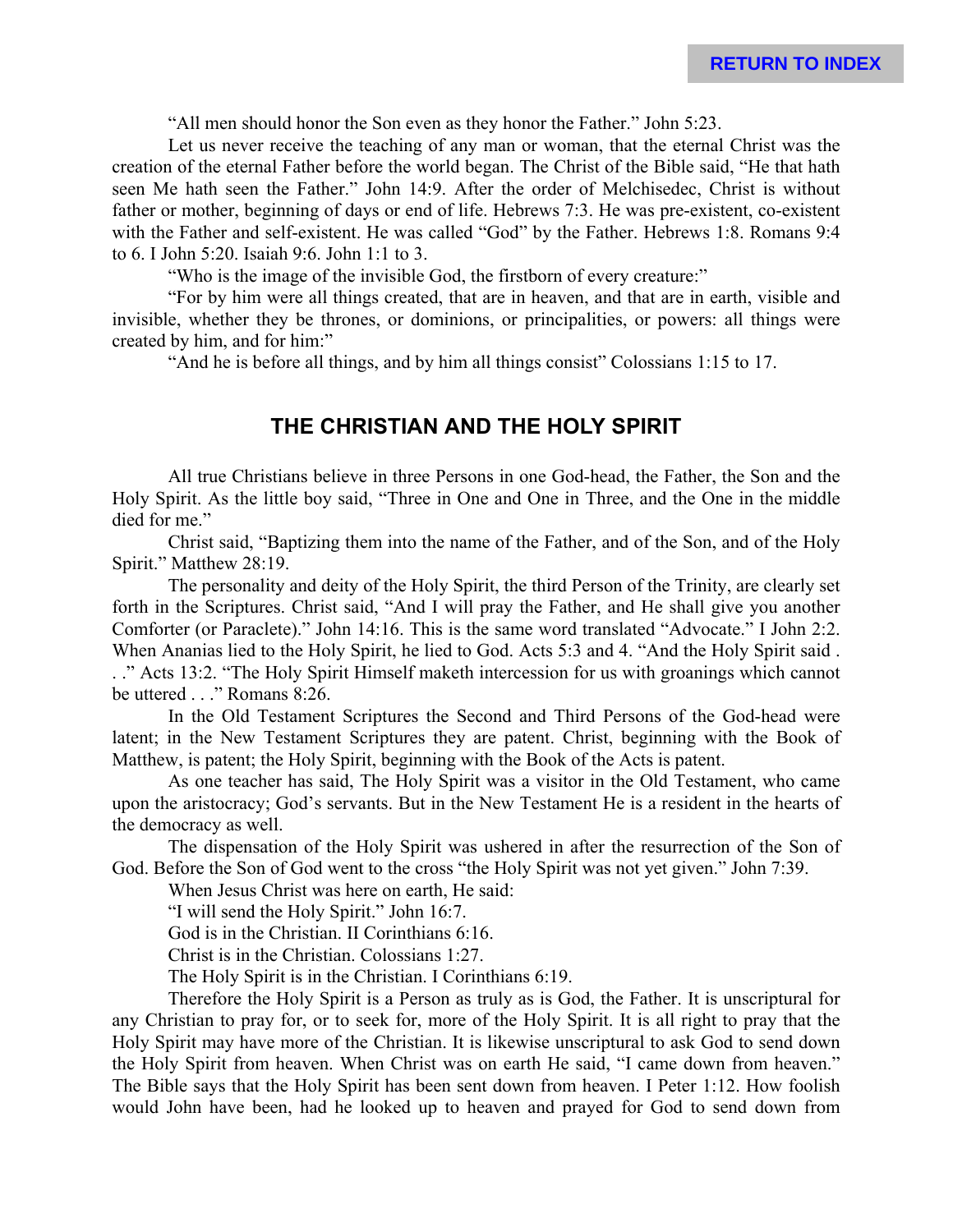"All men should honor the Son even as they honor the Father." John 5:23.

Let us never receive the teaching of any man or woman, that the eternal Christ was the creation of the eternal Father before the world began. The Christ of the Bible said, "He that hath seen Me hath seen the Father." John 14:9. After the order of Melchisedec, Christ is without father or mother, beginning of days or end of life. Hebrews 7:3. He was pre-existent, co-existent with the Father and self-existent. He was called "God" by the Father. Hebrews 1:8. Romans 9:4 to 6. I John 5:20. Isaiah 9:6. John 1:1 to 3.

"Who is the image of the invisible God, the firstborn of every creature:"

"For by him were all things created, that are in heaven, and that are in earth, visible and invisible, whether they be thrones, or dominions, or principalities, or powers: all things were created by him, and for him:"

"And he is before all things, and by him all things consist" Colossians 1:15 to 17.

## THE CHRISTIAN AND THE HOLY SPIRIT

All true Christians believe in three Persons in one God-head, the Father, the Son and the Holy Spirit. As the little boy said, "Three in One and One in Three, and the One in the middle died for me."

Christ said, "Baptizing them into the name of the Father, and of the Son, and of the Holy Spirit." Matthew 28:19.

The personality and deity of the Holy Spirit, the third Person of the Trinity, are clearly set forth in the Scriptures. Christ said, "And I will pray the Father, and He shall give you another Comforter (or Paraclete)." John 14:16. This is the same word translated "Advocate." I John 2:2. When Ananias lied to the Holy Spirit, he lied to God. Acts 5:3 and 4. "And the Holy Spirit said . . ." Acts 13:2. "The Holy Spirit Himself maketh intercession for us with groanings which cannot be uttered . . ." Romans 8:26.

In the Old Testament Scriptures the Second and Third Persons of the God-head were latent; in the New Testament Scriptures they are patent. Christ, beginning with the Book of Matthew, is patent; the Holy Spirit, beginning with the Book of the Acts is patent.

As one teacher has said, The Holy Spirit was a visitor in the Old Testament, who came upon the aristocracy; God's servants. But in the New Testament He is a resident in the hearts of the democracy as well.

The dispensation of the Holy Spirit was ushered in after the resurrection of the Son of God. Before the Son of God went to the cross "the Holy Spirit was not yet given." John 7:39.

When Jesus Christ was here on earth, He said:

"I will send the Holy Spirit." John 16:7.

God is in the Christian. II Corinthians 6:16.

Christ is in the Christian. Colossians 1:27.

The Holy Spirit is in the Christian. I Corinthians 6:19.

Therefore the Holy Spirit is a Person as truly as is God, the Father. It is unscriptural for any Christian to pray for, or to seek for, more of the Holy Spirit. It is all right to pray that the Holy Spirit may have more of the Christian. It is likewise unscriptural to ask God to send down the Holy Spirit from heaven. When Christ was on earth He said, "I came down from heaven." The Bible says that the Holy Spirit has been sent down from heaven. I Peter 1:12. How foolish would John have been, had he looked up to heaven and prayed for God to send down from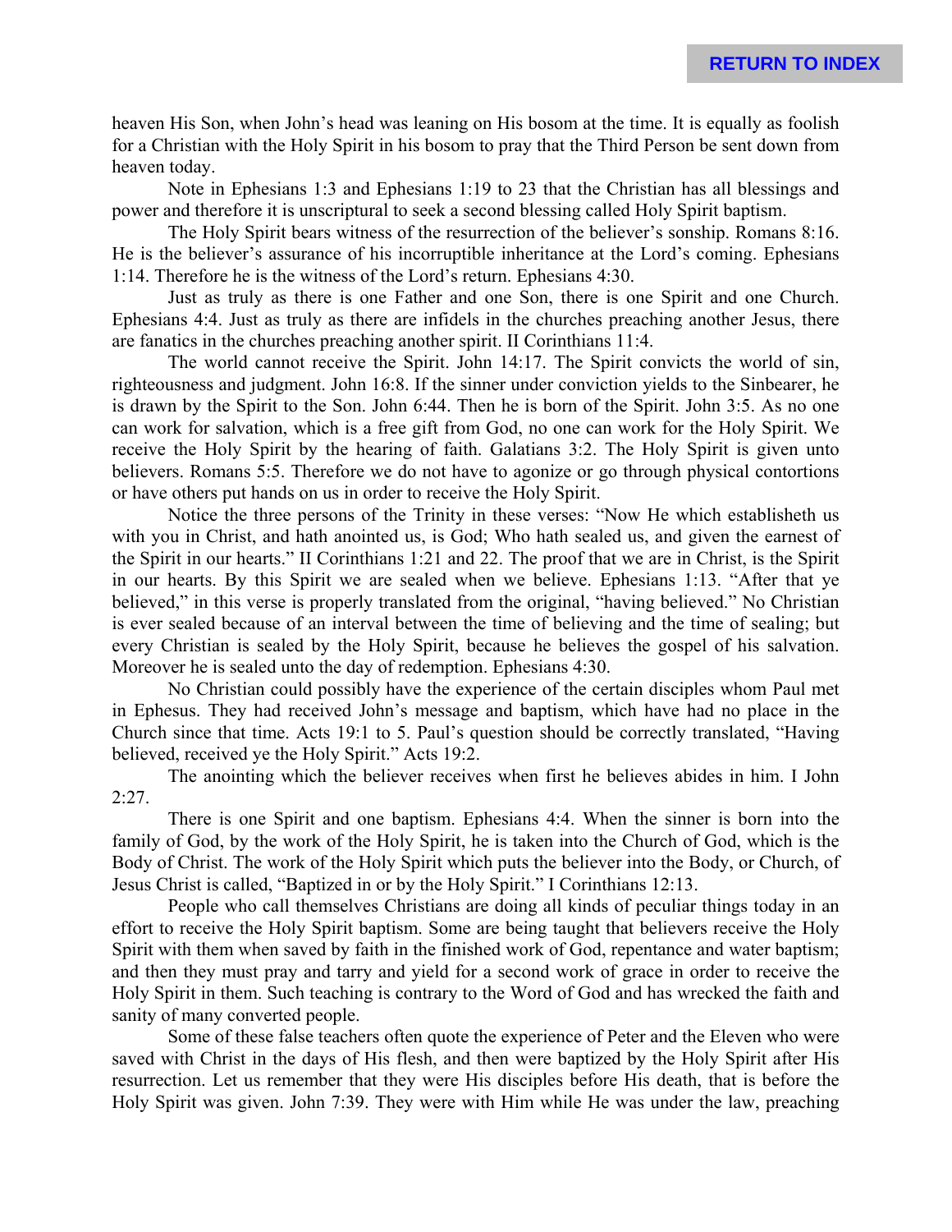heaven His Son, when John's head was leaning on His bosom at the time. It is equally as foolish for a Christian with the Holy Spirit in his bosom to pray that the Third Person be sent down from heaven today.

Note in Ephesians 1:3 and Ephesians 1:19 to 23 that the Christian has all blessings and power and therefore it is unscriptural to seek a second blessing called Holy Spirit baptism.

The Holy Spirit bears witness of the resurrection of the believer's sonship. Romans 8:16. He is the believer's assurance of his incorruptible inheritance at the Lord's coming. Ephesians 1:14. Therefore he is the witness of the Lord's return. Ephesians 4:30.

Just as truly as there is one Father and one Son, there is one Spirit and one Church. Ephesians 4:4. Just as truly as there are infidels in the churches preaching another Jesus, there are fanatics in the churches preaching another spirit. II Corinthians 11:4.

The world cannot receive the Spirit. John 14:17. The Spirit convicts the world of sin, righteousness and judgment. John 16:8. If the sinner under conviction yields to the Sinbearer, he is drawn by the Spirit to the Son. John 6:44. Then he is born of the Spirit. John 3:5. As no one can work for salvation, which is a free gift from God, no one can work for the Holy Spirit. We receive the Holy Spirit by the hearing of faith. Galatians 3:2. The Holy Spirit is given unto believers. Romans 5:5. Therefore we do not have to agonize or go through physical contortions or have others put hands on us in order to receive the Holy Spirit.

Notice the three persons of the Trinity in these verses: "Now He which establisheth us with you in Christ, and hath anointed us, is God; Who hath sealed us, and given the earnest of the Spirit in our hearts." II Corinthians 1:21 and 22. The proof that we are in Christ, is the Spirit in our hearts. By this Spirit we are sealed when we believe. Ephesians 1:13. "After that ye believed," in this verse is properly translated from the original, "having believed." No Christian is ever sealed because of an interval between the time of believing and the time of sealing; but every Christian is sealed by the Holy Spirit, because he believes the gospel of his salvation. Moreover he is sealed unto the day of redemption. Ephesians 4:30.

No Christian could possibly have the experience of the certain disciples whom Paul met in Ephesus. They had received John's message and baptism, which have had no place in the Church since that time. Acts 19:1 to 5. Paul's question should be correctly translated, "Having believed, received ye the Holy Spirit." Acts 19:2.

The anointing which the believer receives when first he believes abides in him. I John 2:27.

There is one Spirit and one baptism. Ephesians 4:4. When the sinner is born into the family of God, by the work of the Holy Spirit, he is taken into the Church of God, which is the Body of Christ. The work of the Holy Spirit which puts the believer into the Body, or Church, of Jesus Christ is called, "Baptized in or by the Holy Spirit." I Corinthians 12:13.

People who call themselves Christians are doing all kinds of peculiar things today in an effort to receive the Holy Spirit baptism. Some are being taught that believers receive the Holy Spirit with them when saved by faith in the finished work of God, repentance and water baptism; and then they must pray and tarry and yield for a second work of grace in order to receive the Holy Spirit in them. Such teaching is contrary to the Word of God and has wrecked the faith and sanity of many converted people.

Some of these false teachers often quote the experience of Peter and the Eleven who were saved with Christ in the days of His flesh, and then were baptized by the Holy Spirit after His resurrection. Let us remember that they were His disciples before His death, that is before the Holy Spirit was given. John 7:39. They were with Him while He was under the law, preaching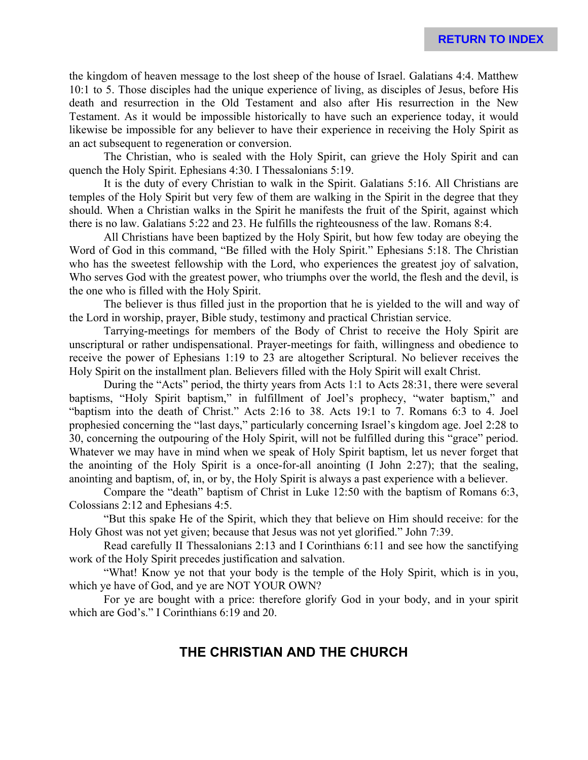the kingdom of heaven message to the lost sheep of the house of Israel. Galatians 4:4. Matthew 10:1 to 5. Those disciples had the unique experience of living, as disciples of Jesus, before His death and resurrection in the Old Testament and also after His resurrection in the New Testament. As it would be impossible historically to have such an experience today, it would likewise be impossible for any believer to have their experience in receiving the Holy Spirit as an act subsequent to regeneration or conversion.

The Christian, who is sealed with the Holy Spirit, can grieve the Holy Spirit and can quench the Holy Spirit. Ephesians 4:30. I Thessalonians 5:19.

It is the duty of every Christian to walk in the Spirit. Galatians 5:16. All Christians are temples of the Holy Spirit but very few of them are walking in the Spirit in the degree that they should. When a Christian walks in the Spirit he manifests the fruit of the Spirit, against which there is no law. Galatians 5:22 and 23. He fulfills the righteousness of the law. Romans 8:4.

All Christians have been baptized by the Holy Spirit, but how few today are obeying the Word of God in this command, "Be filled with the Holy Spirit." Ephesians 5:18. The Christian who has the sweetest fellowship with the Lord, who experiences the greatest joy of salvation, Who serves God with the greatest power, who triumphs over the world, the flesh and the devil, is the one who is filled with the Holy Spirit.

The believer is thus filled just in the proportion that he is yielded to the will and way of the Lord in worship, prayer, Bible study, testimony and practical Christian service.

Tarrying-meetings for members of the Body of Christ to receive the Holy Spirit are unscriptural or rather undispensational. Prayer-meetings for faith, willingness and obedience to receive the power of Ephesians 1:19 to 23 are altogether Scriptural. No believer receives the Holy Spirit on the installment plan. Believers filled with the Holy Spirit will exalt Christ.

During the "Acts" period, the thirty years from Acts 1:1 to Acts 28:31, there were several baptisms, "Holy Spirit baptism," in fulfillment of Joel's prophecy, "water baptism," and "baptism into the death of Christ." Acts 2:16 to 38. Acts 19:1 to 7. Romans 6:3 to 4. Joel prophesied concerning the "last days," particularly concerning Israel's kingdom age. Joel 2:28 to 30, concerning the outpouring of the Holy Spirit, will not be fulfilled during this "grace" period. Whatever we may have in mind when we speak of Holy Spirit baptism, let us never forget that the anointing of the Holy Spirit is a once-for-all anointing (I John 2:27); that the sealing, anointing and baptism, of, in, or by, the Holy Spirit is always a past experience with a believer.

Compare the "death" baptism of Christ in Luke 12:50 with the baptism of Romans 6:3, Colossians 2:12 and Ephesians 4:5.

"But this spake He of the Spirit, which they that believe on Him should receive: for the Holy Ghost was not yet given; because that Jesus was not yet glorified." John 7:39.

Read carefully II Thessalonians 2:13 and I Corinthians 6:11 and see how the sanctifying work of the Holy Spirit precedes justification and salvation.

"What! Know ye not that your body is the temple of the Holy Spirit, which is in you, which ye have of God, and ye are NOT YOUR OWN?

For ye are bought with a price: therefore glorify God in your body, and in your spirit which are God's." I Corinthians 6:19 and 20.

## THE CHRISTIAN AND THE CHURCH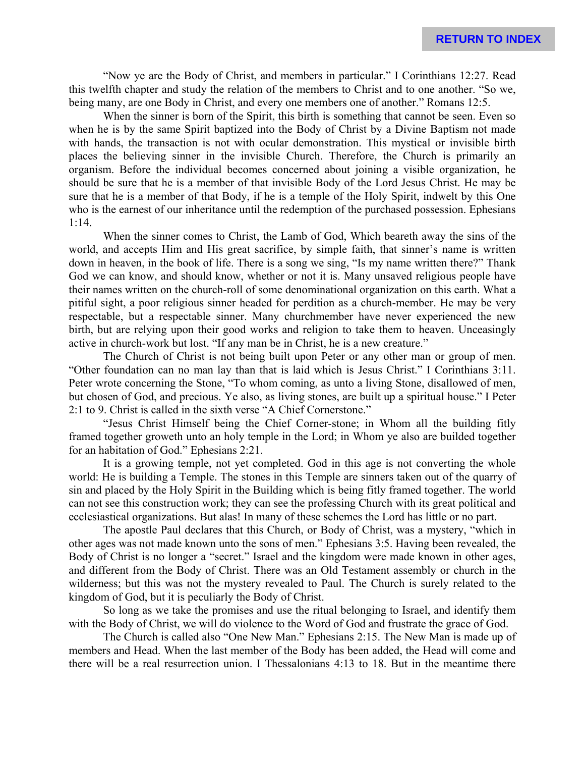"Now ye are the Body of Christ, and members in particular." I Corinthians 12:27. Read this twelfth chapter and study the relation of the members to Christ and to one another. "So we, being many, are one Body in Christ, and every one members one of another." Romans 12:5.

When the sinner is born of the Spirit, this birth is something that cannot be seen. Even so when he is by the same Spirit baptized into the Body of Christ by a Divine Baptism not made with hands, the transaction is not with ocular demonstration. This mystical or invisible birth places the believing sinner in the invisible Church. Therefore, the Church is primarily an organism. Before the individual becomes concerned about joining a visible organization, he should be sure that he is a member of that invisible Body of the Lord Jesus Christ. He may be sure that he is a member of that Body, if he is a temple of the Holy Spirit, indwelt by this One who is the earnest of our inheritance until the redemption of the purchased possession. Ephesians 1:14.

When the sinner comes to Christ, the Lamb of God, Which beareth away the sins of the world, and accepts Him and His great sacrifice, by simple faith, that sinner's name is written down in heaven, in the book of life. There is a song we sing, "Is my name written there?" Thank God we can know, and should know, whether or not it is. Many unsaved religious people have their names written on the church-roll of some denominational organization on this earth. What a pitiful sight, a poor religious sinner headed for perdition as a church-member. He may be very respectable, but a respectable sinner. Many churchmember have never experienced the new birth, but are relying upon their good works and religion to take them to heaven. Unceasingly active in church-work but lost. "If any man be in Christ, he is a new creature."

The Church of Christ is not being built upon Peter or any other man or group of men. "Other foundation can no man lay than that is laid which is Jesus Christ." I Corinthians 3:11. Peter wrote concerning the Stone, "To whom coming, as unto a living Stone, disallowed of men, but chosen of God, and precious. Ye also, as living stones, are built up a spiritual house." I Peter 2:1 to 9. Christ is called in the sixth verse "A Chief Cornerstone."

"Jesus Christ Himself being the Chief Corner-stone; in Whom all the building fitly framed together groweth unto an holy temple in the Lord; in Whom ye also are builded together for an habitation of God." Ephesians 2:21.

It is a growing temple, not yet completed. God in this age is not converting the whole world: He is building a Temple. The stones in this Temple are sinners taken out of the quarry of sin and placed by the Holy Spirit in the Building which is being fitly framed together. The world can not see this construction work; they can see the professing Church with its great political and ecclesiastical organizations. But alas! In many of these schemes the Lord has little or no part.

The apostle Paul declares that this Church, or Body of Christ, was a mystery, "which in other ages was not made known unto the sons of men." Ephesians 3:5. Having been revealed, the Body of Christ is no longer a "secret." Israel and the kingdom were made known in other ages, and different from the Body of Christ. There was an Old Testament assembly or church in the wilderness; but this was not the mystery revealed to Paul. The Church is surely related to the kingdom of God, but it is peculiarly the Body of Christ.

So long as we take the promises and use the ritual belonging to Israel, and identify them with the Body of Christ, we will do violence to the Word of God and frustrate the grace of God.

The Church is called also "One New Man." Ephesians 2:15. The New Man is made up of members and Head. When the last member of the Body has been added, the Head will come and there will be a real resurrection union. I Thessalonians 4:13 to 18. But in the meantime there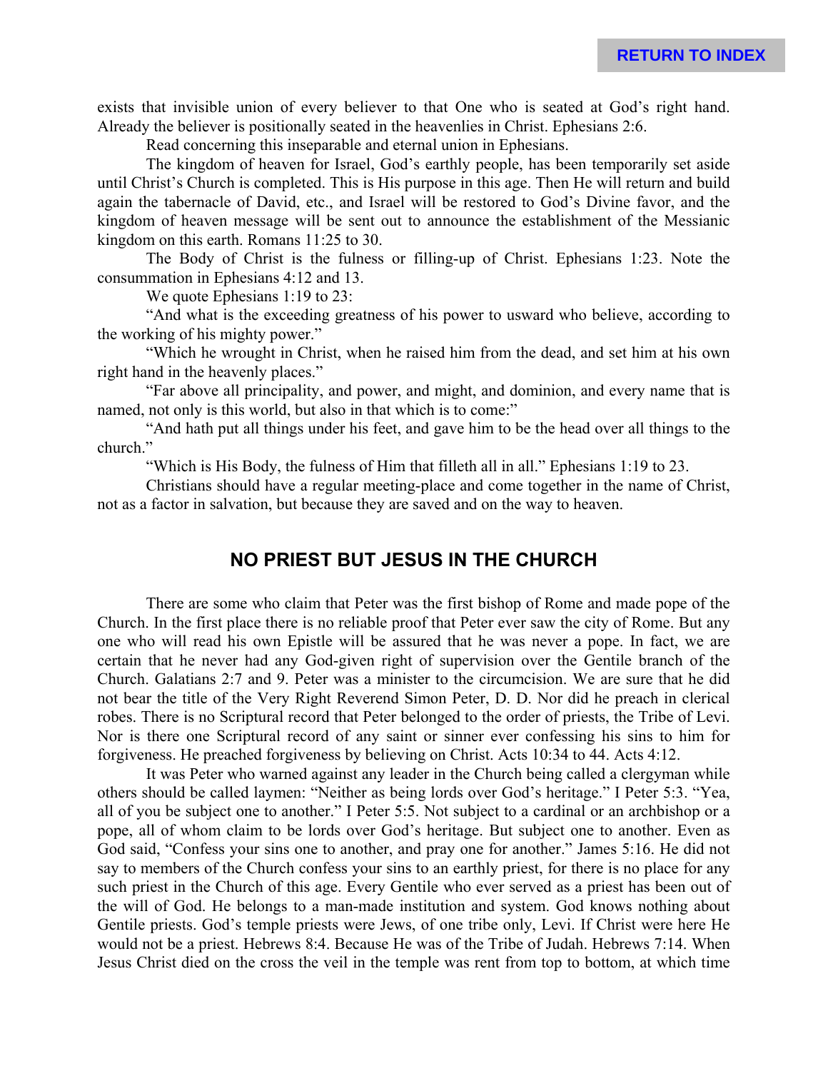exists that invisible union of every believer to that One who is seated at God's right hand. Already the believer is positionally seated in the heavenlies in Christ. Ephesians 2:6.

Read concerning this inseparable and eternal union in Ephesians.

The kingdom of heaven for Israel, God's earthly people, has been temporarily set aside until Christ's Church is completed. This is His purpose in this age. Then He will return and build again the tabernacle of David, etc., and Israel will be restored to God's Divine favor, and the kingdom of heaven message will be sent out to announce the establishment of the Messianic kingdom on this earth. Romans 11:25 to 30.

The Body of Christ is the fulness or filling-up of Christ. Ephesians 1:23. Note the consummation in Ephesians 4:12 and 13.

We quote Ephesians 1:19 to 23:

"And what is the exceeding greatness of his power to usward who believe, according to the working of his mighty power."

"Which he wrought in Christ, when he raised him from the dead, and set him at his own right hand in the heavenly places."

"Far above all principality, and power, and might, and dominion, and every name that is named, not only is this world, but also in that which is to come:"

"And hath put all things under his feet, and gave him to be the head over all things to the church."

"Which is His Body, the fulness of Him that filleth all in all." Ephesians 1:19 to 23.

Christians should have a regular meeting-place and come together in the name of Christ, not as a factor in salvation, but because they are saved and on the way to heaven.

## NO PRIEST BUT JESUS IN THE CHURCH

There are some who claim that Peter was the first bishop of Rome and made pope of the Church. In the first place there is no reliable proof that Peter ever saw the city of Rome. But any one who will read his own Epistle will be assured that he was never a pope. In fact, we are certain that he never had any God-given right of supervision over the Gentile branch of the Church. Galatians 2:7 and 9. Peter was a minister to the circumcision. We are sure that he did not bear the title of the Very Right Reverend Simon Peter, D. D. Nor did he preach in clerical robes. There is no Scriptural record that Peter belonged to the order of priests, the Tribe of Levi. Nor is there one Scriptural record of any saint or sinner ever confessing his sins to him for forgiveness. He preached forgiveness by believing on Christ. Acts 10:34 to 44. Acts 4:12.

It was Peter who warned against any leader in the Church being called a clergyman while others should be called laymen: "Neither as being lords over God's heritage." I Peter 5:3. "Yea, all of you be subject one to another." I Peter 5:5. Not subject to a cardinal or an archbishop or a pope, all of whom claim to be lords over God's heritage. But subject one to another. Even as God said, "Confess your sins one to another, and pray one for another." James 5:16. He did not say to members of the Church confess your sins to an earthly priest, for there is no place for any such priest in the Church of this age. Every Gentile who ever served as a priest has been out of the will of God. He belongs to a man-made institution and system. God knows nothing about Gentile priests. God's temple priests were Jews, of one tribe only, Levi. If Christ were here He would not be a priest. Hebrews 8:4. Because He was of the Tribe of Judah. Hebrews 7:14. When Jesus Christ died on the cross the veil in the temple was rent from top to bottom, at which time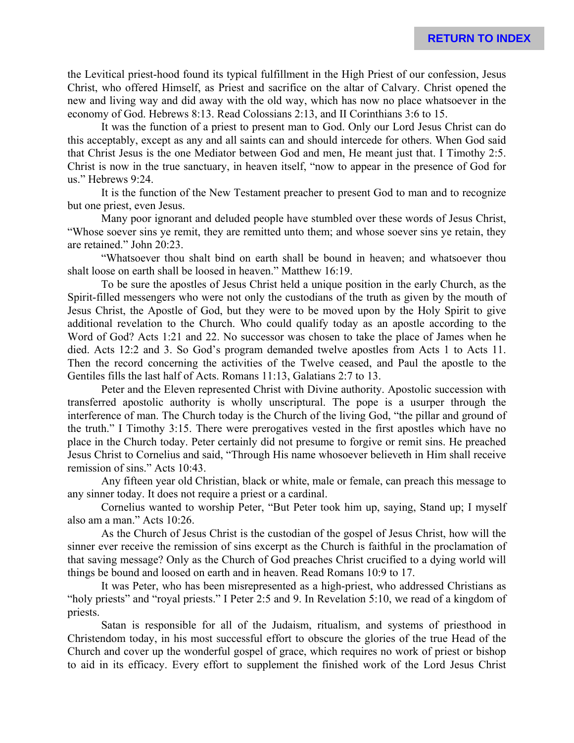the Levitical priest-hood found its typical fulfillment in the High Priest of our confession, Jesus Christ, who offered Himself, as Priest and sacrifice on the altar of Calvary. Christ opened the new and living way and did away with the old way, which has now no place whatsoever in the economy of God. Hebrews 8:13. Read Colossians 2:13, and II Corinthians 3:6 to 15.

It was the function of a priest to present man to God. Only our Lord Jesus Christ can do this acceptably, except as any and all saints can and should intercede for others. When God said that Christ Jesus is the one Mediator between God and men, He meant just that. I Timothy 2:5. Christ is now in the true sanctuary, in heaven itself, "now to appear in the presence of God for us." Hebrews 9:24.

It is the function of the New Testament preacher to present God to man and to recognize but one priest, even Jesus.

Many poor ignorant and deluded people have stumbled over these words of Jesus Christ, "Whose soever sins ye remit, they are remitted unto them; and whose soever sins ye retain, they are retained." John 20:23.

"Whatsoever thou shalt bind on earth shall be bound in heaven; and whatsoever thou shalt loose on earth shall be loosed in heaven." Matthew 16:19.

To be sure the apostles of Jesus Christ held a unique position in the early Church, as the Spirit-filled messengers who were not only the custodians of the truth as given by the mouth of Jesus Christ, the Apostle of God, but they were to be moved upon by the Holy Spirit to give additional revelation to the Church. Who could qualify today as an apostle according to the Word of God? Acts 1:21 and 22. No successor was chosen to take the place of James when he died. Acts 12:2 and 3. So God's program demanded twelve apostles from Acts 1 to Acts 11. Then the record concerning the activities of the Twelve ceased, and Paul the apostle to the Gentiles fills the last half of Acts. Romans 11:13, Galatians 2:7 to 13.

Peter and the Eleven represented Christ with Divine authority. Apostolic succession with transferred apostolic authority is wholly unscriptural. The pope is a usurper through the interference of man. The Church today is the Church of the living God, "the pillar and ground of the truth." I Timothy 3:15. There were prerogatives vested in the first apostles which have no place in the Church today. Peter certainly did not presume to forgive or remit sins. He preached Jesus Christ to Cornelius and said, "Through His name whosoever believeth in Him shall receive remission of sins." Acts 10:43.

Any fifteen year old Christian, black or white, male or female, can preach this message to any sinner today. It does not require a priest or a cardinal.

Cornelius wanted to worship Peter, "But Peter took him up, saying, Stand up; I myself also am a man." Acts 10:26.

As the Church of Jesus Christ is the custodian of the gospel of Jesus Christ, how will the sinner ever receive the remission of sins excerpt as the Church is faithful in the proclamation of that saving message? Only as the Church of God preaches Christ crucified to a dying world will things be bound and loosed on earth and in heaven. Read Romans 10:9 to 17.

It was Peter, who has been misrepresented as a high-priest, who addressed Christians as "holy priests" and "royal priests." I Peter 2:5 and 9. In Revelation 5:10, we read of a kingdom of priests.

Satan is responsible for all of the Judaism, ritualism, and systems of priesthood in Christendom today, in his most successful effort to obscure the glories of the true Head of the Church and cover up the wonderful gospel of grace, which requires no work of priest or bishop to aid in its efficacy. Every effort to supplement the finished work of the Lord Jesus Christ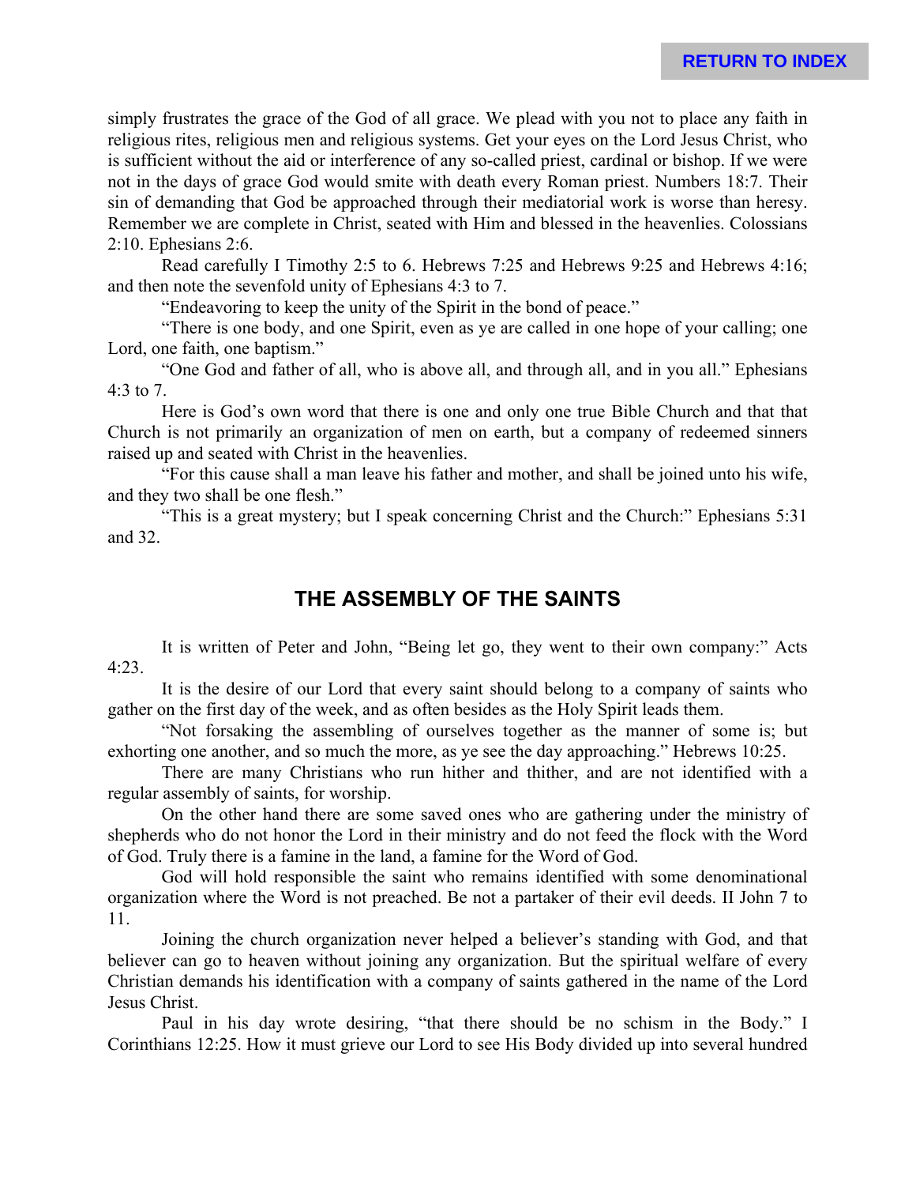simply frustrates the grace of the God of all grace. We plead with you not to place any faith in religious rites, religious men and religious systems. Get your eyes on the Lord Jesus Christ, who is sufficient without the aid or interference of any so-called priest, cardinal or bishop. If we were not in the days of grace God would smite with death every Roman priest. Numbers 18:7. Their sin of demanding that God be approached through their mediatorial work is worse than heresy. Remember we are complete in Christ, seated with Him and blessed in the heavenlies. Colossians 2:10. Ephesians 2:6.

Read carefully I Timothy 2:5 to 6. Hebrews 7:25 and Hebrews 9:25 and Hebrews 4:16; and then note the sevenfold unity of Ephesians 4:3 to 7.

"Endeavoring to keep the unity of the Spirit in the bond of peace."

"There is one body, and one Spirit, even as ye are called in one hope of your calling; one Lord, one faith, one baptism."

"One God and father of all, who is above all, and through all, and in you all." Ephesians 4:3 to 7.

Here is God's own word that there is one and only one true Bible Church and that that Church is not primarily an organization of men on earth, but a company of redeemed sinners raised up and seated with Christ in the heavenlies.

"For this cause shall a man leave his father and mother, and shall be joined unto his wife, and they two shall be one flesh."

"This is a great mystery; but I speak concerning Christ and the Church:" Ephesians 5:31 and 32.

## THE ASSEMBLY OF THE SAINTS

It is written of Peter and John, "Being let go, they went to their own company:" Acts 4:23.

It is the desire of our Lord that every saint should belong to a company of saints who gather on the first day of the week, and as often besides as the Holy Spirit leads them.

"Not forsaking the assembling of ourselves together as the manner of some is; but exhorting one another, and so much the more, as ye see the day approaching." Hebrews 10:25.

There are many Christians who run hither and thither, and are not identified with a regular assembly of saints, for worship.

On the other hand there are some saved ones who are gathering under the ministry of shepherds who do not honor the Lord in their ministry and do not feed the flock with the Word of God. Truly there is a famine in the land, a famine for the Word of God.

God will hold responsible the saint who remains identified with some denominational organization where the Word is not preached. Be not a partaker of their evil deeds. II John 7 to 11.

Joining the church organization never helped a believer's standing with God, and that believer can go to heaven without joining any organization. But the spiritual welfare of every Christian demands his identification with a company of saints gathered in the name of the Lord Jesus Christ.

Paul in his day wrote desiring, "that there should be no schism in the Body." I Corinthians 12:25. How it must grieve our Lord to see His Body divided up into several hundred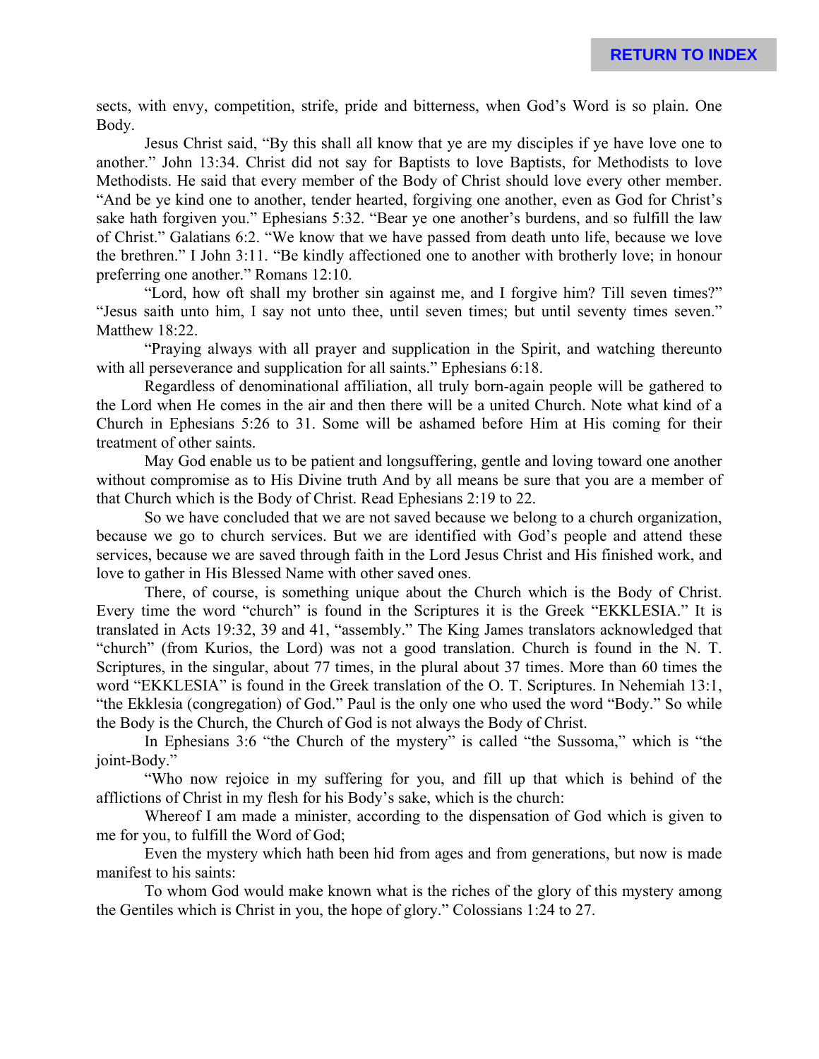sects, with envy, competition, strife, pride and bitterness, when God's Word is so plain. One Body.

Jesus Christ said, "By this shall all know that ye are my disciples if ye have love one to another." John 13:34. Christ did not say for Baptists to love Baptists, for Methodists to love Methodists. He said that every member of the Body of Christ should love every other member. "And be ye kind one to another, tender hearted, forgiving one another, even as God for Christ's sake hath forgiven you." Ephesians 5:32. "Bear ye one another's burdens, and so fulfill the law of Christ." Galatians 6:2. "We know that we have passed from death unto life, because we love the brethren." I John 3:11. "Be kindly affectioned one to another with brotherly love; in honour preferring one another." Romans 12:10.

"Lord, how oft shall my brother sin against me, and I forgive him? Till seven times?" "Jesus saith unto him, I say not unto thee, until seven times; but until seventy times seven." Matthew 18:22.

"Praying always with all prayer and supplication in the Spirit, and watching thereunto with all perseverance and supplication for all saints." Ephesians 6:18.

Regardless of denominational affiliation, all truly born-again people will be gathered to the Lord when He comes in the air and then there will be a united Church. Note what kind of a Church in Ephesians 5:26 to 31. Some will be ashamed before Him at His coming for their treatment of other saints.

May God enable us to be patient and longsuffering, gentle and loving toward one another without compromise as to His Divine truth And by all means be sure that you are a member of that Church which is the Body of Christ. Read Ephesians 2:19 to 22.

So we have concluded that we are not saved because we belong to a church organization, because we go to church services. But we are identified with God's people and attend these services, because we are saved through faith in the Lord Jesus Christ and His finished work, and love to gather in His Blessed Name with other saved ones.

There, of course, is something unique about the Church which is the Body of Christ. Every time the word "church" is found in the Scriptures it is the Greek "EKKLESIA." It is translated in Acts 19:32, 39 and 41, "assembly." The King James translators acknowledged that "church" (from Kurios, the Lord) was not a good translation. Church is found in the N. T. Scriptures, in the singular, about 77 times, in the plural about 37 times. More than 60 times the word "EKKLESIA" is found in the Greek translation of the O. T. Scriptures. In Nehemiah 13:1, "the Ekklesia (congregation) of God." Paul is the only one who used the word "Body." So while the Body is the Church, the Church of God is not always the Body of Christ.

In Ephesians 3:6 "the Church of the mystery" is called "the Sussoma," which is "the joint-Body."

"Who now rejoice in my suffering for you, and fill up that which is behind of the afflictions of Christ in my flesh for his Body's sake, which is the church:

Whereof I am made a minister, according to the dispensation of God which is given to me for you, to fulfill the Word of God;

Even the mystery which hath been hid from ages and from generations, but now is made manifest to his saints:

To whom God would make known what is the riches of the glory of this mystery among the Gentiles which is Christ in you, the hope of glory." Colossians 1:24 to 27.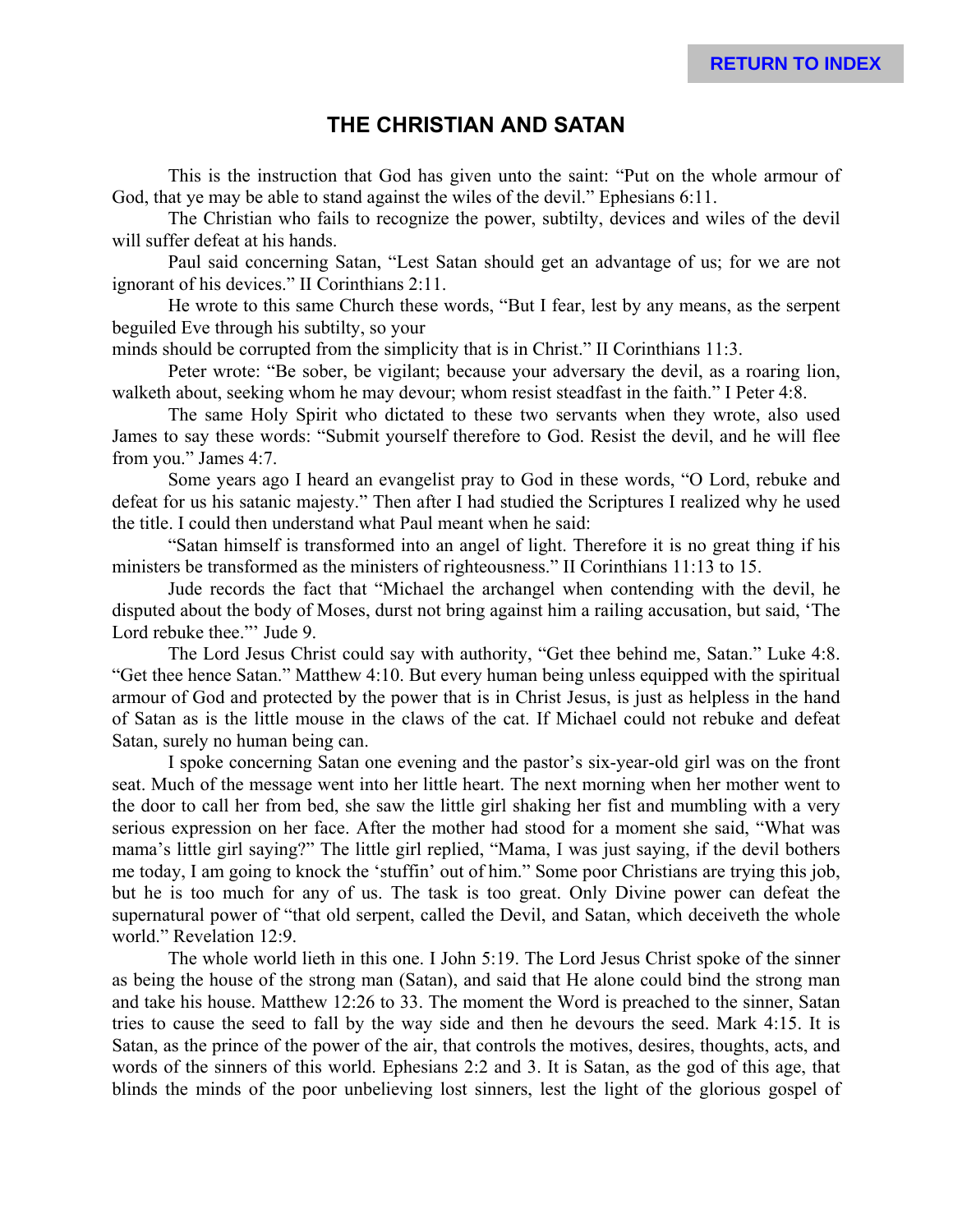# THE CHRISTIAN AND SATAN

This is the instruction that God has given unto the saint: "Put on the whole armour of God, that ye may be able to stand against the wiles of the devil." Ephesians 6:11.

The Christian who fails to recognize the power, subtilty, devices and wiles of the devil will suffer defeat at his hands.

Paul said concerning Satan, "Lest Satan should get an advantage of us; for we are not ignorant of his devices." II Corinthians 2:11.

He wrote to this same Church these words, "But I fear, lest by any means, as the serpent beguiled Eve through his subtilty, so your minds should be corrupted from the simplicity that is in Christ." II Corinthians 11:3.

Peter wrote: "Be sober, be vigilant; because your adversary the devil, as a roaring lion, walketh about, seeking whom he may devour; whom resist steadfast in the faith." I Peter 4:8.

The same Holy Spirit who dictated to these two servants when they wrote, also used James to say these words: "Submit yourself therefore to God. Resist the devil, and he will flee from you." James 4:7.

Some years ago I heard an evangelist pray to God in these words, "O Lord, rebuke and defeat for us his satanic majesty." Then after I had studied the Scriptures I realized why he used the title. I could then understand what Paul meant when he said:

"Satan himself is transformed into an angel of light. Therefore it is no great thing if his ministers be transformed as the ministers of righteousness." II Corinthians 11:13 to 15.

Jude records the fact that "Michael the archangel when contending with the devil, he disputed about the body of Moses, durst not bring against him a railing accusation, but said, 'The Lord rebuke thee."' Jude 9.

The Lord Jesus Christ could say with authority, "Get thee behind me, Satan." Luke 4:8. "Get thee hence Satan." Matthew 4:10. But every human being unless equipped with the spiritual armour of God and protected by the power that is in Christ Jesus, is just as helpless in the hand of Satan as is the little mouse in the claws of the cat. If Michael could not rebuke and defeat Satan, surely no human being can.

I spoke concerning Satan one evening and the pastor's six-year-old girl was on the front seat. Much of the message went into her little heart. The next morning when her mother went to the door to call her from bed, she saw the little girl shaking her fist and mumbling with a very serious expression on her face. After the mother had stood for a moment she said, "What was mama's little girl saying?" The little girl replied, "Mama, I was just saying, if the devil bothers me today, I am going to knock the 'stuffin' out of him." Some poor Christians are trying this job, but he is too much for any of us. The task is too great. Only Divine power can defeat the supernatural power of "that old serpent, called the Devil, and Satan, which deceiveth the whole world." Revelation 12:9.

The whole world lieth in this one. I John 5:19. The Lord Jesus Christ spoke of the sinner as being the house of the strong man (Satan), and said that He alone could bind the strong man and take his house. Matthew 12:26 to 33. The moment the Word is preached to the sinner, Satan tries to cause the seed to fall by the way side and then he devours the seed. Mark 4:15. It is Satan, as the prince of the power of the air, that controls the motives, desires, thoughts, acts, and words of the sinners of this world. Ephesians 2:2 and 3. It is Satan, as the god of this age, that blinds the minds of the poor unbelieving lost sinners, lest the light of the glorious gospel of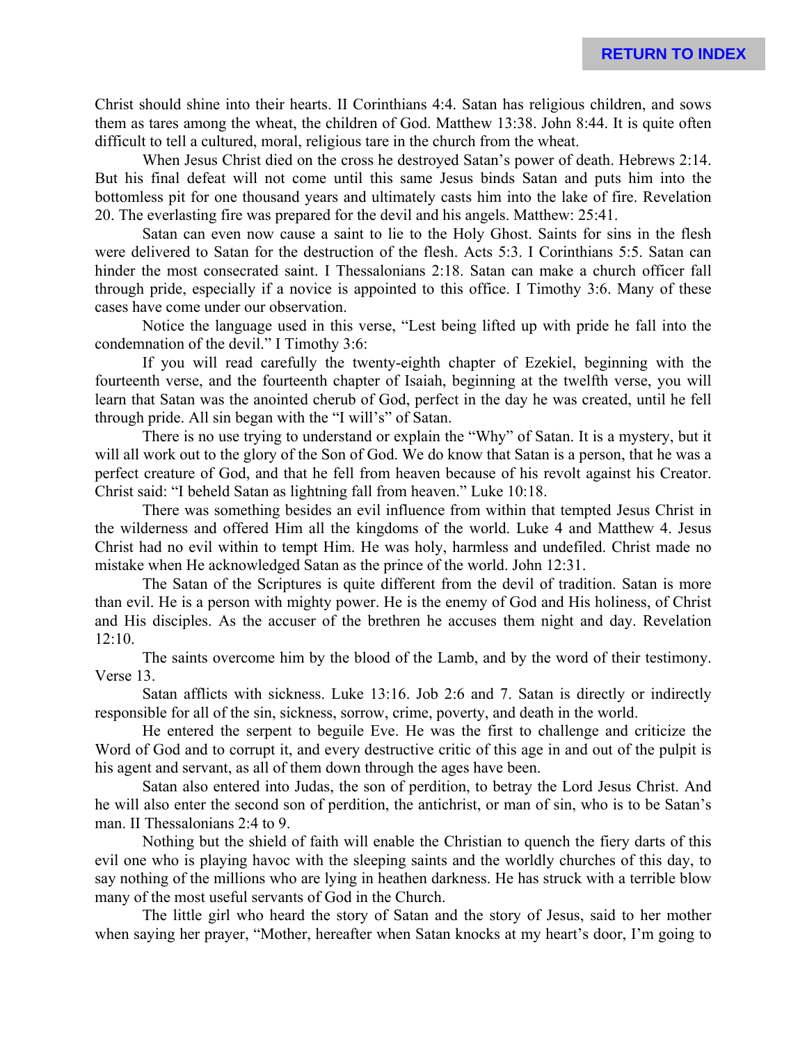Christ should shine into their hearts. II Corinthians 4:4. Satan has religious children, and sows them as tares among the wheat, the children of God. Matthew 13:38. John 8:44. It is quite often difficult to tell a cultured, moral, religious tare in the church from the wheat.

When Jesus Christ died on the cross he destroyed Satan's power of death. Hebrews 2:14. But his final defeat will not come until this same Jesus binds Satan and puts him into the bottomless pit for one thousand years and ultimately casts him into the lake of fire. Revelation 20. The everlasting fire was prepared for the devil and his angels. Matthew: 25:41.

Satan can even now cause a saint to lie to the Holy Ghost. Saints for sins in the flesh were delivered to Satan for the destruction of the flesh. Acts 5:3. I Corinthians 5:5. Satan can hinder the most consecrated saint. I Thessalonians 2:18. Satan can make a church officer fall through pride, especially if a novice is appointed to this office. I Timothy 3:6. Many of these cases have come under our observation.

Notice the language used in this verse, "Lest being lifted up with pride he fall into the condemnation of the devil." I Timothy 3:6:

If you will read carefully the twenty-eighth chapter of Ezekiel, beginning with the fourteenth verse, and the fourteenth chapter of Isaiah, beginning at the twelfth verse, you will learn that Satan was the anointed cherub of God, perfect in the day he was created, until he fell through pride. All sin began with the "I will's" of Satan.

There is no use trying to understand or explain the "Why" of Satan. It is a mystery, but it will all work out to the glory of the Son of God. We do know that Satan is a person, that he was a perfect creature of God, and that he fell from heaven because of his revolt against his Creator. Christ said: "I beheld Satan as lightning fall from heaven." Luke 10:18.

There was something besides an evil influence from within that tempted Jesus Christ in the wilderness and offered Him all the kingdoms of the world. Luke 4 and Matthew 4. Jesus Christ had no evil within to tempt Him. He was holy, harmless and undefiled. Christ made no mistake when He acknowledged Satan as the prince of the world. John 12:31.

The Satan of the Scriptures is quite different from the devil of tradition. Satan is more than evil. He is a person with mighty power. He is the enemy of God and His holiness, of Christ and His disciples. As the accuser of the brethren he accuses them night and day. Revelation 12:10.

The saints overcome him by the blood of the Lamb, and by the word of their testimony. Verse 13.

Satan afflicts with sickness. Luke 13:16. Job 2:6 and 7. Satan is directly or indirectly responsible for all of the sin, sickness, sorrow, crime, poverty, and death in the world.

He entered the serpent to beguile Eve. He was the first to challenge and criticize the Word of God and to corrupt it, and every destructive critic of this age in and out of the pulpit is his agent and servant, as all of them down through the ages have been.

Satan also entered into Judas, the son of perdition, to betray the Lord Jesus Christ. And he will also enter the second son of perdition, the antichrist, or man of sin, who is to be Satan's man. II Thessalonians 2:4 to 9.

Nothing but the shield of faith will enable the Christian to quench the fiery darts of this evil one who is playing havoc with the sleeping saints and the worldly churches of this day, to say nothing of the millions who are lying in heathen darkness. He has struck with a terrible blow many of the most useful servants of God in the Church.

The little girl who heard the story of Satan and the story of Jesus, said to her mother when saying her prayer, "Mother, hereafter when Satan knocks at my heart's door, I'm going to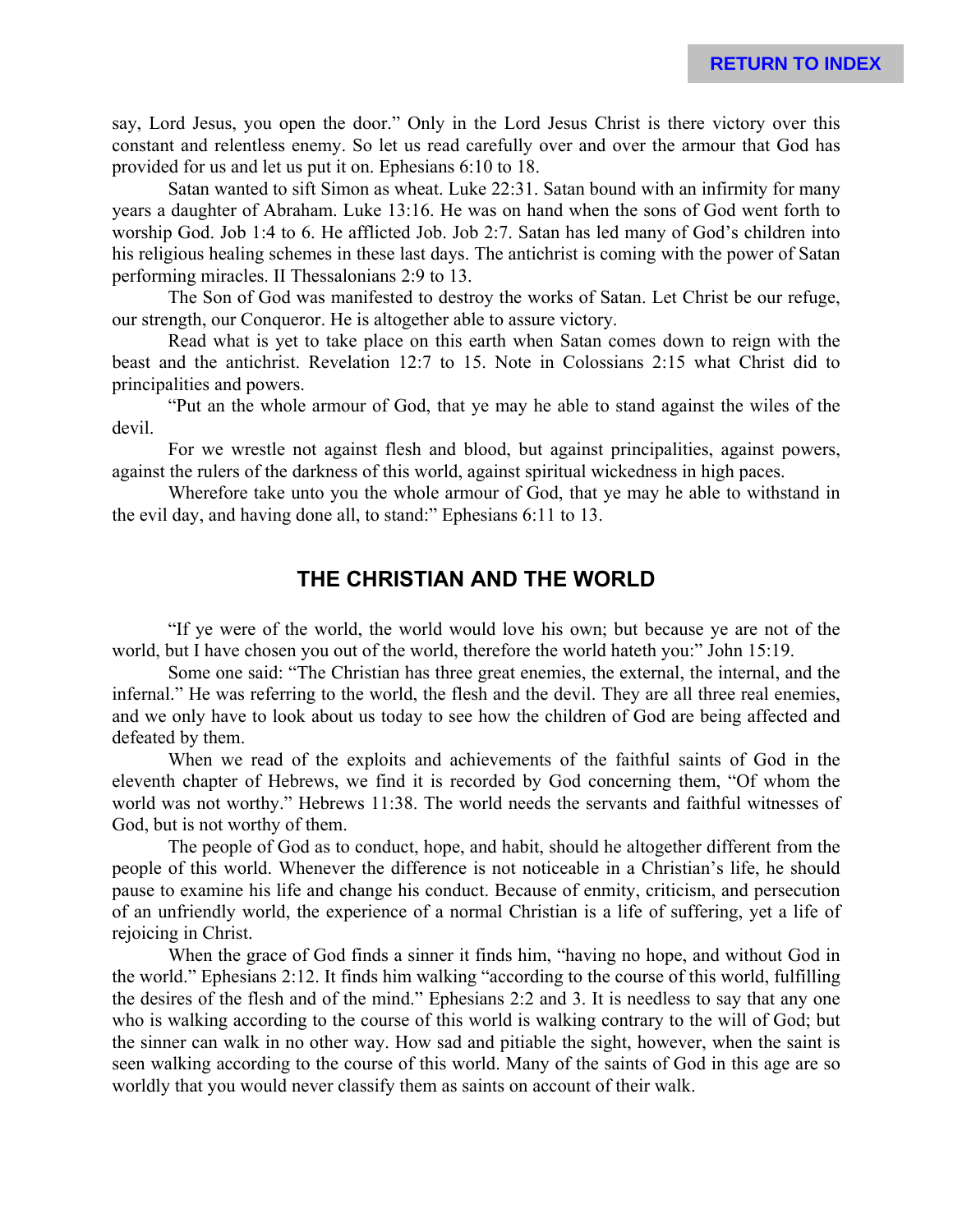say, Lord Jesus, you open the door." Only in the Lord Jesus Christ is there victory over this constant and relentless enemy. So let us read carefully over and over the armour that God has provided for us and let us put it on. Ephesians 6:10 to 18.

Satan wanted to sift Simon as wheat. Luke 22:31. Satan bound with an infirmity for many years a daughter of Abraham. Luke 13:16. He was on hand when the sons of God went forth to worship God. Job 1:4 to 6. He afflicted Job. Job 2:7. Satan has led many of God's children into his religious healing schemes in these last days. The antichrist is coming with the power of Satan performing miracles. II Thessalonians 2:9 to 13.

The Son of God was manifested to destroy the works of Satan. Let Christ be our refuge, our strength, our Conqueror. He is altogether able to assure victory.

Read what is yet to take place on this earth when Satan comes down to reign with the beast and the antichrist. Revelation 12:7 to 15. Note in Colossians 2:15 what Christ did to principalities and powers.

"Put an the whole armour of God, that ye may he able to stand against the wiles of the devil.

For we wrestle not against flesh and blood, but against principalities, against powers, against the rulers of the darkness of this world, against spiritual wickedness in high paces.

Wherefore take unto you the whole armour of God, that ye may he able to withstand in the evil day, and having done all, to stand:" Ephesians 6:11 to 13.

## THE CHRISTIAN AND THE WORLD

"If ye were of the world, the world would love his own; but because ye are not of the world, but I have chosen you out of the world, therefore the world hateth you:" John 15:19.

Some one said: "The Christian has three great enemies, the external, the internal, and the infernal." He was referring to the world, the flesh and the devil. They are all three real enemies, and we only have to look about us today to see how the children of God are being affected and defeated by them.

When we read of the exploits and achievements of the faithful saints of God in the eleventh chapter of Hebrews, we find it is recorded by God concerning them, "Of whom the world was not worthy." Hebrews 11:38. The world needs the servants and faithful witnesses of God, but is not worthy of them.

The people of God as to conduct, hope, and habit, should he altogether different from the people of this world. Whenever the difference is not noticeable in a Christian's life, he should pause to examine his life and change his conduct. Because of enmity, criticism, and persecution of an unfriendly world, the experience of a normal Christian is a life of suffering, yet a life of rejoicing in Christ.

When the grace of God finds a sinner it finds him, "having no hope, and without God in the world." Ephesians 2:12. It finds him walking "according to the course of this world, fulfilling the desires of the flesh and of the mind." Ephesians 2:2 and 3. It is needless to say that any one who is walking according to the course of this world is walking contrary to the will of God; but the sinner can walk in no other way. How sad and pitiable the sight, however, when the saint is seen walking according to the course of this world. Many of the saints of God in this age are so worldly that you would never classify them as saints on account of their walk.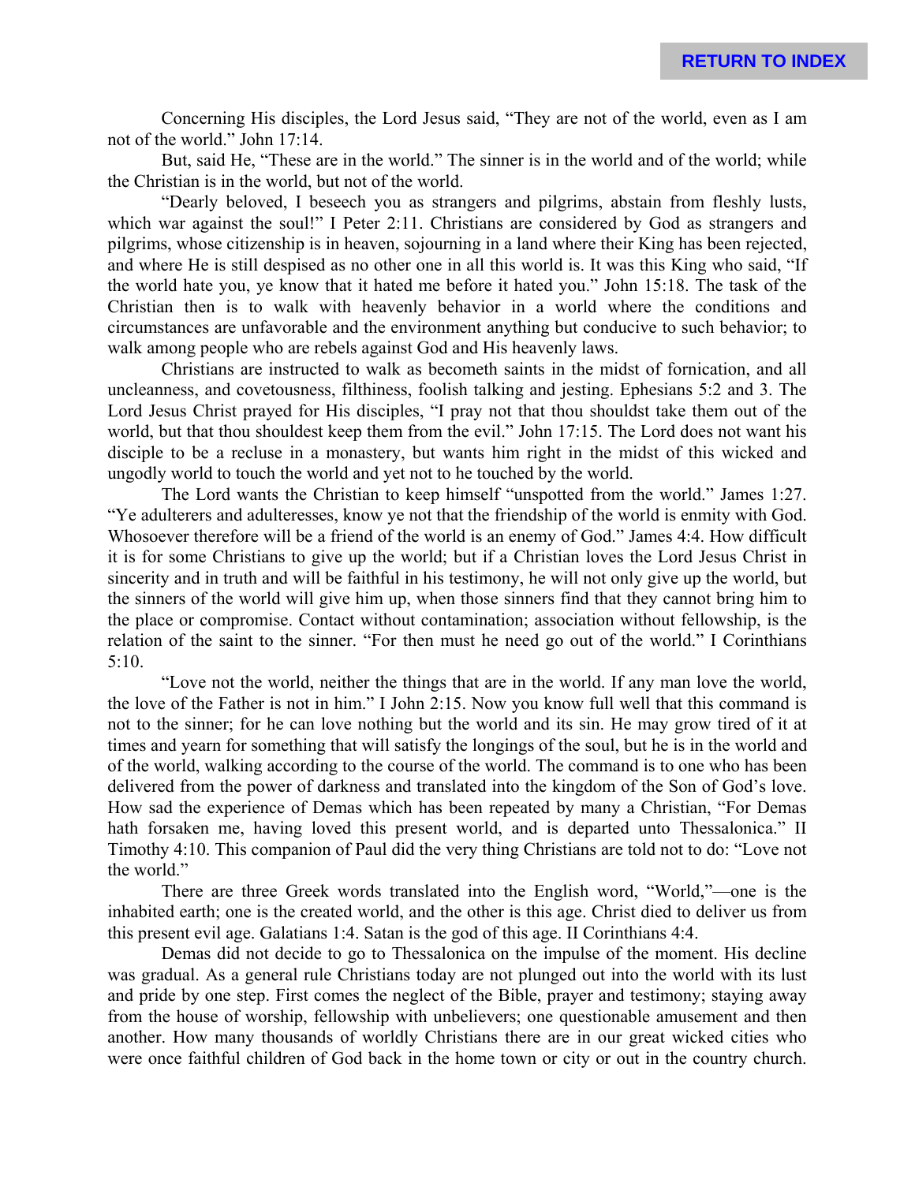Concerning His disciples, the Lord Jesus said, "They are not of the world, even as I am not of the world." John 17:14.

But, said He, "These are in the world." The sinner is in the world and of the world; while the Christian is in the world, but not of the world.

"Dearly beloved, I beseech you as strangers and pilgrims, abstain from fleshly lusts, which war against the soul!" I Peter 2:11. Christians are considered by God as strangers and pilgrims, whose citizenship is in heaven, sojourning in a land where their King has been rejected, and where He is still despised as no other one in all this world is. It was this King who said, "If the world hate you, ye know that it hated me before it hated you." John 15:18. The task of the Christian then is to walk with heavenly behavior in a world where the conditions and circumstances are unfavorable and the environment anything but conducive to such behavior; to walk among people who are rebels against God and His heavenly laws.

Christians are instructed to walk as becometh saints in the midst of fornication, and all uncleanness, and covetousness, filthiness, foolish talking and jesting. Ephesians 5:2 and 3. The Lord Jesus Christ prayed for His disciples, "I pray not that thou shouldst take them out of the world, but that thou shouldest keep them from the evil." John 17:15. The Lord does not want his disciple to be a recluse in a monastery, but wants him right in the midst of this wicked and ungodly world to touch the world and yet not to he touched by the world.

The Lord wants the Christian to keep himself "unspotted from the world." James 1:27. "Ye adulterers and adulteresses, know ye not that the friendship of the world is enmity with God. Whosoever therefore will be a friend of the world is an enemy of God." James 4:4. How difficult it is for some Christians to give up the world; but if a Christian loves the Lord Jesus Christ in sincerity and in truth and will be faithful in his testimony, he will not only give up the world, but the sinners of the world will give him up, when those sinners find that they cannot bring him to the place or compromise. Contact without contamination; association without fellowship, is the relation of the saint to the sinner. "For then must he need go out of the world." I Corinthians 5:10.

"Love not the world, neither the things that are in the world. If any man love the world, the love of the Father is not in him." I John 2:15. Now you know full well that this command is not to the sinner; for he can love nothing but the world and its sin. He may grow tired of it at times and yearn for something that will satisfy the longings of the soul, but he is in the world and of the world, walking according to the course of the world. The command is to one who has been delivered from the power of darkness and translated into the kingdom of the Son of God's love. How sad the experience of Demas which has been repeated by many a Christian, "For Demas hath forsaken me, having loved this present world, and is departed unto Thessalonica." II Timothy 4:10. This companion of Paul did the very thing Christians are told not to do: "Love not the world."

There are three Greek words translated into the English word, "World,"—one is the inhabited earth; one is the created world, and the other is this age. Christ died to deliver us from this present evil age. Galatians 1:4. Satan is the god of this age. II Corinthians 4:4.

Demas did not decide to go to Thessalonica on the impulse of the moment. His decline was gradual. As a general rule Christians today are not plunged out into the world with its lust and pride by one step. First comes the neglect of the Bible, prayer and testimony; staying away from the house of worship, fellowship with unbelievers; one questionable amusement and then another. How many thousands of worldly Christians there are in our great wicked cities who were once faithful children of God back in the home town or city or out in the country church.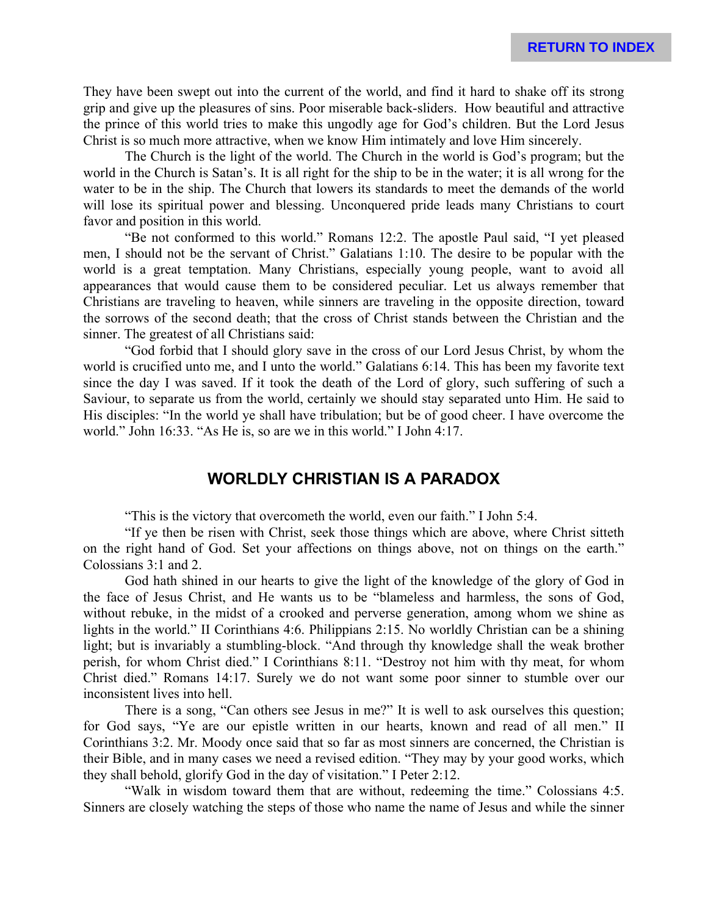They have been swept out into the current of the world, and find it hard to shake off its strong grip and give up the pleasures of sins. Poor miserable back-sliders. How beautiful and attractive the prince of this world tries to make this ungodly age for God's children. But the Lord Jesus Christ is so much more attractive, when we know Him intimately and love Him sincerely.

The Church is the light of the world. The Church in the world is God's program; but the world in the Church is Satan's. It is all right for the ship to be in the water; it is all wrong for the water to be in the ship. The Church that lowers its standards to meet the demands of the world will lose its spiritual power and blessing. Unconquered pride leads many Christians to court favor and position in this world.

"Be not conformed to this world." Romans 12:2. The apostle Paul said, "I yet pleased men, I should not be the servant of Christ." Galatians 1:10. The desire to be popular with the world is a great temptation. Many Christians, especially young people, want to avoid all appearances that would cause them to be considered peculiar. Let us always remember that Christians are traveling to heaven, while sinners are traveling in the opposite direction, toward the sorrows of the second death; that the cross of Christ stands between the Christian and the sinner. The greatest of all Christians said:

"God forbid that I should glory save in the cross of our Lord Jesus Christ, by whom the world is crucified unto me, and I unto the world." Galatians 6:14. This has been my favorite text since the day I was saved. If it took the death of the Lord of glory, such suffering of such a Saviour, to separate us from the world, certainly we should stay separated unto Him. He said to His disciples: "In the world ye shall have tribulation; but be of good cheer. I have overcome the world." John 16:33. "As He is, so are we in this world." I John 4:17.

## WORLDLY CHRISTIAN IS A PARADOX

"This is the victory that overcometh the world, even our faith." I John 5:4.

"If ye then be risen with Christ, seek those things which are above, where Christ sitteth on the right hand of God. Set your affections on things above, not on things on the earth." Colossians 3:1 and 2.

God hath shined in our hearts to give the light of the knowledge of the glory of God in the face of Jesus Christ, and He wants us to be "blameless and harmless, the sons of God, without rebuke, in the midst of a crooked and perverse generation, among whom we shine as lights in the world." II Corinthians 4:6. Philippians 2:15. No worldly Christian can be a shining light; but is invariably a stumbling-block. "And through thy knowledge shall the weak brother perish, for whom Christ died." I Corinthians 8:11. "Destroy not him with thy meat, for whom Christ died." Romans 14:17. Surely we do not want some poor sinner to stumble over our inconsistent lives into hell.

There is a song, "Can others see Jesus in me?" It is well to ask ourselves this question; for God says, "Ye are our epistle written in our hearts, known and read of all men." II Corinthians 3:2. Mr. Moody once said that so far as most sinners are concerned, the Christian is their Bible, and in many cases we need a revised edition. "They may by your good works, which they shall behold, glorify God in the day of visitation." I Peter 2:12.

"Walk in wisdom toward them that are without, redeeming the time." Colossians 4:5. Sinners are closely watching the steps of those who name the name of Jesus and while the sinner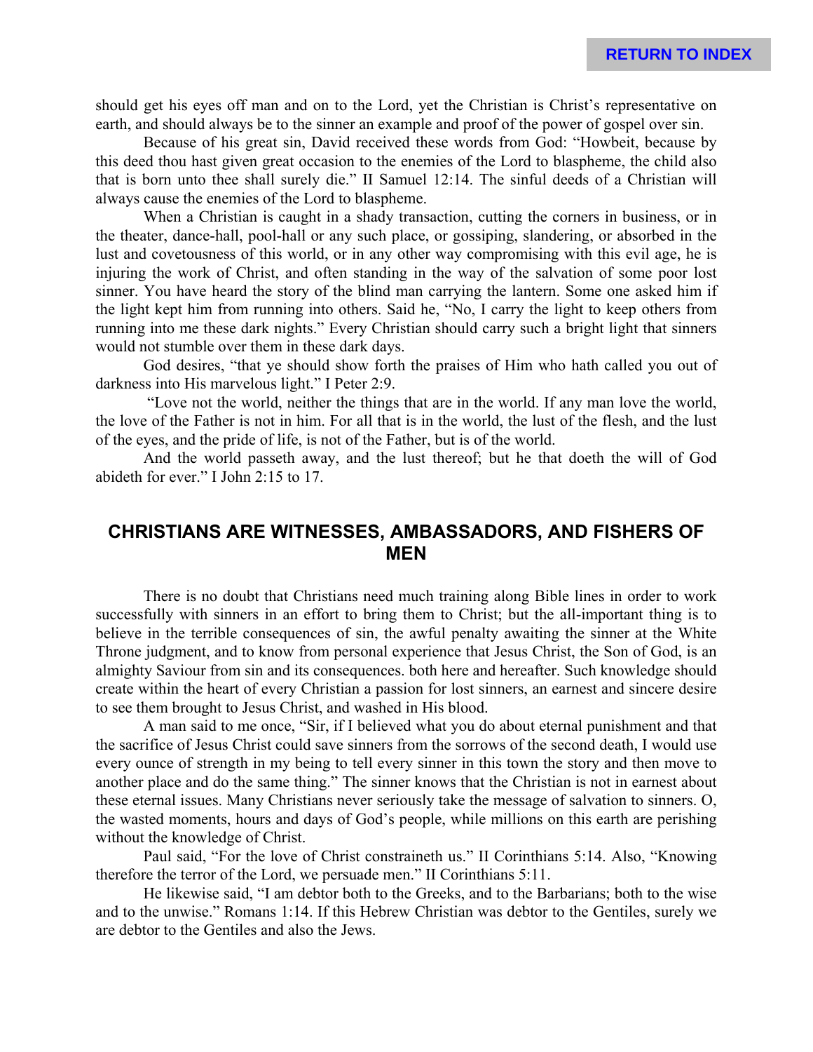should get his eyes off man and on to the Lord, yet the Christian is Christ's representative on earth, and should always be to the sinner an example and proof of the power of gospel over sin.

Because of his great sin, David received these words from God: "Howbeit, because by this deed thou hast given great occasion to the enemies of the Lord to blaspheme, the child also that is born unto thee shall surely die." II Samuel 12:14. The sinful deeds of a Christian will always cause the enemies of the Lord to blaspheme.

When a Christian is caught in a shady transaction, cutting the corners in business, or in the theater, dance-hall, pool-hall or any such place, or gossiping, slandering, or absorbed in the lust and covetousness of this world, or in any other way compromising with this evil age, he is injuring the work of Christ, and often standing in the way of the salvation of some poor lost sinner. You have heard the story of the blind man carrying the lantern. Some one asked him if the light kept him from running into others. Said he, "No, I carry the light to keep others from running into me these dark nights." Every Christian should carry such a bright light that sinners would not stumble over them in these dark days.

God desires, "that ye should show forth the praises of Him who hath called you out of darkness into His marvelous light." I Peter 2:9.

"Love not the world, neither the things that are in the world. If any man love the world, the love of the Father is not in him. For all that is in the world, the lust of the flesh, and the lust of the eyes, and the pride of life, is not of the Father, but is of the world.

And the world passeth away, and the lust thereof; but he that doeth the will of God abideth for ever." I John 2:15 to 17.

## CHRISTIANS ARE WITNESSES, AMBASSADORS, AND FISHERS OF MEN

There is no doubt that Christians need much training along Bible lines in order to work successfully with sinners in an effort to bring them to Christ; but the all-important thing is to believe in the terrible consequences of sin, the awful penalty awaiting the sinner at the White Throne judgment, and to know from personal experience that Jesus Christ, the Son of God, is an almighty Saviour from sin and its consequences. both here and hereafter. Such knowledge should create within the heart of every Christian a passion for lost sinners, an earnest and sincere desire to see them brought to Jesus Christ, and washed in His blood.

A man said to me once, "Sir, if I believed what you do about eternal punishment and that the sacrifice of Jesus Christ could save sinners from the sorrows of the second death, I would use every ounce of strength in my being to tell every sinner in this town the story and then move to another place and do the same thing." The sinner knows that the Christian is not in earnest about these eternal issues. Many Christians never seriously take the message of salvation to sinners. O, the wasted moments, hours and days of God's people, while millions on this earth are perishing without the knowledge of Christ.

Paul said, "For the love of Christ constraineth us." II Corinthians 5:14. Also, "Knowing therefore the terror of the Lord, we persuade men." II Corinthians 5:11.

He likewise said, "I am debtor both to the Greeks, and to the Barbarians; both to the wise and to the unwise." Romans 1:14. If this Hebrew Christian was debtor to the Gentiles, surely we are debtor to the Gentiles and also the Jews.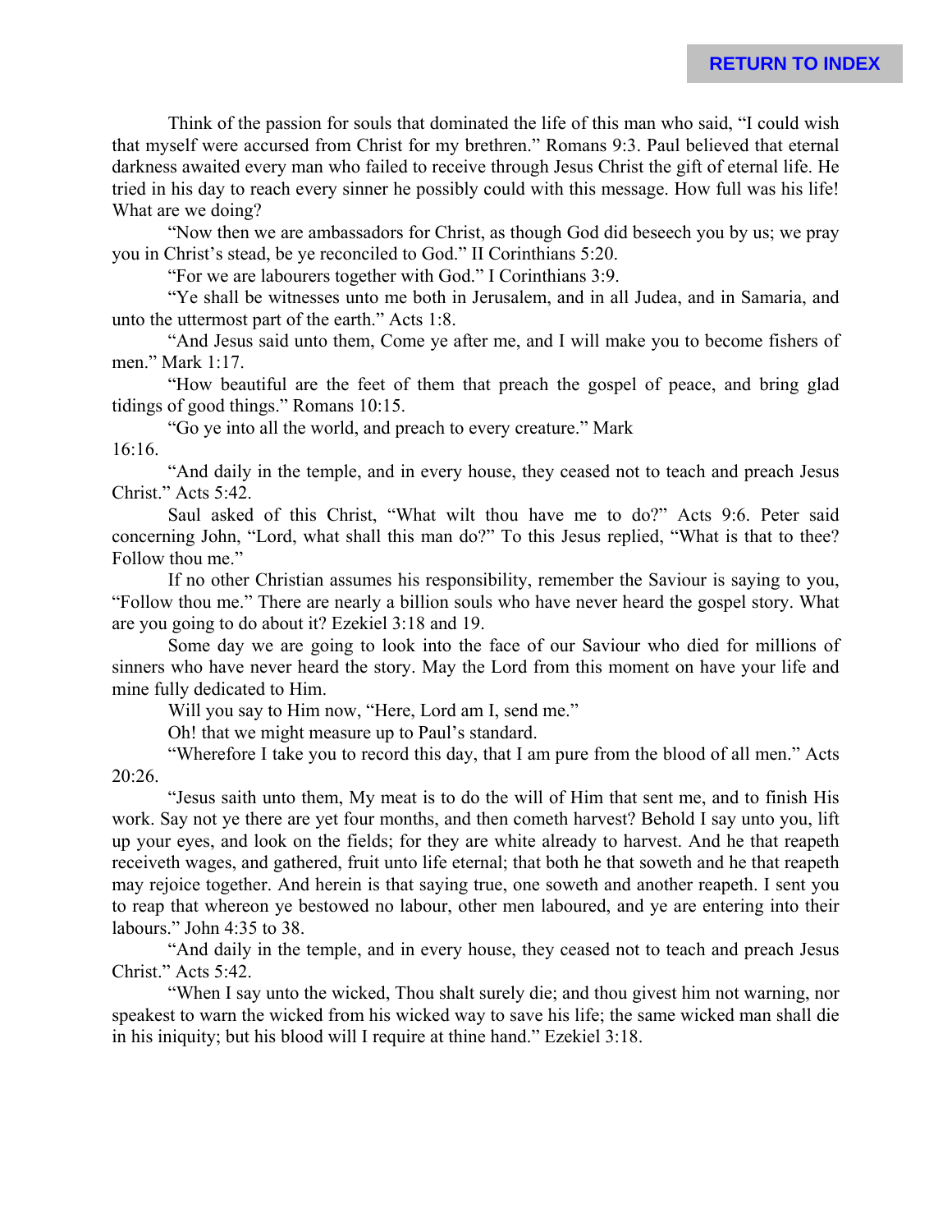Think of the passion for souls that dominated the life of this man who said, "I could wish that myself were accursed from Christ for my brethren." Romans 9:3. Paul believed that eternal darkness awaited every man who failed to receive through Jesus Christ the gift of eternal life. He tried in his day to reach every sinner he possibly could with this message. How full was his life! What are we doing?

"Now then we are ambassadors for Christ, as though God did beseech you by us; we pray you in Christ's stead, be ye reconciled to God." II Corinthians 5:20.

"For we are labourers together with God." I Corinthians 3:9.

"Ye shall be witnesses unto me both in Jerusalem, and in all Judea, and in Samaria, and unto the uttermost part of the earth." Acts 1:8.

"And Jesus said unto them, Come ye after me, and I will make you to become fishers of men." Mark 1:17.

"How beautiful are the feet of them that preach the gospel of peace, and bring glad tidings of good things." Romans 10:15.

"Go ye into all the world, and preach to every creature." Mark 16:16.

"And daily in the temple, and in every house, they ceased not to teach and preach Jesus Christ." Acts 5:42.

Saul asked of this Christ, "What wilt thou have me to do?" Acts 9:6. Peter said concerning John, "Lord, what shall this man do?" To this Jesus replied, "What is that to thee? Follow thou me."

If no other Christian assumes his responsibility, remember the Saviour is saying to you, "Follow thou me." There are nearly a billion souls who have never heard the gospel story. What are you going to do about it? Ezekiel 3:18 and 19.

Some day we are going to look into the face of our Saviour who died for millions of sinners who have never heard the story. May the Lord from this moment on have your life and mine fully dedicated to Him.

Will you say to Him now, "Here, Lord am I, send me."

Oh! that we might measure up to Paul's standard.

"Wherefore I take you to record this day, that I am pure from the blood of all men." Acts 20:26.

"Jesus saith unto them, My meat is to do the will of Him that sent me, and to finish His work. Say not ye there are yet four months, and then cometh harvest? Behold I say unto you, lift up your eyes, and look on the fields; for they are white already to harvest. And he that reapeth receiveth wages, and gathered, fruit unto life eternal; that both he that soweth and he that reapeth may rejoice together. And herein is that saying true, one soweth and another reapeth. I sent you to reap that whereon ye bestowed no labour, other men laboured, and ye are entering into their labours." John 4:35 to 38.

"And daily in the temple, and in every house, they ceased not to teach and preach Jesus Christ." Acts 5:42.

"When I say unto the wicked, Thou shalt surely die; and thou givest him not warning, nor speakest to warn the wicked from his wicked way to save his life; the same wicked man shall die in his iniquity; but his blood will I require at thine hand." Ezekiel 3:18.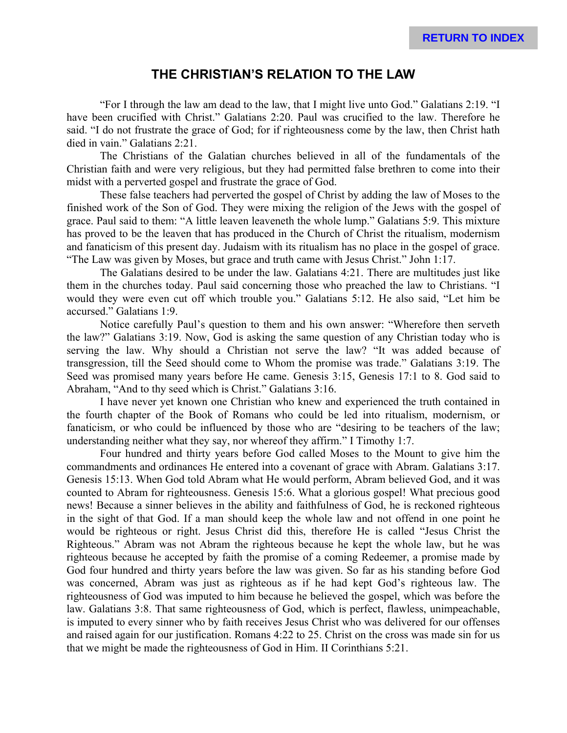# THE CHRISTIAN'S RELATION TO THE LAW

"For I through the law am dead to the law, that I might live unto God." Galatians 2:19. "I have been crucified with Christ." Galatians 2:20. Paul was crucified to the law. Therefore he said. "I do not frustrate the grace of God; for if righteousness come by the law, then Christ hath died in vain." Galatians 2:21.

The Christians of the Galatian churches believed in all of the fundamentals of the Christian faith and were very religious, but they had permitted false brethren to come into their midst with a perverted gospel and frustrate the grace of God.

These false teachers had perverted the gospel of Christ by adding the law of Moses to the finished work of the Son of God. They were mixing the religion of the Jews with the gospel of grace. Paul said to them: "A little leaven leaveneth the whole lump." Galatians 5:9. This mixture has proved to be the leaven that has produced in the Church of Christ the ritualism, modernism and fanaticism of this present day. Judaism with its ritualism has no place in the gospel of grace. "The Law was given by Moses, but grace and truth came with Jesus Christ." John 1:17.

The Galatians desired to be under the law. Galatians 4:21. There are multitudes just like them in the churches today. Paul said concerning those who preached the law to Christians. "I would they were even cut off which trouble you." Galatians 5:12. He also said, "Let him be accursed." Galatians 1:9.

Notice carefully Paul's question to them and his own answer: "Wherefore then serveth the law?" Galatians 3:19. Now, God is asking the same question of any Christian today who is serving the law. Why should a Christian not serve the law? "It was added because of transgression, till the Seed should come to Whom the promise was trade." Galatians 3:19. The Seed was promised many years before He came. Genesis 3:15, Genesis 17:1 to 8. God said to Abraham, "And to thy seed which is Christ." Galatians 3:16.

I have never yet known one Christian who knew and experienced the truth contained in the fourth chapter of the Book of Romans who could be led into ritualism, modernism, or fanaticism, or who could be influenced by those who are "desiring to be teachers of the law; understanding neither what they say, nor whereof they affirm." I Timothy 1:7.

Four hundred and thirty years before God called Moses to the Mount to give him the commandments and ordinances He entered into a covenant of grace with Abram. Galatians 3:17. Genesis 15:13. When God told Abram what He would perform, Abram believed God, and it was counted to Abram for righteousness. Genesis 15:6. What a glorious gospel! What precious good news! Because a sinner believes in the ability and faithfulness of God, he is reckoned righteous in the sight of that God. If a man should keep the whole law and not offend in one point he would be righteous or right. Jesus Christ did this, therefore He is called "Jesus Christ the Righteous." Abram was not Abram the righteous because he kept the whole law, but he was righteous because he accepted by faith the promise of a coming Redeemer, a promise made by God four hundred and thirty years before the law was given. So far as his standing before God was concerned, Abram was just as righteous as if he had kept God's righteous law. The righteousness of God was imputed to him because he believed the gospel, which was before the law. Galatians 3:8. That same righteousness of God, which is perfect, flawless, unimpeachable, is imputed to every sinner who by faith receives Jesus Christ who was delivered for our offenses and raised again for our justification. Romans 4:22 to 25. Christ on the cross was made sin for us that we might be made the righteousness of God in Him. II Corinthians 5:21.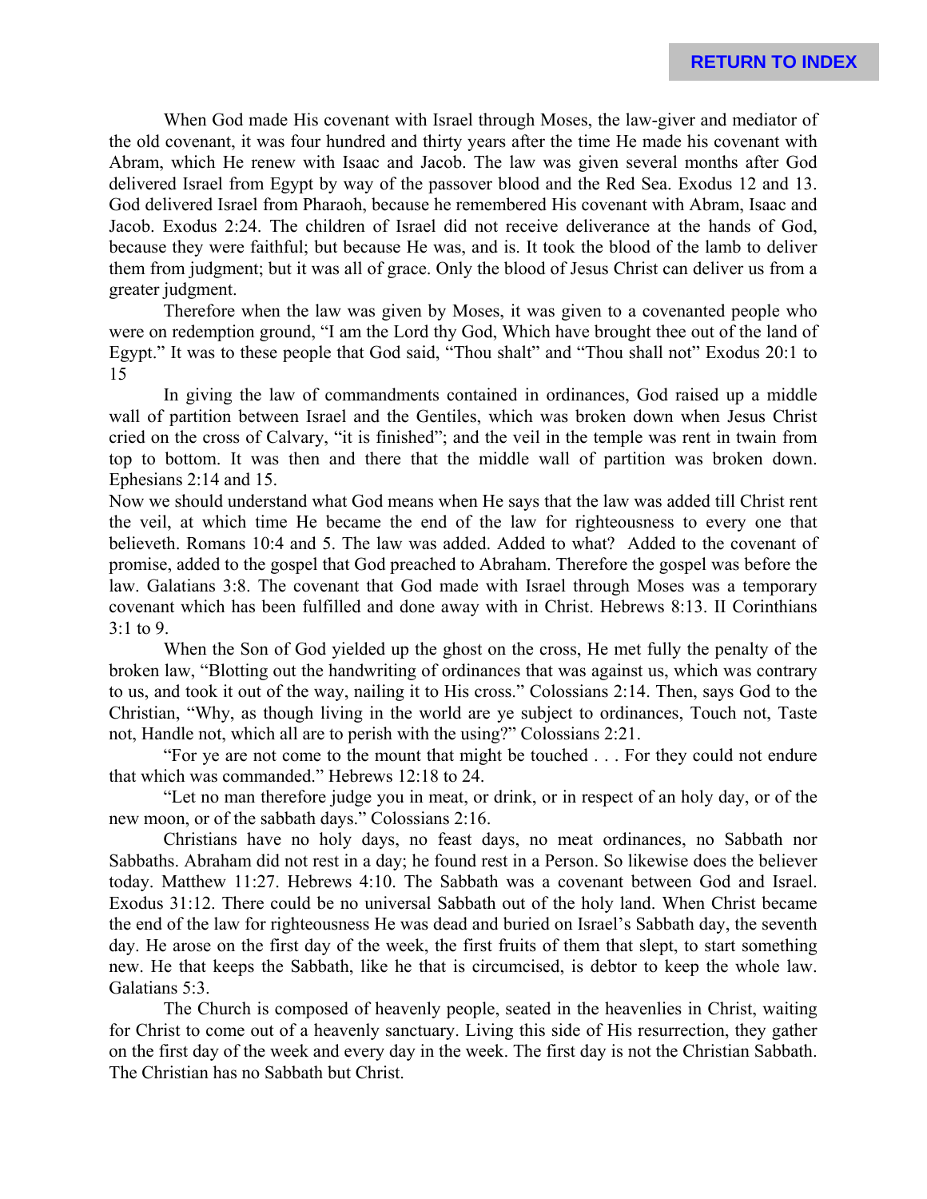When God made His covenant with Israel through Moses, the law-giver and mediator of the old covenant, it was four hundred and thirty years after the time He made his covenant with Abram, which He renew with Isaac and Jacob. The law was given several months after God delivered Israel from Egypt by way of the passover blood and the Red Sea. Exodus 12 and 13. God delivered Israel from Pharaoh, because he remembered His covenant with Abram, Isaac and Jacob. Exodus 2:24. The children of Israel did not receive deliverance at the hands of God, because they were faithful; but because He was, and is. It took the blood of the lamb to deliver them from judgment; but it was all of grace. Only the blood of Jesus Christ can deliver us from a greater judgment.

Therefore when the law was given by Moses, it was given to a covenanted people who were on redemption ground, "I am the Lord thy God, Which have brought thee out of the land of Egypt." It was to these people that God said, "Thou shalt" and "Thou shall not" Exodus 20:1 to 15

In giving the law of commandments contained in ordinances, God raised up a middle wall of partition between Israel and the Gentiles, which was broken down when Jesus Christ cried on the cross of Calvary, "it is finished"; and the veil in the temple was rent in twain from top to bottom. It was then and there that the middle wall of partition was broken down. Ephesians 2:14 and 15.

Now we should understand what God means when He says that the law was added till Christ rent the veil, at which time He became the end of the law for righteousness to every one that believeth. Romans 10:4 and 5. The law was added. Added to what? Added to the covenant of promise, added to the gospel that God preached to Abraham. Therefore the gospel was before the law. Galatians 3:8. The covenant that God made with Israel through Moses was a temporary covenant which has been fulfilled and done away with in Christ. Hebrews 8:13. II Corinthians 3:1 to 9.

When the Son of God yielded up the ghost on the cross, He met fully the penalty of the broken law, "Blotting out the handwriting of ordinances that was against us, which was contrary to us, and took it out of the way, nailing it to His cross." Colossians 2:14. Then, says God to the Christian, "Why, as though living in the world are ye subject to ordinances, Touch not, Taste not, Handle not, which all are to perish with the using?" Colossians 2:21.

"For ye are not come to the mount that might be touched . . . For they could not endure that which was commanded." Hebrews 12:18 to 24.

"Let no man therefore judge you in meat, or drink, or in respect of an holy day, or of the new moon, or of the sabbath days." Colossians 2:16.

Christians have no holy days, no feast days, no meat ordinances, no Sabbath nor Sabbaths. Abraham did not rest in a day; he found rest in a Person. So likewise does the believer today. Matthew 11:27. Hebrews 4:10. The Sabbath was a covenant between God and Israel. Exodus 31:12. There could be no universal Sabbath out of the holy land. When Christ became the end of the law for righteousness He was dead and buried on Israel's Sabbath day, the seventh day. He arose on the first day of the week, the first fruits of them that slept, to start something new. He that keeps the Sabbath, like he that is circumcised, is debtor to keep the whole law. Galatians 5:3.

The Church is composed of heavenly people, seated in the heavenlies in Christ, waiting for Christ to come out of a heavenly sanctuary. Living this side of His resurrection, they gather on the first day of the week and every day in the week. The first day is not the Christian Sabbath. The Christian has no Sabbath but Christ.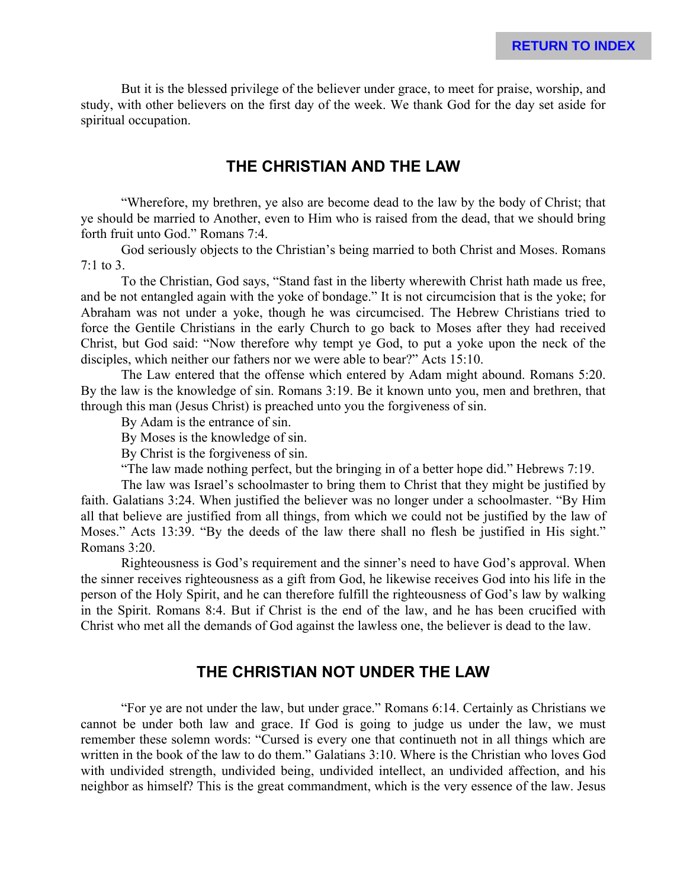But it is the blessed privilege of the believer under grace, to meet for praise, worship, and study, with other believers on the first day of the week. We thank God for the day set aside for spiritual occupation.

## THE CHRISTIAN AND THE LAW

"Wherefore, my brethren, ye also are become dead to the law by the body of Christ; that ye should be married to Another, even to Him who is raised from the dead, that we should bring forth fruit unto God." Romans 7:4.

God seriously objects to the Christian's being married to both Christ and Moses. Romans 7:1 to 3.

To the Christian, God says, "Stand fast in the liberty wherewith Christ hath made us free, and be not entangled again with the yoke of bondage." It is not circumcision that is the yoke; for Abraham was not under a yoke, though he was circumcised. The Hebrew Christians tried to force the Gentile Christians in the early Church to go back to Moses after they had received Christ, but God said: "Now therefore why tempt ye God, to put a yoke upon the neck of the disciples, which neither our fathers nor we were able to bear?" Acts 15:10.

The Law entered that the offense which entered by Adam might abound. Romans 5:20. By the law is the knowledge of sin. Romans 3:19. Be it known unto you, men and brethren, that through this man (Jesus Christ) is preached unto you the forgiveness of sin.

By Adam is the entrance of sin.

By Moses is the knowledge of sin.

By Christ is the forgiveness of sin.

"The law made nothing perfect, but the bringing in of a better hope did." Hebrews 7:19.

The law was Israel's schoolmaster to bring them to Christ that they might be justified by faith. Galatians 3:24. When justified the believer was no longer under a schoolmaster. "By Him all that believe are justified from all things, from which we could not be justified by the law of Moses." Acts 13:39. "By the deeds of the law there shall no flesh be justified in His sight." Romans 3:20.

Righteousness is God's requirement and the sinner's need to have God's approval. When the sinner receives righteousness as a gift from God, he likewise receives God into his life in the person of the Holy Spirit, and he can therefore fulfill the righteousness of God's law by walking in the Spirit. Romans 8:4. But if Christ is the end of the law, and he has been crucified with Christ who met all the demands of God against the lawless one, the believer is dead to the law.

## THE CHRISTIAN NOT UNDER THE LAW

"For ye are not under the law, but under grace." Romans 6:14. Certainly as Christians we cannot be under both law and grace. If God is going to judge us under the law, we must remember these solemn words: "Cursed is every one that continueth not in all things which are written in the book of the law to do them." Galatians 3:10. Where is the Christian who loves God with undivided strength, undivided being, undivided intellect, an undivided affection, and his neighbor as himself? This is the great commandment, which is the very essence of the law. Jesus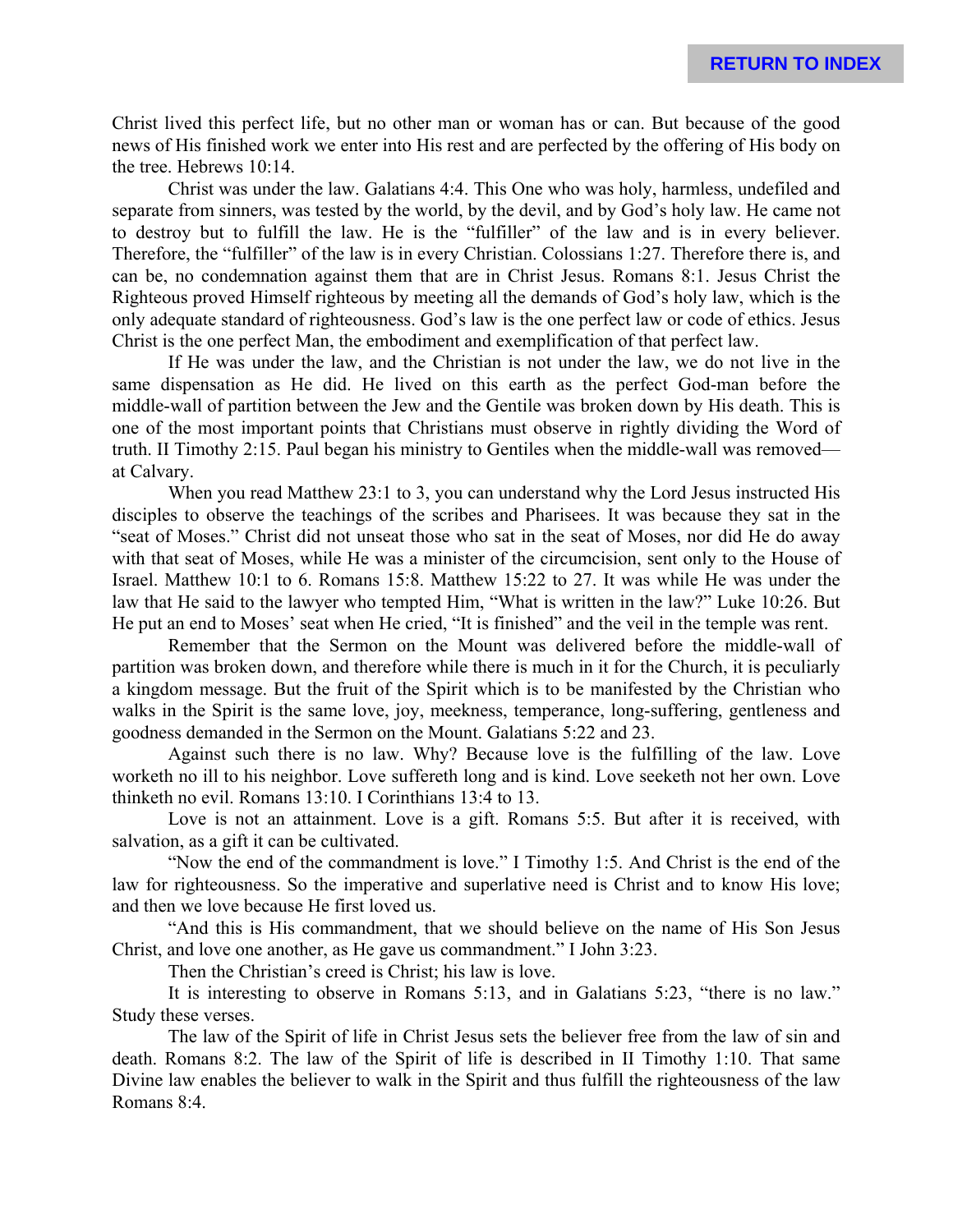Christ lived this perfect life, but no other man or woman has or can. But because of the good news of His finished work we enter into His rest and are perfected by the offering of His body on the tree. Hebrews 10:14.

Christ was under the law. Galatians 4:4. This One who was holy, harmless, undefiled and separate from sinners, was tested by the world, by the devil, and by God's holy law. He came not to destroy but to fulfill the law. He is the "fulfiller" of the law and is in every believer. Therefore, the "fulfiller" of the law is in every Christian. Colossians 1:27. Therefore there is, and can be, no condemnation against them that are in Christ Jesus. Romans 8:1. Jesus Christ the Righteous proved Himself righteous by meeting all the demands of God's holy law, which is the only adequate standard of righteousness. God's law is the one perfect law or code of ethics. Jesus Christ is the one perfect Man, the embodiment and exemplification of that perfect law.

If He was under the law, and the Christian is not under the law, we do not live in the same dispensation as He did. He lived on this earth as the perfect God-man before the middle-wall of partition between the Jew and the Gentile was broken down by His death. This is one of the most important points that Christians must observe in rightly dividing the Word of truth. II Timothy 2:15. Paul began his ministry to Gentiles when the middle-wall was removed—at Calvary.

When you read Matthew 23:1 to 3, you can understand why the Lord Jesus instructed His disciples to observe the teachings of the scribes and Pharisees. It was because they sat in the "seat of Moses." Christ did not unseat those who sat in the seat of Moses, nor did He do away with that seat of Moses, while He was a minister of the circumcision, sent only to the House of Israel. Matthew 10:1 to 6. Romans 15:8. Matthew 15:22 to 27. It was while He was under the law that He said to the lawyer who tempted Him, "What is written in the law?" Luke 10:26. But He put an end to Moses' seat when He cried, "It is finished" and the veil in the temple was rent.

Remember that the Sermon on the Mount was delivered before the middle-wall of partition was broken down, and therefore while there is much in it for the Church, it is peculiarly a kingdom message. But the fruit of the Spirit which is to be manifested by the Christian who walks in the Spirit is the same love, joy, meekness, temperance, long-suffering, gentleness and goodness demanded in the Sermon on the Mount. Galatians 5:22 and 23.

Against such there is no law. Why? Because love is the fulfilling of the law. Love worketh no ill to his neighbor. Love suffereth long and is kind. Love seeketh not her own. Love thinketh no evil. Romans 13:10. I Corinthians 13:4 to 13.

Love is not an attainment. Love is a gift. Romans 5:5. But after it is received, with salvation, as a gift it can be cultivated.

"Now the end of the commandment is love." I Timothy 1:5. And Christ is the end of the law for righteousness. So the imperative and superlative need is Christ and to know His love; and then we love because He first loved us.

"And this is His commandment, that we should believe on the name of His Son Jesus Christ, and love one another, as He gave us commandment." I John 3:23.

Then the Christian's creed is Christ; his law is love.

It is interesting to observe in Romans 5:13, and in Galatians 5:23, "there is no law." Study these verses.

The law of the Spirit of life in Christ Jesus sets the believer free from the law of sin and death. Romans 8:2. The law of the Spirit of life is described in II Timothy 1:10. That same Divine law enables the believer to walk in the Spirit and thus fulfill the righteousness of the law Romans 8:4.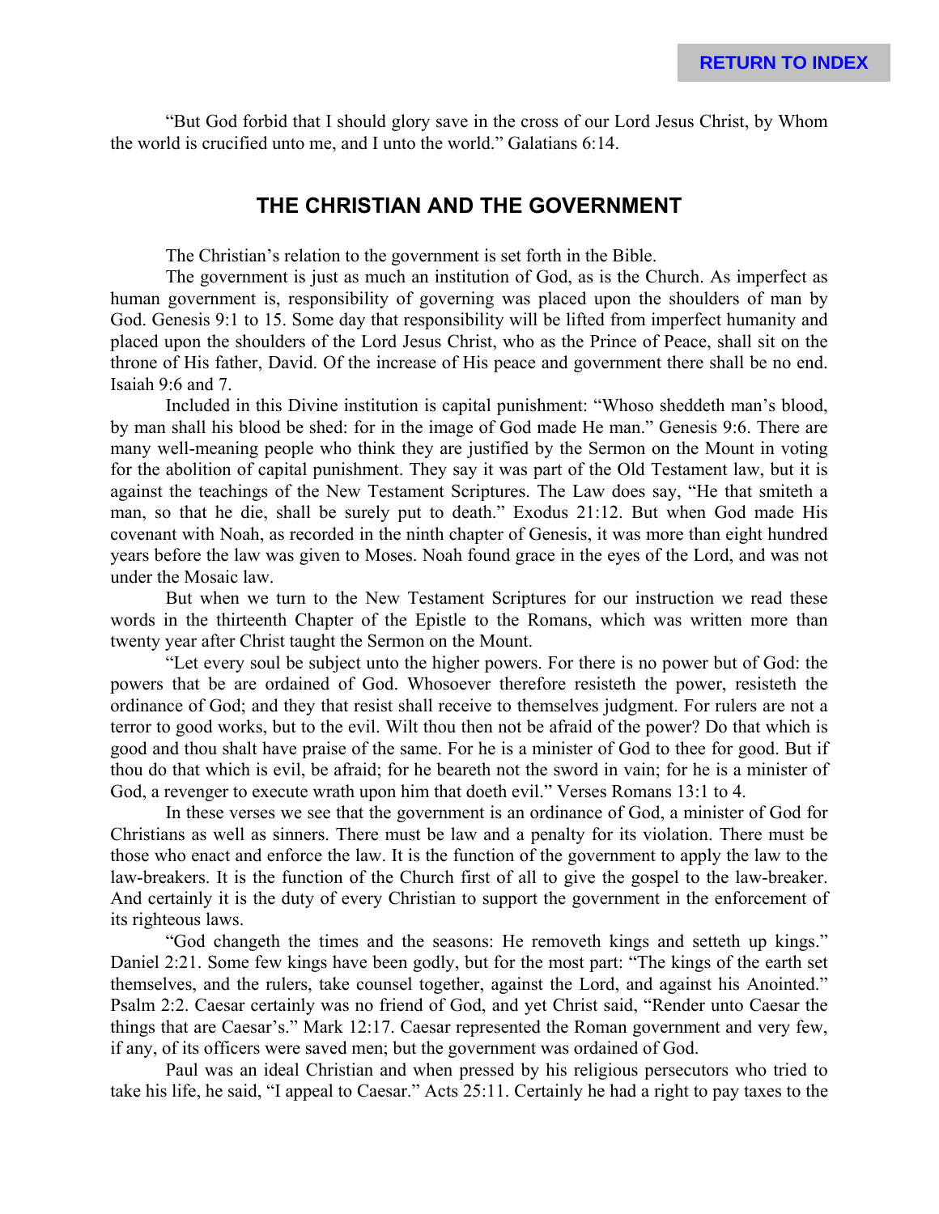"But God forbid that I should glory save in the cross of our Lord Jesus Christ, by Whom the world is crucified unto me, and I unto the world." Galatians 6:14.

## THE CHRISTIAN AND THE GOVERNMENT

The Christian's relation to the government is set forth in the Bible.

The government is just as much an institution of God, as is the Church. As imperfect as human government is, responsibility of governing was placed upon the shoulders of man by God. Genesis 9:1 to 15. Some day that responsibility will be lifted from imperfect humanity and placed upon the shoulders of the Lord Jesus Christ, who as the Prince of Peace, shall sit on the throne of His father, David. Of the increase of His peace and government there shall be no end. Isaiah 9:6 and 7.

Included in this Divine institution is capital punishment: "Whoso sheddeth man's blood, by man shall his blood be shed: for in the image of God made He man." Genesis 9:6. There are many well-meaning people who think they are justified by the Sermon on the Mount in voting for the abolition of capital punishment. They say it was part of the Old Testament law, but it is against the teachings of the New Testament Scriptures. The Law does say, "He that smiteth a man, so that he die, shall be surely put to death." Exodus 21:12. But when God made His covenant with Noah, as recorded in the ninth chapter of Genesis, it was more than eight hundred years before the law was given to Moses. Noah found grace in the eyes of the Lord, and was not under the Mosaic law.

But when we turn to the New Testament Scriptures for our instruction we read these words in the thirteenth Chapter of the Epistle to the Romans, which was written more than twenty year after Christ taught the Sermon on the Mount.

"Let every soul be subject unto the higher powers. For there is no power but of God: the powers that be are ordained of God. Whosoever therefore resisteth the power, resisteth the ordinance of God; and they that resist shall receive to themselves judgment. For rulers are not a terror to good works, but to the evil. Wilt thou then not be afraid of the power? Do that which is good and thou shalt have praise of the same. For he is a minister of God to thee for good. But if thou do that which is evil, be afraid; for he beareth not the sword in vain; for he is a minister of God, a revenger to execute wrath upon him that doeth evil." Verses Romans 13:1 to 4.

In these verses we see that the government is an ordinance of God, a minister of God for Christians as well as sinners. There must be law and a penalty for its violation. There must be those who enact and enforce the law. It is the function of the government to apply the law to the law-breakers. It is the function of the Church first of all to give the gospel to the law-breaker. And certainly it is the duty of every Christian to support the government in the enforcement of its righteous laws.

"God changeth the times and the seasons: He removeth kings and setteth up kings." Daniel 2:21. Some few kings have been godly, but for the most part: "The kings of the earth set themselves, and the rulers, take counsel together, against the Lord, and against his Anointed." Psalm 2:2. Caesar certainly was no friend of God, and yet Christ said, "Render unto Caesar the things that are Caesar's." Mark 12:17. Caesar represented the Roman government and very few, if any, of its officers were saved men; but the government was ordained of God.

Paul was an ideal Christian and when pressed by his religious persecutors who tried to take his life, he said, "I appeal to Caesar." Acts 25:11. Certainly he had a right to pay taxes to the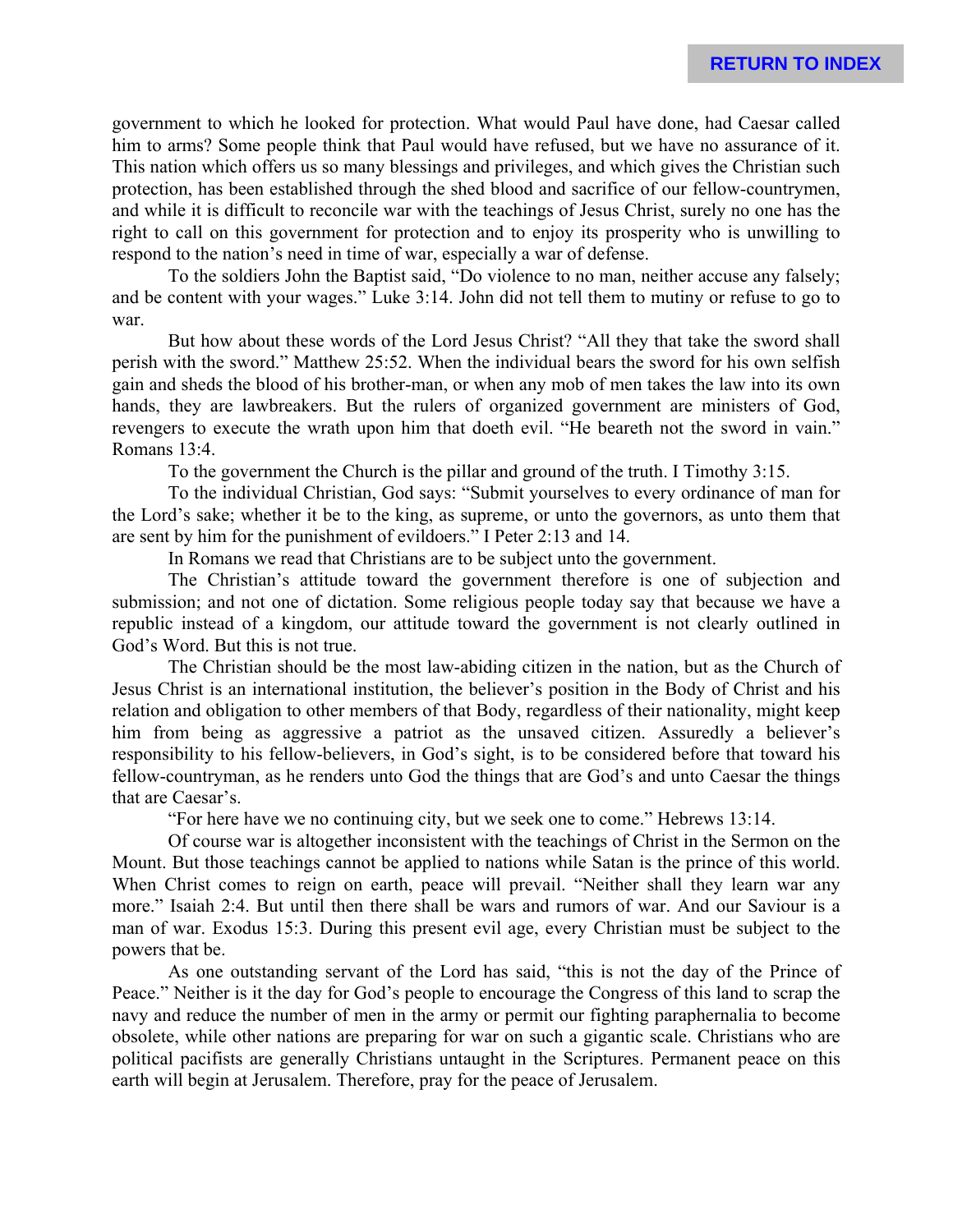government to which he looked for protection. What would Paul have done, had Caesar called him to arms? Some people think that Paul would have refused, but we have no assurance of it. This nation which offers us so many blessings and privileges, and which gives the Christian such protection, has been established through the shed blood and sacrifice of our fellow-countrymen, and while it is difficult to reconcile war with the teachings of Jesus Christ, surely no one has the right to call on this government for protection and to enjoy its prosperity who is unwilling to respond to the nation's need in time of war, especially a war of defense.

To the soldiers John the Baptist said, "Do violence to no man, neither accuse any falsely; and be content with your wages." Luke 3:14. John did not tell them to mutiny or refuse to go to war.

But how about these words of the Lord Jesus Christ? "All they that take the sword shall perish with the sword." Matthew 25:52. When the individual bears the sword for his own selfish gain and sheds the blood of his brother-man, or when any mob of men takes the law into its own hands, they are lawbreakers. But the rulers of organized government are ministers of God, revengers to execute the wrath upon him that doeth evil. "He beareth not the sword in vain." Romans 13:4.

To the government the Church is the pillar and ground of the truth. I Timothy 3:15.

To the individual Christian, God says: "Submit yourselves to every ordinance of man for the Lord's sake; whether it be to the king, as supreme, or unto the governors, as unto them that are sent by him for the punishment of evildoers." I Peter 2:13 and 14.

In Romans we read that Christians are to be subject unto the government.

The Christian's attitude toward the government therefore is one of subjection and submission; and not one of dictation. Some religious people today say that because we have a republic instead of a kingdom, our attitude toward the government is not clearly outlined in God's Word. But this is not true.

The Christian should be the most law-abiding citizen in the nation, but as the Church of Jesus Christ is an international institution, the believer's position in the Body of Christ and his relation and obligation to other members of that Body, regardless of their nationality, might keep him from being as aggressive a patriot as the unsaved citizen. Assuredly a believer's responsibility to his fellow-believers, in God's sight, is to be considered before that toward his fellow-countryman, as he renders unto God the things that are God's and unto Caesar the things that are Caesar's.

"For here have we no continuing city, but we seek one to come." Hebrews 13:14.

Of course war is altogether inconsistent with the teachings of Christ in the Sermon on the Mount. But those teachings cannot be applied to nations while Satan is the prince of this world. When Christ comes to reign on earth, peace will prevail. "Neither shall they learn war any more." Isaiah 2:4. But until then there shall be wars and rumors of war. And our Saviour is a man of war. Exodus 15:3. During this present evil age, every Christian must be subject to the powers that be.

As one outstanding servant of the Lord has said, "this is not the day of the Prince of Peace." Neither is it the day for God's people to encourage the Congress of this land to scrap the navy and reduce the number of men in the army or permit our fighting paraphernalia to become obsolete, while other nations are preparing for war on such a gigantic scale. Christians who are political pacifists are generally Christians untaught in the Scriptures. Permanent peace on this earth will begin at Jerusalem. Therefore, pray for the peace of Jerusalem.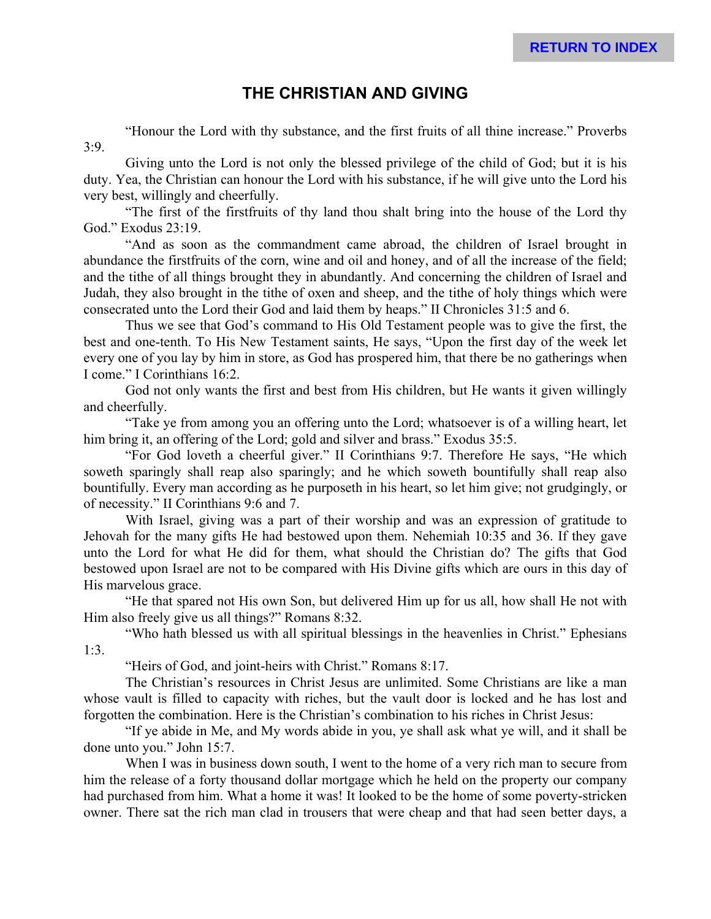# THE CHRISTIAN AND GIVING

"Honour the Lord with thy substance, and the first fruits of all thine increase." Proverbs 3:9.

Giving unto the Lord is not only the blessed privilege of the child of God; but it is his duty. Yea, the Christian can honour the Lord with his substance, if he will give unto the Lord his very best, willingly and cheerfully.

"The first of the firstfruits of thy land thou shalt bring into the house of the Lord thy God." Exodus 23:19.

"And as soon as the commandment came abroad, the children of Israel brought in abundance the firstfruits of the corn, wine and oil and honey, and of all the increase of the field; and the tithe of all things brought they in abundantly. And concerning the children of Israel and Judah, they also brought in the tithe of oxen and sheep, and the tithe of holy things which were consecrated unto the Lord their God and laid them by heaps." II Chronicles 31:5 and 6.

Thus we see that God's command to His Old Testament people was to give the first, the best and one-tenth. To His New Testament saints, He says, "Upon the first day of the week let every one of you lay by him in store, as God has prospered him, that there be no gatherings when I come." I Corinthians 16:2.

God not only wants the first and best from His children, but He wants it given willingly and cheerfully.

"Take ye from among you an offering unto the Lord; whatsoever is of a willing heart, let him bring it, an offering of the Lord; gold and silver and brass." Exodus 35:5.

"For God loveth a cheerful giver." II Corinthians 9:7. Therefore He says, "He which soweth sparingly shall reap also sparingly; and he which soweth bountifully shall reap also bountifully. Every man according as he purposeth in his heart, so let him give; not grudgingly, or of necessity." II Corinthians 9:6 and 7.

With Israel, giving was a part of their worship and was an expression of gratitude to Jehovah for the many gifts He had bestowed upon them. Nehemiah 10:35 and 36. If they gave unto the Lord for what He did for them, what should the Christian do? The gifts that God bestowed upon Israel are not to be compared with His Divine gifts which are ours in this day of His marvelous grace.

"He that spared not His own Son, but delivered Him up for us all, how shall He not with Him also freely give us all things?" Romans 8:32.

"Who hath blessed us with all spiritual blessings in the heavenlies in Christ." Ephesians 1:3.

"Heirs of God, and joint-heirs with Christ." Romans 8:17.

The Christian's resources in Christ Jesus are unlimited. Some Christians are like a man whose vault is filled to capacity with riches, but the vault door is locked and he has lost and forgotten the combination. Here is the Christian's combination to his riches in Christ Jesus:

"If ye abide in Me, and My words abide in you, ye shall ask what ye will, and it shall be done unto you." John 15:7.

When I was in business down south, I went to the home of a very rich man to secure from him the release of a forty thousand dollar mortgage which he held on the property our company had purchased from him. What a home it was! It looked to be the home of some poverty-stricken owner. There sat the rich man clad in trousers that were cheap and that had seen better days, a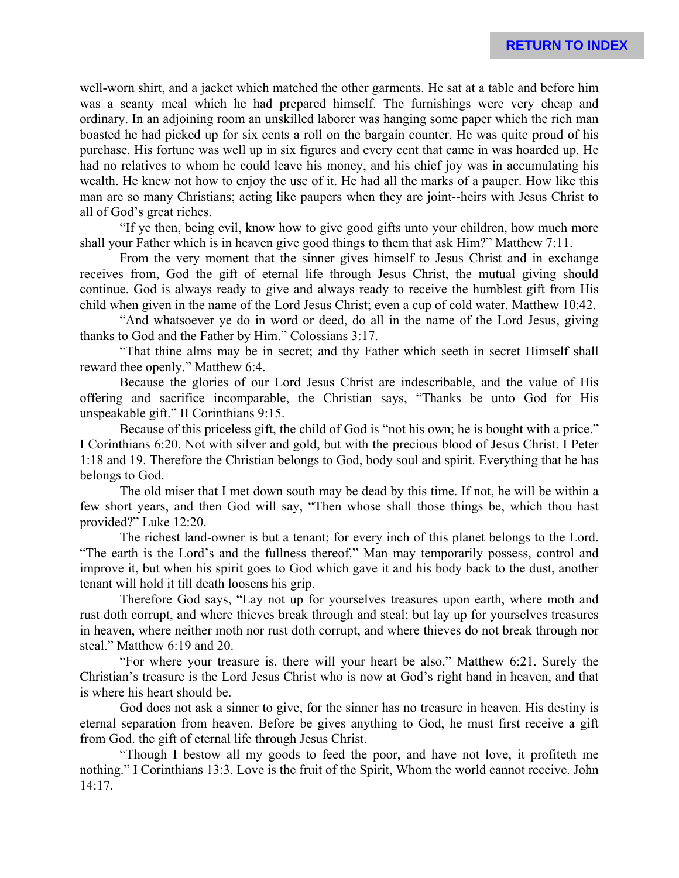well-worn shirt, and a jacket which matched the other garments. He sat at a table and before him was a scanty meal which he had prepared himself. The furnishings were very cheap and ordinary. In an adjoining room an unskilled laborer was hanging some paper which the rich man boasted he had picked up for six cents a roll on the bargain counter. He was quite proud of his purchase. His fortune was well up in six figures and every cent that came in was hoarded up. He had no relatives to whom he could leave his money, and his chief joy was in accumulating his wealth. He knew not how to enjoy the use of it. He had all the marks of a pauper. How like this man are so many Christians; acting like paupers when they are joint--heirs with Jesus Christ to all of God's great riches.

"If ye then, being evil, know how to give good gifts unto your children, how much more shall your Father which is in heaven give good things to them that ask Him?" Matthew 7:11.

From the very moment that the sinner gives himself to Jesus Christ and in exchange receives from, God the gift of eternal life through Jesus Christ, the mutual giving should continue. God is always ready to give and always ready to receive the humblest gift from His child when given in the name of the Lord Jesus Christ; even a cup of cold water. Matthew 10:42.

"And whatsoever ye do in word or deed, do all in the name of the Lord Jesus, giving thanks to God and the Father by Him." Colossians 3:17.

"That thine alms may be in secret; and thy Father which seeth in secret Himself shall reward thee openly." Matthew 6:4.

Because the glories of our Lord Jesus Christ are indescribable, and the value of His offering and sacrifice incomparable, the Christian says, "Thanks be unto God for His unspeakable gift." II Corinthians 9:15.

Because of this priceless gift, the child of God is "not his own; he is bought with a price." I Corinthians 6:20. Not with silver and gold, but with the precious blood of Jesus Christ. I Peter 1:18 and 19. Therefore the Christian belongs to God, body soul and spirit. Everything that he has belongs to God.

The old miser that I met down south may be dead by this time. If not, he will be within a few short years, and then God will say, "Then whose shall those things be, which thou hast provided?" Luke 12:20.

The richest land-owner is but a tenant; for every inch of this planet belongs to the Lord. "The earth is the Lord's and the fullness thereof." Man may temporarily possess, control and improve it, but when his spirit goes to God which gave it and his body back to the dust, another tenant will hold it till death loosens his grip.

Therefore God says, "Lay not up for yourselves treasures upon earth, where moth and rust doth corrupt, and where thieves break through and steal; but lay up for yourselves treasures in heaven, where neither moth nor rust doth corrupt, and where thieves do not break through nor steal." Matthew 6:19 and 20.

"For where your treasure is, there will your heart be also." Matthew 6:21. Surely the Christian's treasure is the Lord Jesus Christ who is now at God's right hand in heaven, and that is where his heart should be.

God does not ask a sinner to give, for the sinner has no treasure in heaven. His destiny is eternal separation from heaven. Before be gives anything to God, he must first receive a gift from God. the gift of eternal life through Jesus Christ.

"Though I bestow all my goods to feed the poor, and have not love, it profiteth me nothing." I Corinthians 13:3. Love is the fruit of the Spirit, Whom the world cannot receive. John 14:17.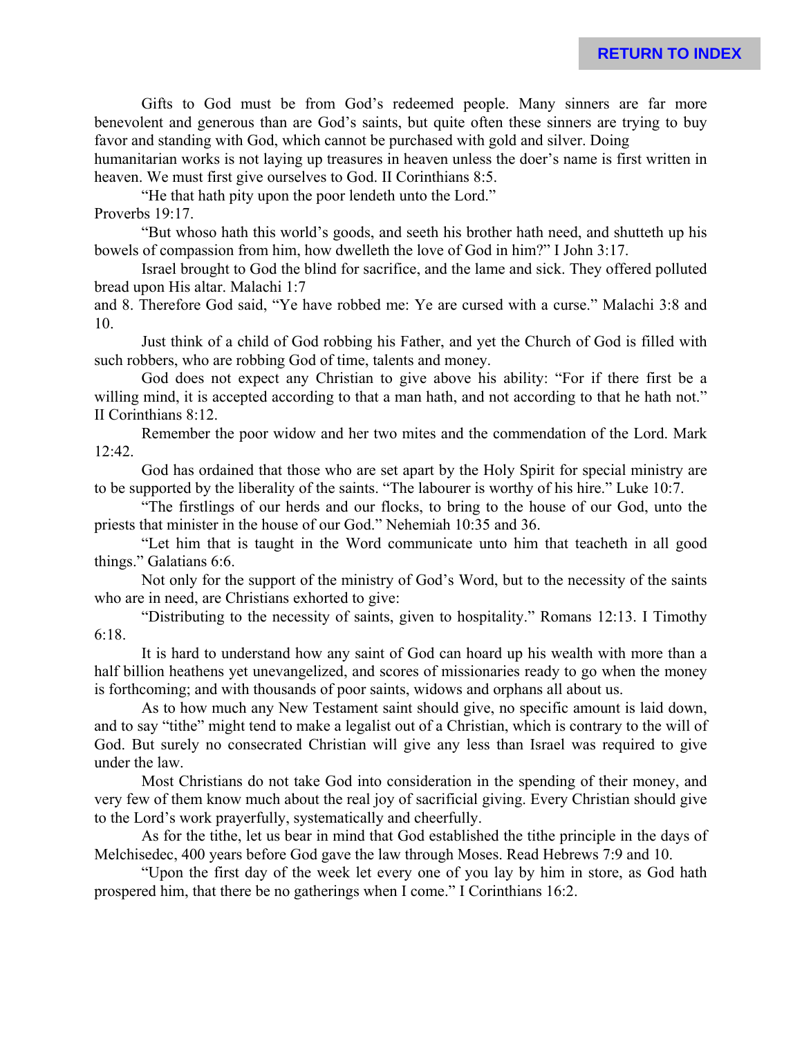Gifts to God must be from God's redeemed people. Many sinners are far more benevolent and generous than are God's saints, but quite often these sinners are trying to buy favor and standing with God, which cannot be purchased with gold and silver. Doing humanitarian works is not laying up treasures in heaven unless the doer's name is first written in heaven. We must first give ourselves to God. II Corinthians 8:5.

"He that hath pity upon the poor lendeth unto the Lord." Proverbs 19:17.

"But whoso hath this world's goods, and seeth his brother hath need, and shutteth up his bowels of compassion from him, how dwelleth the love of God in him?" I John 3:17.

Israel brought to God the blind for sacrifice, and the lame and sick. They offered polluted bread upon His altar. Malachi 1:7 and 8. Therefore God said, "Ye have robbed me: Ye are cursed with a curse." Malachi 3:8 and 10.

Just think of a child of God robbing his Father, and yet the Church of God is filled with such robbers, who are robbing God of time, talents and money.

God does not expect any Christian to give above his ability: "For if there first be a willing mind, it is accepted according to that a man hath, and not according to that he hath not." II Corinthians 8:12.

Remember the poor widow and her two mites and the commendation of the Lord. Mark 12:42.

God has ordained that those who are set apart by the Holy Spirit for special ministry are to be supported by the liberality of the saints. "The labourer is worthy of his hire." Luke 10:7.

"The firstlings of our herds and our flocks, to bring to the house of our God, unto the priests that minister in the house of our God." Nehemiah 10:35 and 36.

"Let him that is taught in the Word communicate unto him that teacheth in all good things." Galatians 6:6.

Not only for the support of the ministry of God's Word, but to the necessity of the saints who are in need, are Christians exhorted to give:

"Distributing to the necessity of saints, given to hospitality." Romans 12:13. I Timothy 6:18.

It is hard to understand how any saint of God can hoard up his wealth with more than a half billion heathens yet unevangelized, and scores of missionaries ready to go when the money is forthcoming; and with thousands of poor saints, widows and orphans all about us.

As to how much any New Testament saint should give, no specific amount is laid down, and to say "tithe" might tend to make a legalist out of a Christian, which is contrary to the will of God. But surely no consecrated Christian will give any less than Israel was required to give under the law.

Most Christians do not take God into consideration in the spending of their money, and very few of them know much about the real joy of sacrificial giving. Every Christian should give to the Lord's work prayerfully, systematically and cheerfully.

As for the tithe, let us bear in mind that God established the tithe principle in the days of Melchisedec, 400 years before God gave the law through Moses. Read Hebrews 7:9 and 10.

"Upon the first day of the week let every one of you lay by him in store, as God hath prospered him, that there be no gatherings when I come." I Corinthians 16:2.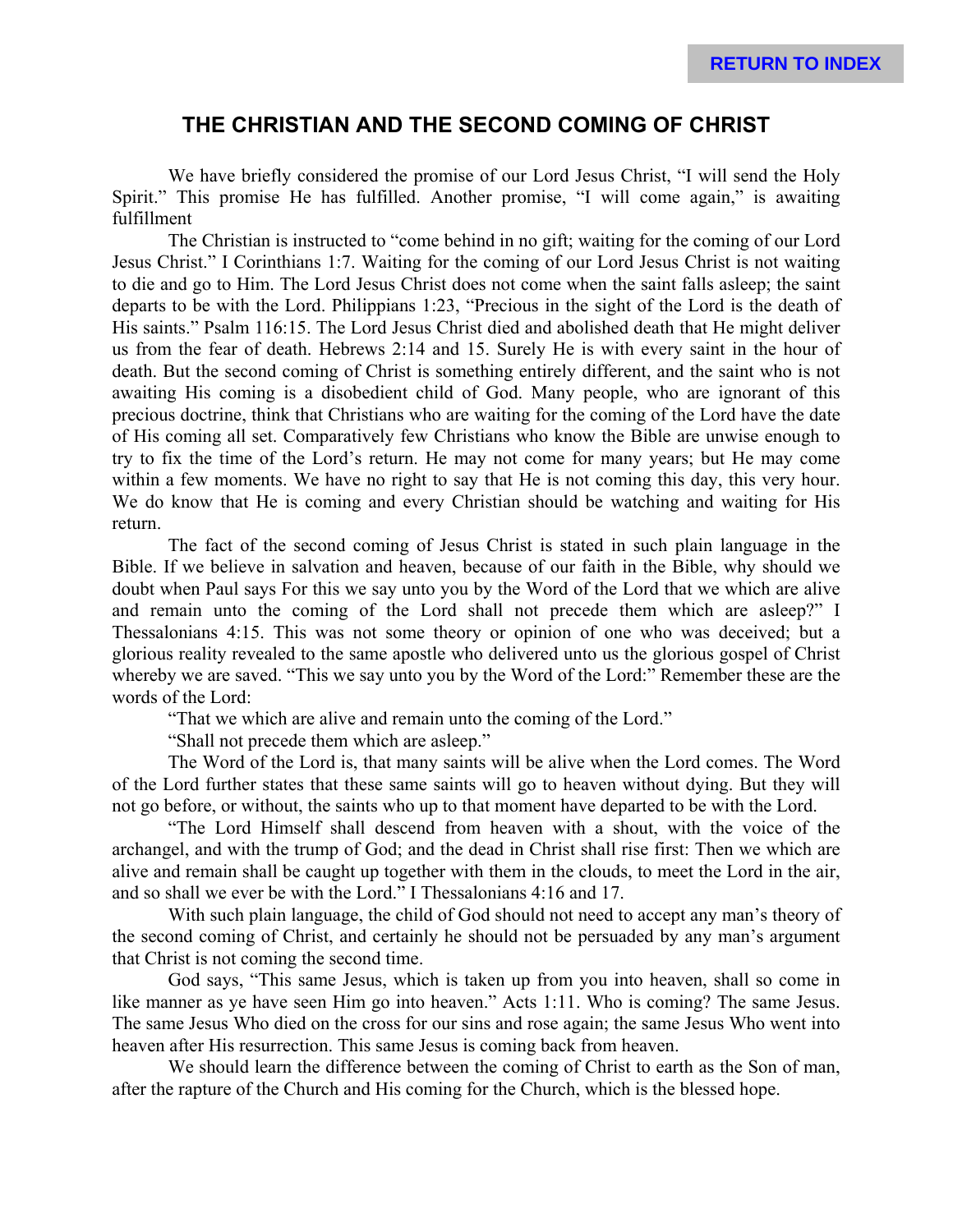# THE CHRISTIAN AND THE SECOND COMING OF CHRIST

We have briefly considered the promise of our Lord Jesus Christ, "I will send the Holy Spirit." This promise He has fulfilled. Another promise, "I will come again," is awaiting fulfillment

The Christian is instructed to "come behind in no gift; waiting for the coming of our Lord Jesus Christ." I Corinthians 1:7. Waiting for the coming of our Lord Jesus Christ is not waiting to die and go to Him. The Lord Jesus Christ does not come when the saint falls asleep; the saint departs to be with the Lord. Philippians 1:23, "Precious in the sight of the Lord is the death of His saints." Psalm 116:15. The Lord Jesus Christ died and abolished death that He might deliver us from the fear of death. Hebrews 2:14 and 15. Surely He is with every saint in the hour of death. But the second coming of Christ is something entirely different, and the saint who is not awaiting His coming is a disobedient child of God. Many people, who are ignorant of this precious doctrine, think that Christians who are waiting for the coming of the Lord have the date of His coming all set. Comparatively few Christians who know the Bible are unwise enough to try to fix the time of the Lord's return. He may not come for many years; but He may come within a few moments. We have no right to say that He is not coming this day, this very hour. We do know that He is coming and every Christian should be watching and waiting for His return.

The fact of the second coming of Jesus Christ is stated in such plain language in the Bible. If we believe in salvation and heaven, because of our faith in the Bible, why should we doubt when Paul says For this we say unto you by the Word of the Lord that we which are alive and remain unto the coming of the Lord shall not precede them which are asleep?" I Thessalonians 4:15. This was not some theory or opinion of one who was deceived; but a glorious reality revealed to the same apostle who delivered unto us the glorious gospel of Christ whereby we are saved. "This we say unto you by the Word of the Lord:" Remember these are the words of the Lord:

"That we which are alive and remain unto the coming of the Lord."

"Shall not precede them which are asleep."

The Word of the Lord is, that many saints will be alive when the Lord comes. The Word of the Lord further states that these same saints will go to heaven without dying. But they will not go before, or without, the saints who up to that moment have departed to be with the Lord.

"The Lord Himself shall descend from heaven with a shout, with the voice of the archangel, and with the trump of God; and the dead in Christ shall rise first: Then we which are alive and remain shall be caught up together with them in the clouds, to meet the Lord in the air, and so shall we ever be with the Lord." I Thessalonians 4:16 and 17.

With such plain language, the child of God should not need to accept any man's theory of the second coming of Christ, and certainly he should not be persuaded by any man's argument that Christ is not coming the second time.

God says, "This same Jesus, which is taken up from you into heaven, shall so come in like manner as ye have seen Him go into heaven." Acts 1:11. Who is coming? The same Jesus. The same Jesus Who died on the cross for our sins and rose again; the same Jesus Who went into heaven after His resurrection. This same Jesus is coming back from heaven.

We should learn the difference between the coming of Christ to earth as the Son of man, after the rapture of the Church and His coming for the Church, which is the blessed hope.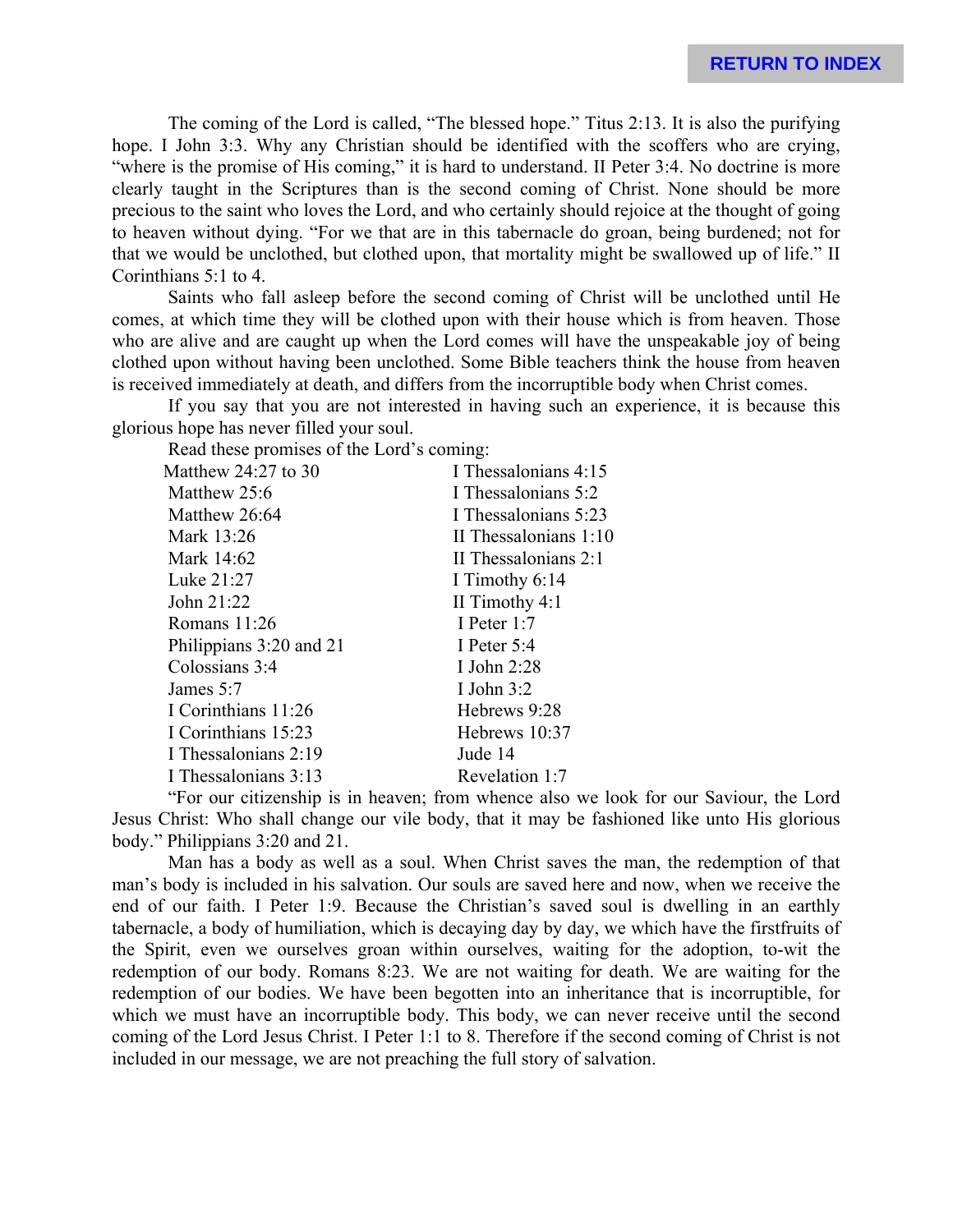The coming of the Lord is called, "The blessed hope." Titus 2:13. It is also the purifying hope. I John 3:3. Why any Christian should be identified with the scoffers who are crying, "where is the promise of His coming," it is hard to understand. II Peter 3:4. No doctrine is more clearly taught in the Scriptures than is the second coming of Christ. None should be more precious to the saint who loves the Lord, and who certainly should rejoice at the thought of going to heaven without dying. "For we that are in this tabernacle do groan, being burdened; not for that we would be unclothed, but clothed upon, that mortality might be swallowed up of life." II Corinthians 5:1 to 4.

Saints who fall asleep before the second coming of Christ will be unclothed until He comes, at which time they will be clothed upon with their house which is from heaven. Those who are alive and are caught up when the Lord comes will have the unspeakable joy of being clothed upon without having been unclothed. Some Bible teachers think the house from heaven is received immediately at death, and differs from the incorruptible body when Christ comes.

If you say that you are not interested in having such an experience, it is because this glorious hope has never filled your soul.

Read these promises of the Lord's coming:

| | |
|---|---|
| Matthew 24:27 to 30 | I Thessalonians 4:15 |
| Matthew 25:6 | I Thessalonians 5:2 |
| Matthew 26:64 | I Thessalonians 5:23 |
| Mark 13:26 | II Thessalonians 1:10 |
| Mark 14:62 | II Thessalonians 2:1 |
| Luke 21:27 | I Timothy 6:14 |
| John 21:22 | II Timothy 4:1 |
| Romans 11:26 | I Peter 1:7 |
| Philippians 3:20 and 21 | I Peter 5:4 |
| Colossians 3:4 | I John 2:28 |
| James 5:7 | I John 3:2 |
| I Corinthians 11:26 | Hebrews 9:28 |
| I Corinthians 15:23 | Hebrews 10:37 |
| I Thessalonians 2:19 | Jude 14 |
| I Thessalonians 3:13 | Revelation 1:7 |

"For our citizenship is in heaven; from whence also we look for our Saviour, the Lord Jesus Christ: Who shall change our vile body, that it may be fashioned like unto His glorious body." Philippians 3:20 and 21.

Man has a body as well as a soul. When Christ saves the man, the redemption of that man's body is included in his salvation. Our souls are saved here and now, when we receive the end of our faith. I Peter 1:9. Because the Christian's saved soul is dwelling in an earthly tabernacle, a body of humiliation, which is decaying day by day, we which have the firstfruits of the Spirit, even we ourselves groan within ourselves, waiting for the adoption, to-wit the redemption of our body. Romans 8:23. We are not waiting for death. We are waiting for the redemption of our bodies. We have been begotten into an inheritance that is incorruptible, for which we must have an incorruptible body. This body, we can never receive until the second coming of the Lord Jesus Christ. I Peter 1:1 to 8. Therefore if the second coming of Christ is not included in our message, we are not preaching the full story of salvation.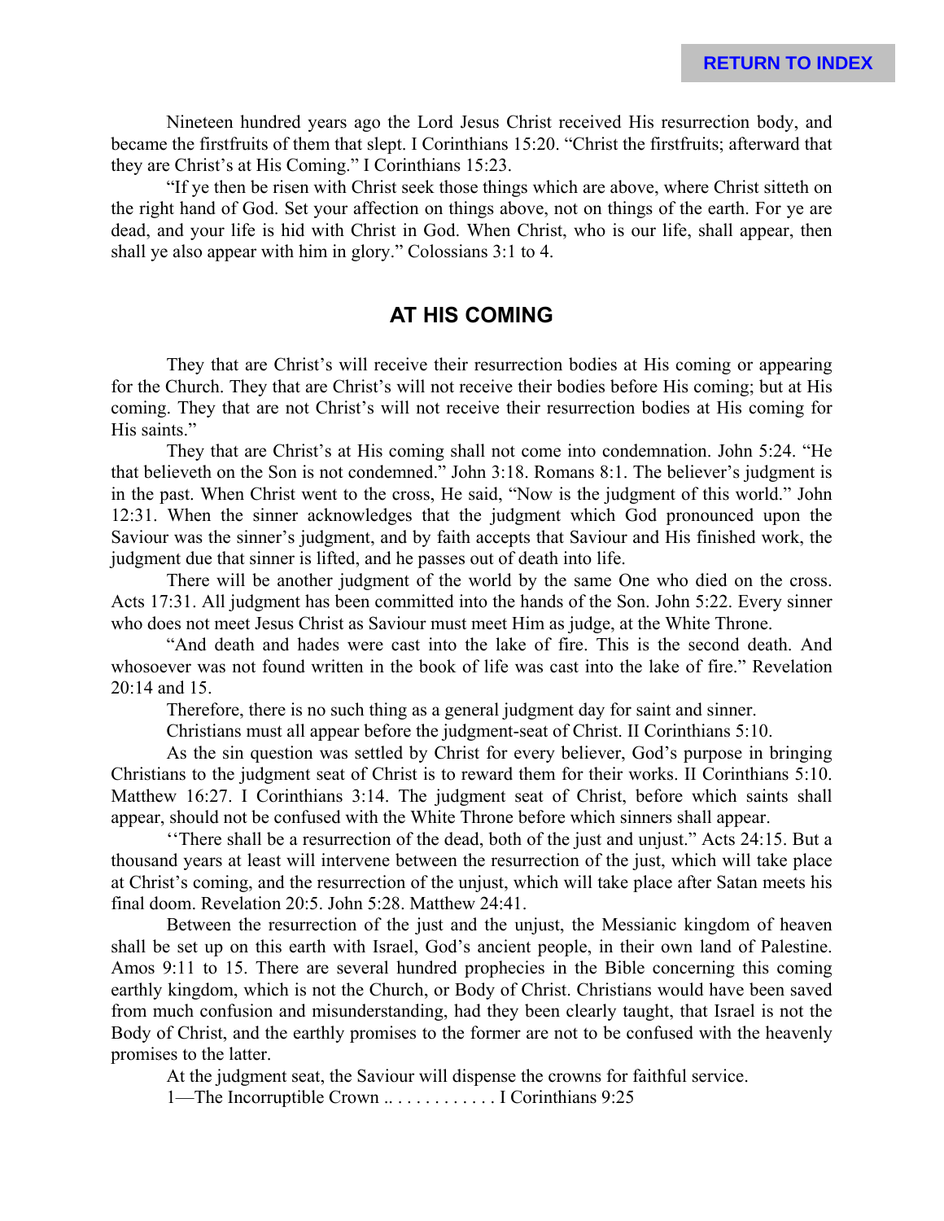Nineteen hundred years ago the Lord Jesus Christ received His resurrection body, and became the firstfruits of them that slept. I Corinthians 15:20. "Christ the firstfruits; afterward that they are Christ's at His Coming." I Corinthians 15:23.

"If ye then be risen with Christ seek those things which are above, where Christ sitteth on the right hand of God. Set your affection on things above, not on things of the earth. For ye are dead, and your life is hid with Christ in God. When Christ, who is our life, shall appear, then shall ye also appear with him in glory." Colossians 3:1 to 4.

## AT HIS COMING

They that are Christ's will receive their resurrection bodies at His coming or appearing for the Church. They that are Christ's will not receive their bodies before His coming; but at His coming. They that are not Christ's will not receive their resurrection bodies at His coming for His saints."

They that are Christ's at His coming shall not come into condemnation. John 5:24. "He that believeth on the Son is not condemned." John 3:18. Romans 8:1. The believer's judgment is in the past. When Christ went to the cross, He said, "Now is the judgment of this world." John 12:31. When the sinner acknowledges that the judgment which God pronounced upon the Saviour was the sinner's judgment, and by faith accepts that Saviour and His finished work, the judgment due that sinner is lifted, and he passes out of death into life.

There will be another judgment of the world by the same One who died on the cross. Acts 17:31. All judgment has been committed into the hands of the Son. John 5:22. Every sinner who does not meet Jesus Christ as Saviour must meet Him as judge, at the White Throne.

"And death and hades were cast into the lake of fire. This is the second death. And whosoever was not found written in the book of life was cast into the lake of fire." Revelation 20:14 and 15.

Therefore, there is no such thing as a general judgment day for saint and sinner.

Christians must all appear before the judgment-seat of Christ. II Corinthians 5:10.

As the sin question was settled by Christ for every believer, God's purpose in bringing Christians to the judgment seat of Christ is to reward them for their works. II Corinthians 5:10. Matthew 16:27. I Corinthians 3:14. The judgment seat of Christ, before which saints shall appear, should not be confused with the White Throne before which sinners shall appear.

''There shall be a resurrection of the dead, both of the just and unjust." Acts 24:15. But a thousand years at least will intervene between the resurrection of the just, which will take place at Christ's coming, and the resurrection of the unjust, which will take place after Satan meets his final doom. Revelation 20:5. John 5:28. Matthew 24:41.

Between the resurrection of the just and the unjust, the Messianic kingdom of heaven shall be set up on this earth with Israel, God's ancient people, in their own land of Palestine. Amos 9:11 to 15. There are several hundred prophecies in the Bible concerning this coming earthly kingdom, which is not the Church, or Body of Christ. Christians would have been saved from much confusion and misunderstanding, had they been clearly taught, that Israel is not the Body of Christ, and the earthly promises to the former are not to be confused with the heavenly promises to the latter.

At the judgment seat, the Saviour will dispense the crowns for faithful service.

1—The Incorruptible Crown .. . . . . . . . . . . . . I Corinthians 9:25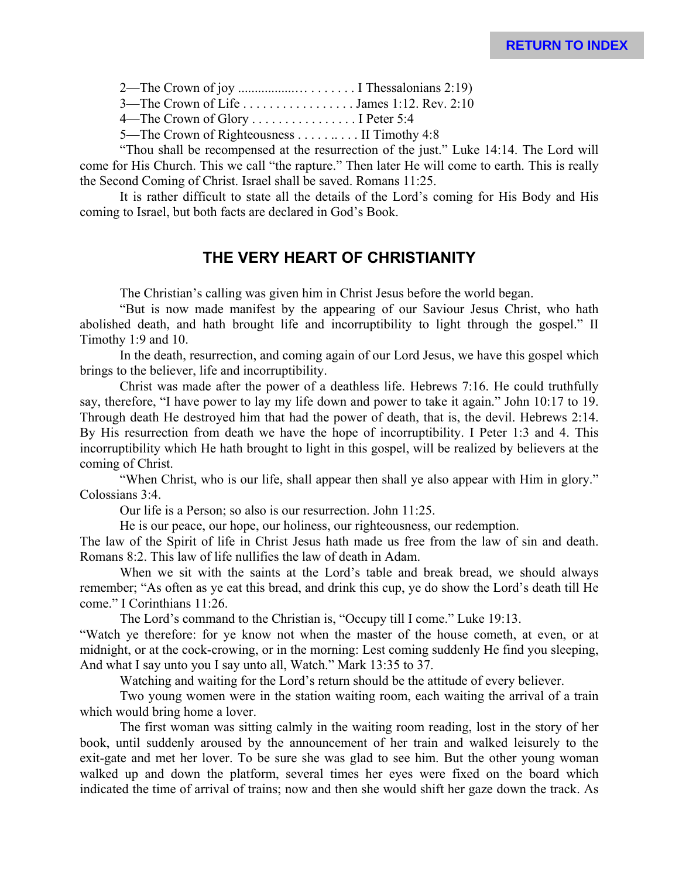2—The Crown of joy .................. . . . . . . . I Thessalonians 2:19)
3—The Crown of Life . . . . . . . . . . . . . . . . . James 1:12. Rev. 2:10
4—The Crown of Glory . . . . . . . . . . . . . . . . I Peter 5:4
5—The Crown of Righteousness . . . . .. . . . II Timothy 4:8

"Thou shall be recompensed at the resurrection of the just." Luke 14:14. The Lord will come for His Church. This we call "the rapture." Then later He will come to earth. This is really the Second Coming of Christ. Israel shall be saved. Romans 11:25.

It is rather difficult to state all the details of the Lord's coming for His Body and His coming to Israel, but both facts are declared in God's Book.

## THE VERY HEART OF CHRISTIANITY

The Christian's calling was given him in Christ Jesus before the world began.

"But is now made manifest by the appearing of our Saviour Jesus Christ, who hath abolished death, and hath brought life and incorruptibility to light through the gospel." II Timothy 1:9 and 10.

In the death, resurrection, and coming again of our Lord Jesus, we have this gospel which brings to the believer, life and incorruptibility.

Christ was made after the power of a deathless life. Hebrews 7:16. He could truthfully say, therefore, "I have power to lay my life down and power to take it again." John 10:17 to 19. Through death He destroyed him that had the power of death, that is, the devil. Hebrews 2:14. By His resurrection from death we have the hope of incorruptibility. I Peter 1:3 and 4. This incorruptibility which He hath brought to light in this gospel, will be realized by believers at the coming of Christ.

"When Christ, who is our life, shall appear then shall ye also appear with Him in glory." Colossians 3:4.

Our life is a Person; so also is our resurrection. John 11:25.

He is our peace, our hope, our holiness, our righteousness, our redemption.

The law of the Spirit of life in Christ Jesus hath made us free from the law of sin and death. Romans 8:2. This law of life nullifies the law of death in Adam.

When we sit with the saints at the Lord's table and break bread, we should always remember; "As often as ye eat this bread, and drink this cup, ye do show the Lord's death till He come." I Corinthians 11:26.

The Lord's command to the Christian is, "Occupy till I come." Luke 19:13.

"Watch ye therefore: for ye know not when the master of the house cometh, at even, or at midnight, or at the cock-crowing, or in the morning: Lest coming suddenly He find you sleeping, And what I say unto you I say unto all, Watch." Mark 13:35 to 37.

Watching and waiting for the Lord's return should be the attitude of every believer.

Two young women were in the station waiting room, each waiting the arrival of a train which would bring home a lover.

The first woman was sitting calmly in the waiting room reading, lost in the story of her book, until suddenly aroused by the announcement of her train and walked leisurely to the exit-gate and met her lover. To be sure she was glad to see him. But the other young woman walked up and down the platform, several times her eyes were fixed on the board which indicated the time of arrival of trains; now and then she would shift her gaze down the track. As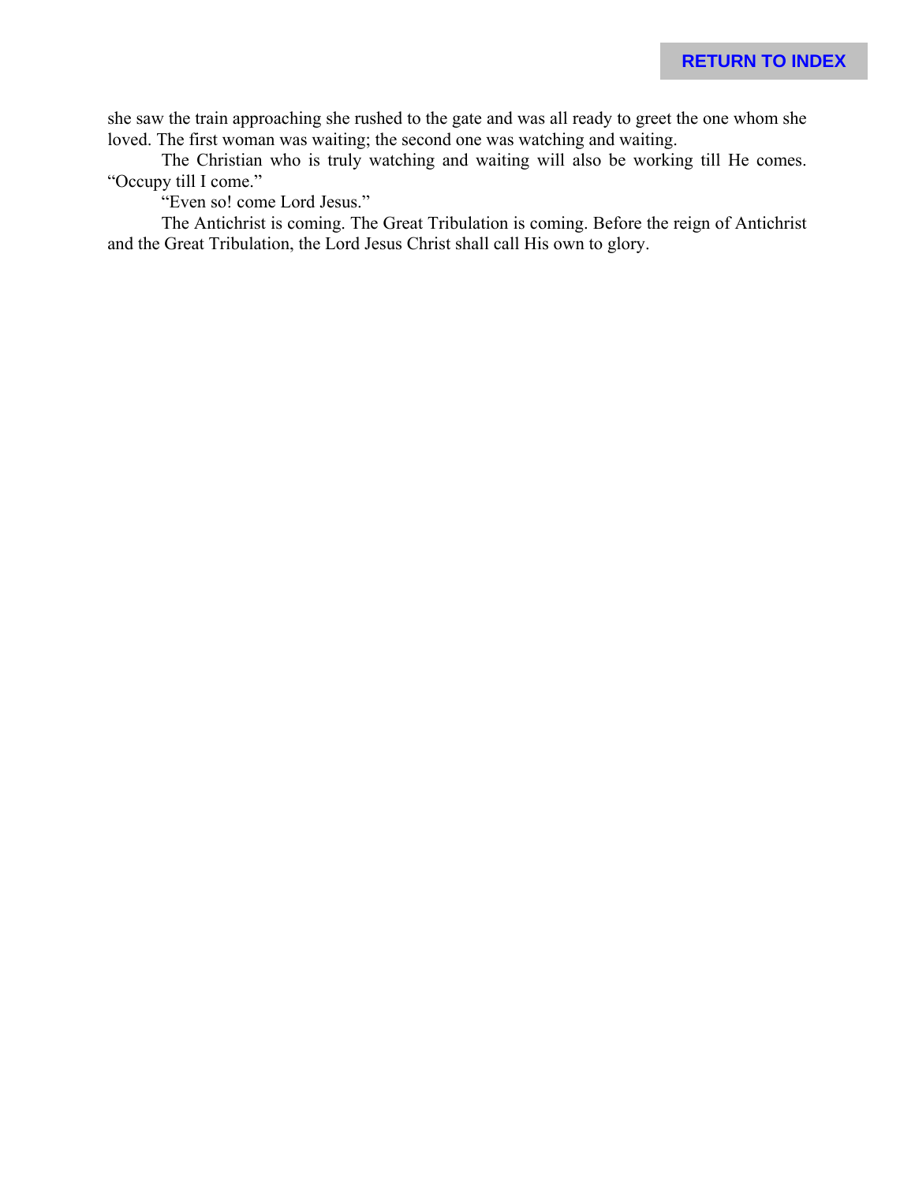she saw the train approaching she rushed to the gate and was all ready to greet the one whom she loved. The first woman was waiting; the second one was watching and waiting.

The Christian who is truly watching and waiting will also be working till He comes. “Occupy till I come.”

“Even so! come Lord Jesus.”

The Antichrist is coming. The Great Tribulation is coming. Before the reign of Antichrist and the Great Tribulation, the Lord Jesus Christ shall call His own to glory.